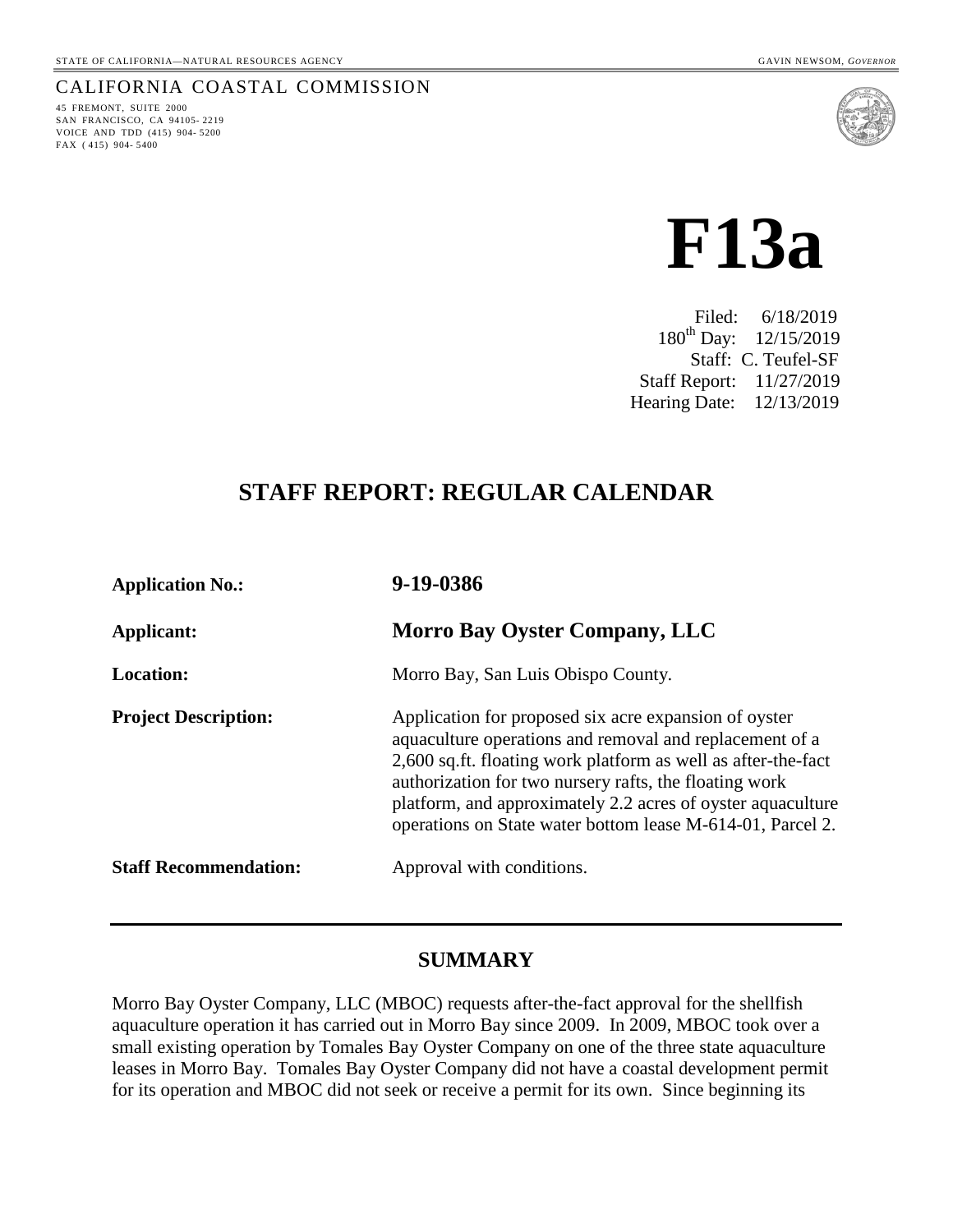STATE OF CALIFORNIA—NATURAL RESOURCES AGENCY GAVIN NEWSOM, *GOVERNOR*

CALIFORNIA COASTAL COMMISSION

45 FREMONT, SUITE 2000
SAN FRANCISCO, CA 94105- 2219
VOICE AND TDD (415) 904- 5200
FAX ( 415) 904- 5400

# F13a

Filed: 6/18/2019
180th Day: 12/15/2019
Staff: C. Teufel-SF
Staff Report: 11/27/2019
Hearing Date: 12/13/2019

## STAFF REPORT: REGULAR CALENDAR

**Application No.:** **9-19-0386**

**Applicant:** **Morro Bay Oyster Company, LLC**

**Location:** Morro Bay, San Luis Obispo County.

**Project Description:** Application for proposed six acre expansion of oyster aquaculture operations and removal and replacement of a 2,600 sq.ft. floating work platform as well as after-the-fact authorization for two nursery rafts, the floating work platform, and approximately 2.2 acres of oyster aquaculture operations on State water bottom lease M-614-01, Parcel 2.

**Staff Recommendation:** Approval with conditions.

---

## SUMMARY

Morro Bay Oyster Company, LLC (MBOC) requests after-the-fact approval for the shellfish aquaculture operation it has carried out in Morro Bay since 2009. In 2009, MBOC took over a small existing operation by Tomales Bay Oyster Company on one of the three state aquaculture leases in Morro Bay. Tomales Bay Oyster Company did not have a coastal development permit for its operation and MBOC did not seek or receive a permit for its own. Since beginning its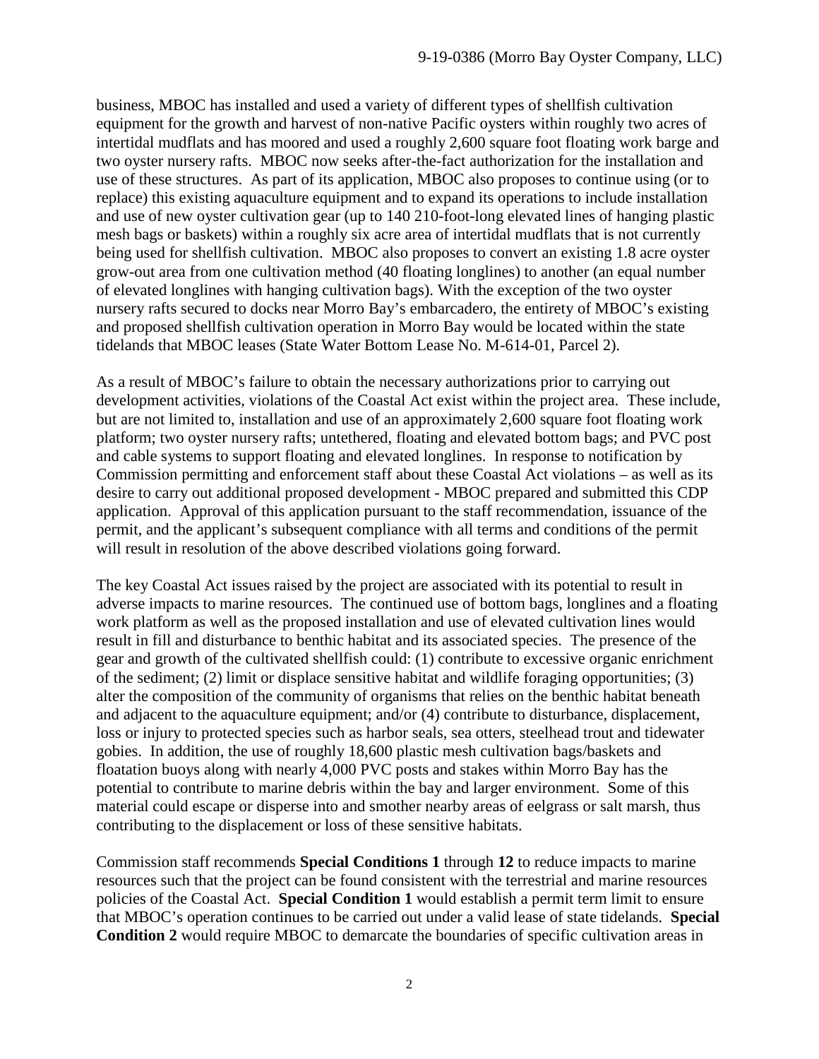business, MBOC has installed and used a variety of different types of shellfish cultivation equipment for the growth and harvest of non-native Pacific oysters within roughly two acres of intertidal mudflats and has moored and used a roughly 2,600 square foot floating work barge and two oyster nursery rafts. MBOC now seeks after-the-fact authorization for the installation and use of these structures. As part of its application, MBOC also proposes to continue using (or to replace) this existing aquaculture equipment and to expand its operations to include installation and use of new oyster cultivation gear (up to 140 210-foot-long elevated lines of hanging plastic mesh bags or baskets) within a roughly six acre area of intertidal mudflats that is not currently being used for shellfish cultivation. MBOC also proposes to convert an existing 1.8 acre oyster grow-out area from one cultivation method (40 floating longlines) to another (an equal number of elevated longlines with hanging cultivation bags). With the exception of the two oyster nursery rafts secured to docks near Morro Bay's embarcadero, the entirety of MBOC's existing and proposed shellfish cultivation operation in Morro Bay would be located within the state tidelands that MBOC leases (State Water Bottom Lease No. M-614-01, Parcel 2).

As a result of MBOC's failure to obtain the necessary authorizations prior to carrying out development activities, violations of the Coastal Act exist within the project area. These include, but are not limited to, installation and use of an approximately 2,600 square foot floating work platform; two oyster nursery rafts; untethered, floating and elevated bottom bags; and PVC post and cable systems to support floating and elevated longlines. In response to notification by Commission permitting and enforcement staff about these Coastal Act violations – as well as its desire to carry out additional proposed development - MBOC prepared and submitted this CDP application. Approval of this application pursuant to the staff recommendation, issuance of the permit, and the applicant's subsequent compliance with all terms and conditions of the permit will result in resolution of the above described violations going forward.

The key Coastal Act issues raised by the project are associated with its potential to result in adverse impacts to marine resources. The continued use of bottom bags, longlines and a floating work platform as well as the proposed installation and use of elevated cultivation lines would result in fill and disturbance to benthic habitat and its associated species. The presence of the gear and growth of the cultivated shellfish could: (1) contribute to excessive organic enrichment of the sediment; (2) limit or displace sensitive habitat and wildlife foraging opportunities; (3) alter the composition of the community of organisms that relies on the benthic habitat beneath and adjacent to the aquaculture equipment; and/or (4) contribute to disturbance, displacement, loss or injury to protected species such as harbor seals, sea otters, steelhead trout and tidewater gobies. In addition, the use of roughly 18,600 plastic mesh cultivation bags/baskets and floatation buoys along with nearly 4,000 PVC posts and stakes within Morro Bay has the potential to contribute to marine debris within the bay and larger environment. Some of this material could escape or disperse into and smother nearby areas of eelgrass or salt marsh, thus contributing to the displacement or loss of these sensitive habitats.

Commission staff recommends **Special Conditions 1** through **12** to reduce impacts to marine resources such that the project can be found consistent with the terrestrial and marine resources policies of the Coastal Act. **Special Condition 1** would establish a permit term limit to ensure that MBOC's operation continues to be carried out under a valid lease of state tidelands. **Special Condition 2** would require MBOC to demarcate the boundaries of specific cultivation areas in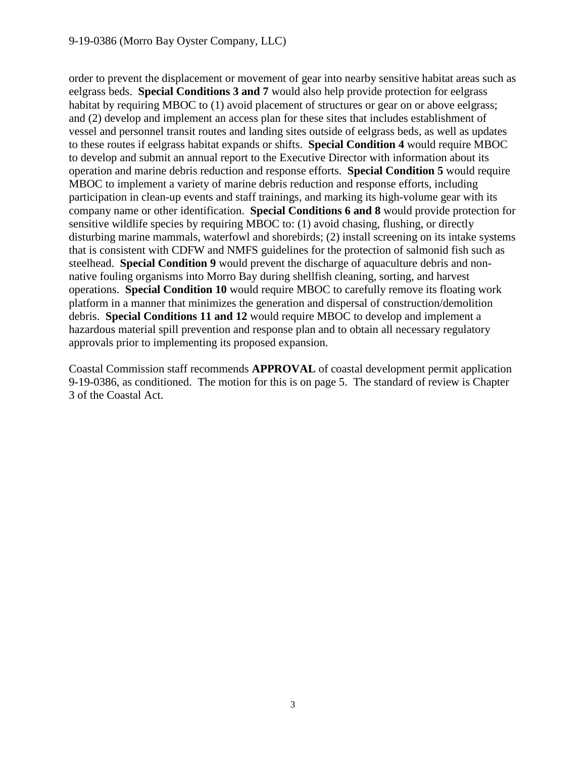order to prevent the displacement or movement of gear into nearby sensitive habitat areas such as eelgrass beds. **Special Conditions 3 and 7** would also help provide protection for eelgrass habitat by requiring MBOC to (1) avoid placement of structures or gear on or above eelgrass; and (2) develop and implement an access plan for these sites that includes establishment of vessel and personnel transit routes and landing sites outside of eelgrass beds, as well as updates to these routes if eelgrass habitat expands or shifts. **Special Condition 4** would require MBOC to develop and submit an annual report to the Executive Director with information about its operation and marine debris reduction and response efforts. **Special Condition 5** would require MBOC to implement a variety of marine debris reduction and response efforts, including participation in clean-up events and staff trainings, and marking its high-volume gear with its company name or other identification. **Special Conditions 6 and 8** would provide protection for sensitive wildlife species by requiring MBOC to: (1) avoid chasing, flushing, or directly disturbing marine mammals, waterfowl and shorebirds; (2) install screening on its intake systems that is consistent with CDFW and NMFS guidelines for the protection of salmonid fish such as steelhead. **Special Condition 9** would prevent the discharge of aquaculture debris and non-native fouling organisms into Morro Bay during shellfish cleaning, sorting, and harvest operations. **Special Condition 10** would require MBOC to carefully remove its floating work platform in a manner that minimizes the generation and dispersal of construction/demolition debris. **Special Conditions 11 and 12** would require MBOC to develop and implement a hazardous material spill prevention and response plan and to obtain all necessary regulatory approvals prior to implementing its proposed expansion.

Coastal Commission staff recommends **APPROVAL** of coastal development permit application 9-19-0386, as conditioned. The motion for this is on page 5. The standard of review is Chapter 3 of the Coastal Act.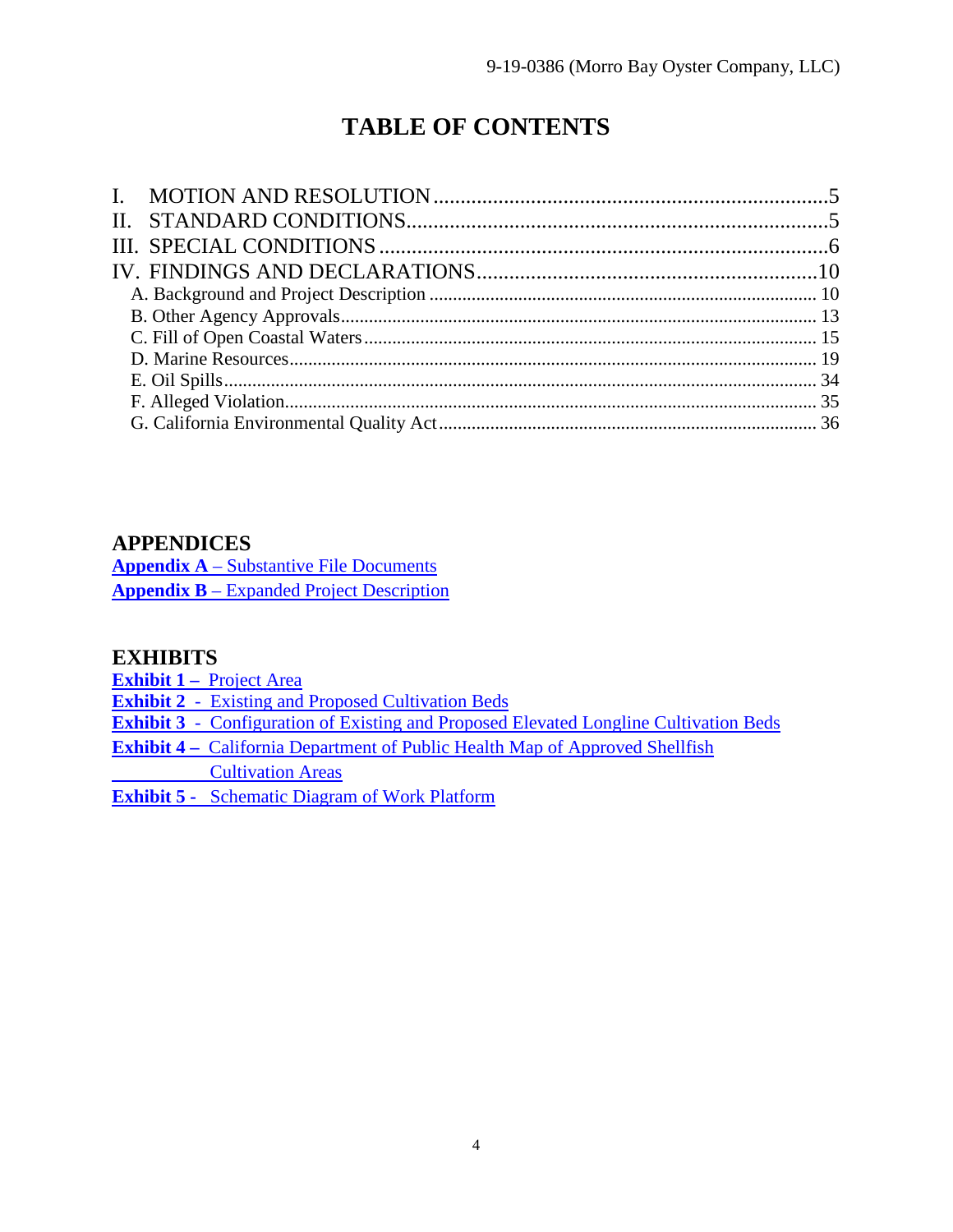# TABLE OF CONTENTS

I. MOTION AND RESOLUTION ........................................................................ 5
II. STANDARD CONDITIONS............................................................................ 5
III. SPECIAL CONDITIONS ............................................................................... 6
IV. FINDINGS AND DECLARATIONS............................................................... 10
- A. Background and Project Description ..................................................................... 10
- B. Other Agency Approvals........................................................................................ 13
- C. Fill of Open Coastal Waters .................................................................................. 15
- D. Marine Resources................................................................................................... 19
- E. Oil Spills................................................................................................................. 34
- F. Alleged Violation.................................................................................................... 35
- G. California Environmental Quality Act................................................................... 36

## APPENDICES

**Appendix A** – Substantive File Documents
**Appendix B** – Expanded Project Description

## EXHIBITS

**Exhibit 1 –** Project Area
**Exhibit 2 -** Existing and Proposed Cultivation Beds
**Exhibit 3 -** Configuration of Existing and Proposed Elevated Longline Cultivation Beds
**Exhibit 4 –** California Department of Public Health Map of Approved Shellfish Cultivation Areas
**Exhibit 5 -** Schematic Diagram of Work Platform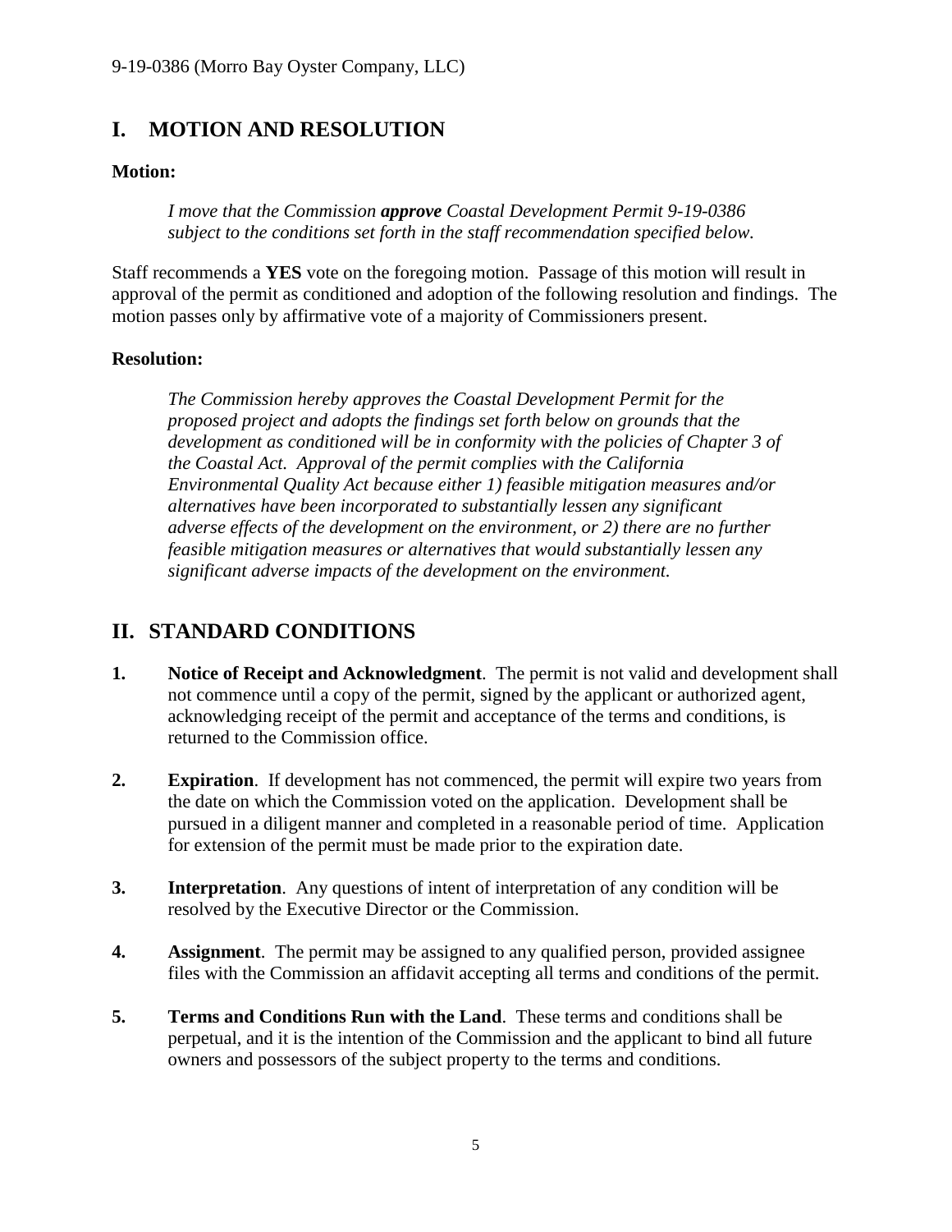## I. MOTION AND RESOLUTION

**Motion:**

> *I move that the Commission **approve** Coastal Development Permit 9-19-0386 subject to the conditions set forth in the staff recommendation specified below.*

Staff recommends a **YES** vote on the foregoing motion. Passage of this motion will result in approval of the permit as conditioned and adoption of the following resolution and findings. The motion passes only by affirmative vote of a majority of Commissioners present.

**Resolution:**

> *The Commission hereby approves the Coastal Development Permit for the proposed project and adopts the findings set forth below on grounds that the development as conditioned will be in conformity with the policies of Chapter 3 of the Coastal Act. Approval of the permit complies with the California Environmental Quality Act because either 1) feasible mitigation measures and/or alternatives have been incorporated to substantially lessen any significant adverse effects of the development on the environment, or 2) there are no further feasible mitigation measures or alternatives that would substantially lessen any significant adverse impacts of the development on the environment.*

## II. STANDARD CONDITIONS

1. **Notice of Receipt and Acknowledgment**. The permit is not valid and development shall not commence until a copy of the permit, signed by the applicant or authorized agent, acknowledging receipt of the permit and acceptance of the terms and conditions, is returned to the Commission office.

2. **Expiration**. If development has not commenced, the permit will expire two years from the date on which the Commission voted on the application. Development shall be pursued in a diligent manner and completed in a reasonable period of time. Application for extension of the permit must be made prior to the expiration date.

3. **Interpretation**. Any questions of intent of interpretation of any condition will be resolved by the Executive Director or the Commission.

4. **Assignment**. The permit may be assigned to any qualified person, provided assignee files with the Commission an affidavit accepting all terms and conditions of the permit.

5. **Terms and Conditions Run with the Land**. These terms and conditions shall be perpetual, and it is the intention of the Commission and the applicant to bind all future owners and possessors of the subject property to the terms and conditions.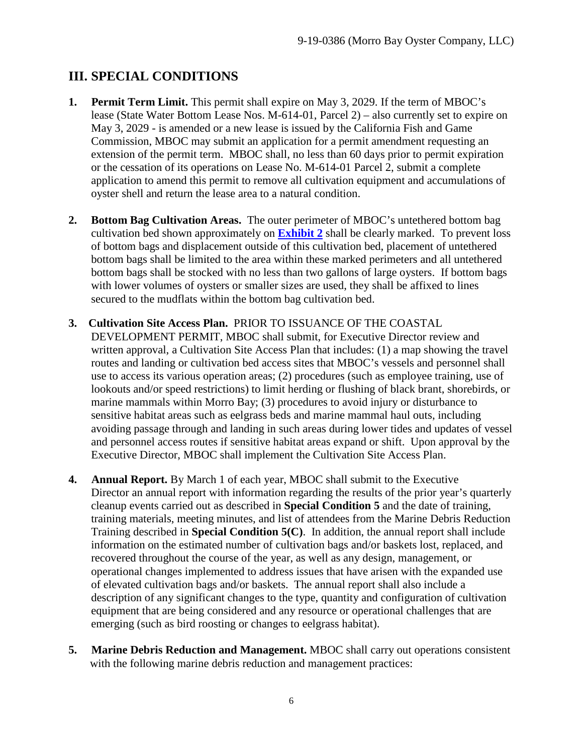## III. SPECIAL CONDITIONS

1. **Permit Term Limit.** This permit shall expire on May 3, 2029. If the term of MBOC's lease (State Water Bottom Lease Nos. M-614-01, Parcel 2) – also currently set to expire on May 3, 2029 - is amended or a new lease is issued by the California Fish and Game Commission, MBOC may submit an application for a permit amendment requesting an extension of the permit term. MBOC shall, no less than 60 days prior to permit expiration or the cessation of its operations on Lease No. M-614-01 Parcel 2, submit a complete application to amend this permit to remove all cultivation equipment and accumulations of oyster shell and return the lease area to a natural condition.

2. **Bottom Bag Cultivation Areas.** The outer perimeter of MBOC's untethered bottom bag cultivation bed shown approximately on **Exhibit 2** shall be clearly marked. To prevent loss of bottom bags and displacement outside of this cultivation bed, placement of untethered bottom bags shall be limited to the area within these marked perimeters and all untethered bottom bags shall be stocked with no less than two gallons of large oysters. If bottom bags with lower volumes of oysters or smaller sizes are used, they shall be affixed to lines secured to the mudflats within the bottom bag cultivation bed.

3. **Cultivation Site Access Plan.** PRIOR TO ISSUANCE OF THE COASTAL DEVELOPMENT PERMIT, MBOC shall submit, for Executive Director review and written approval, a Cultivation Site Access Plan that includes: (1) a map showing the travel routes and landing or cultivation bed access sites that MBOC's vessels and personnel shall use to access its various operation areas; (2) procedures (such as employee training, use of lookouts and/or speed restrictions) to limit herding or flushing of black brant, shorebirds, or marine mammals within Morro Bay; (3) procedures to avoid injury or disturbance to sensitive habitat areas such as eelgrass beds and marine mammal haul outs, including avoiding passage through and landing in such areas during lower tides and updates of vessel and personnel access routes if sensitive habitat areas expand or shift. Upon approval by the Executive Director, MBOC shall implement the Cultivation Site Access Plan.

4. **Annual Report.** By March 1 of each year, MBOC shall submit to the Executive Director an annual report with information regarding the results of the prior year's quarterly cleanup events carried out as described in **Special Condition 5** and the date of training, training materials, meeting minutes, and list of attendees from the Marine Debris Reduction Training described in **Special Condition 5(C)**. In addition, the annual report shall include information on the estimated number of cultivation bags and/or baskets lost, replaced, and recovered throughout the course of the year, as well as any design, management, or operational changes implemented to address issues that have arisen with the expanded use of elevated cultivation bags and/or baskets. The annual report shall also include a description of any significant changes to the type, quantity and configuration of cultivation equipment that are being considered and any resource or operational challenges that are emerging (such as bird roosting or changes to eelgrass habitat).

5. **Marine Debris Reduction and Management.** MBOC shall carry out operations consistent with the following marine debris reduction and management practices: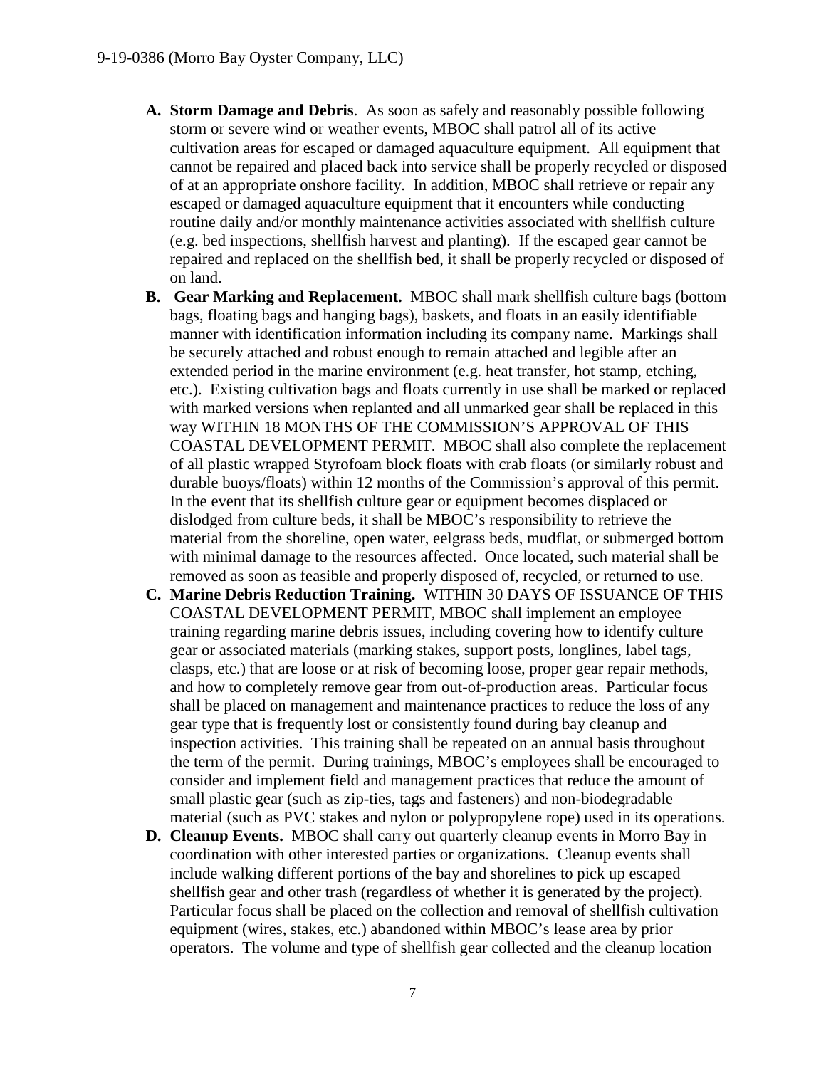- **A. Storm Damage and Debris**. As soon as safely and reasonably possible following storm or severe wind or weather events, MBOC shall patrol all of its active cultivation areas for escaped or damaged aquaculture equipment. All equipment that cannot be repaired and placed back into service shall be properly recycled or disposed of at an appropriate onshore facility. In addition, MBOC shall retrieve or repair any escaped or damaged aquaculture equipment that it encounters while conducting routine daily and/or monthly maintenance activities associated with shellfish culture (e.g. bed inspections, shellfish harvest and planting). If the escaped gear cannot be repaired and replaced on the shellfish bed, it shall be properly recycled or disposed of on land.
- **B. Gear Marking and Replacement.** MBOC shall mark shellfish culture bags (bottom bags, floating bags and hanging bags), baskets, and floats in an easily identifiable manner with identification information including its company name. Markings shall be securely attached and robust enough to remain attached and legible after an extended period in the marine environment (e.g. heat transfer, hot stamp, etching, etc.). Existing cultivation bags and floats currently in use shall be marked or replaced with marked versions when replanted and all unmarked gear shall be replaced in this way WITHIN 18 MONTHS OF THE COMMISSION'S APPROVAL OF THIS COASTAL DEVELOPMENT PERMIT. MBOC shall also complete the replacement of all plastic wrapped Styrofoam block floats with crab floats (or similarly robust and durable buoys/floats) within 12 months of the Commission's approval of this permit. In the event that its shellfish culture gear or equipment becomes displaced or dislodged from culture beds, it shall be MBOC's responsibility to retrieve the material from the shoreline, open water, eelgrass beds, mudflat, or submerged bottom with minimal damage to the resources affected. Once located, such material shall be removed as soon as feasible and properly disposed of, recycled, or returned to use.
- **C. Marine Debris Reduction Training.** WITHIN 30 DAYS OF ISSUANCE OF THIS COASTAL DEVELOPMENT PERMIT, MBOC shall implement an employee training regarding marine debris issues, including covering how to identify culture gear or associated materials (marking stakes, support posts, longlines, label tags, clasps, etc.) that are loose or at risk of becoming loose, proper gear repair methods, and how to completely remove gear from out-of-production areas. Particular focus shall be placed on management and maintenance practices to reduce the loss of any gear type that is frequently lost or consistently found during bay cleanup and inspection activities. This training shall be repeated on an annual basis throughout the term of the permit. During trainings, MBOC's employees shall be encouraged to consider and implement field and management practices that reduce the amount of small plastic gear (such as zip-ties, tags and fasteners) and non-biodegradable material (such as PVC stakes and nylon or polypropylene rope) used in its operations.
- **D. Cleanup Events.** MBOC shall carry out quarterly cleanup events in Morro Bay in coordination with other interested parties or organizations. Cleanup events shall include walking different portions of the bay and shorelines to pick up escaped shellfish gear and other trash (regardless of whether it is generated by the project). Particular focus shall be placed on the collection and removal of shellfish cultivation equipment (wires, stakes, etc.) abandoned within MBOC's lease area by prior operators. The volume and type of shellfish gear collected and the cleanup location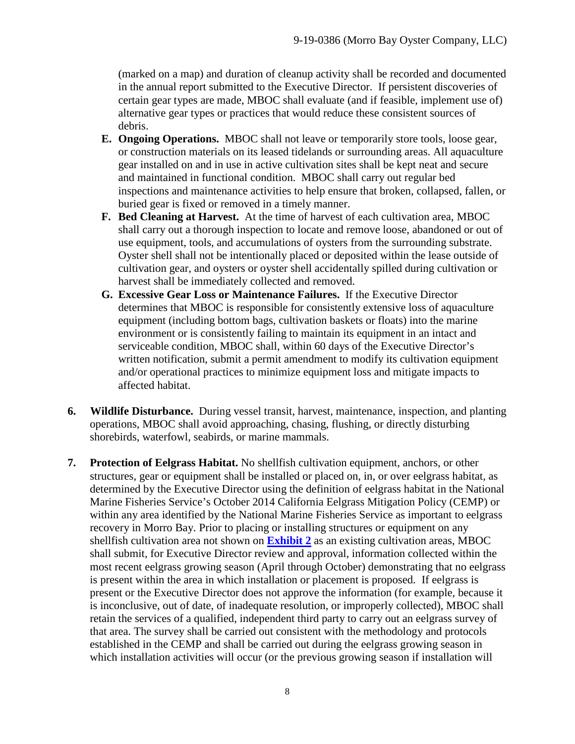(marked on a map) and duration of cleanup activity shall be recorded and documented in the annual report submitted to the Executive Director. If persistent discoveries of certain gear types are made, MBOC shall evaluate (and if feasible, implement use of) alternative gear types or practices that would reduce these consistent sources of debris.

   - **E. Ongoing Operations.** MBOC shall not leave or temporarily store tools, loose gear, or construction materials on its leased tidelands or surrounding areas. All aquaculture gear installed on and in use in active cultivation sites shall be kept neat and secure and maintained in functional condition. MBOC shall carry out regular bed inspections and maintenance activities to help ensure that broken, collapsed, fallen, or buried gear is fixed or removed in a timely manner.
   - **F. Bed Cleaning at Harvest.** At the time of harvest of each cultivation area, MBOC shall carry out a thorough inspection to locate and remove loose, abandoned or out of use equipment, tools, and accumulations of oysters from the surrounding substrate. Oyster shell shall not be intentionally placed or deposited within the lease outside of cultivation gear, and oysters or oyster shell accidentally spilled during cultivation or harvest shall be immediately collected and removed.
   - **G. Excessive Gear Loss or Maintenance Failures.** If the Executive Director determines that MBOC is responsible for consistently extensive loss of aquaculture equipment (including bottom bags, cultivation baskets or floats) into the marine environment or is consistently failing to maintain its equipment in an intact and serviceable condition, MBOC shall, within 60 days of the Executive Director's written notification, submit a permit amendment to modify its cultivation equipment and/or operational practices to minimize equipment loss and mitigate impacts to affected habitat.

6. **Wildlife Disturbance.** During vessel transit, harvest, maintenance, inspection, and planting operations, MBOC shall avoid approaching, chasing, flushing, or directly disturbing shorebirds, waterfowl, seabirds, or marine mammals.

7. **Protection of Eelgrass Habitat.** No shellfish cultivation equipment, anchors, or other structures, gear or equipment shall be installed or placed on, in, or over eelgrass habitat, as determined by the Executive Director using the definition of eelgrass habitat in the National Marine Fisheries Service's October 2014 California Eelgrass Mitigation Policy (CEMP) or within any area identified by the National Marine Fisheries Service as important to eelgrass recovery in Morro Bay. Prior to placing or installing structures or equipment on any shellfish cultivation area not shown on **Exhibit 2** as an existing cultivation areas, MBOC shall submit, for Executive Director review and approval, information collected within the most recent eelgrass growing season (April through October) demonstrating that no eelgrass is present within the area in which installation or placement is proposed. If eelgrass is present or the Executive Director does not approve the information (for example, because it is inconclusive, out of date, of inadequate resolution, or improperly collected), MBOC shall retain the services of a qualified, independent third party to carry out an eelgrass survey of that area. The survey shall be carried out consistent with the methodology and protocols established in the CEMP and shall be carried out during the eelgrass growing season in which installation activities will occur (or the previous growing season if installation will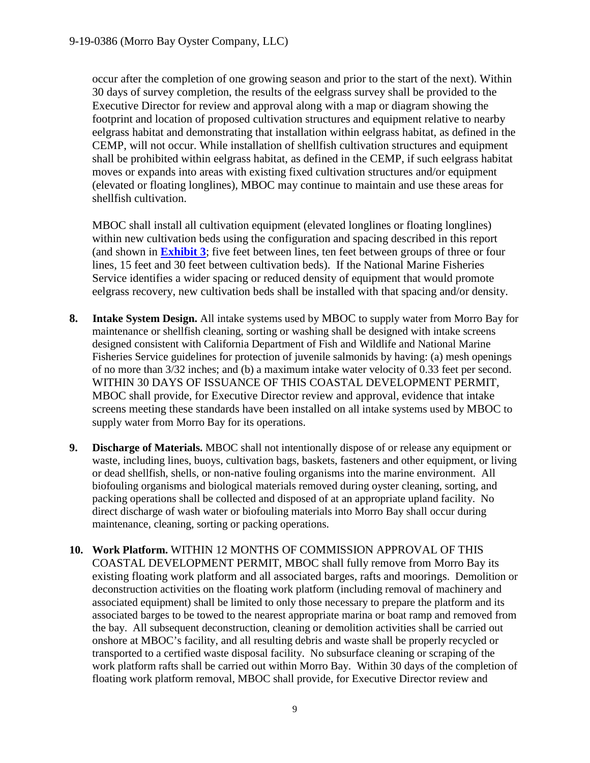occur after the completion of one growing season and prior to the start of the next). Within 30 days of survey completion, the results of the eelgrass survey shall be provided to the Executive Director for review and approval along with a map or diagram showing the footprint and location of proposed cultivation structures and equipment relative to nearby eelgrass habitat and demonstrating that installation within eelgrass habitat, as defined in the CEMP, will not occur. While installation of shellfish cultivation structures and equipment shall be prohibited within eelgrass habitat, as defined in the CEMP, if such eelgrass habitat moves or expands into areas with existing fixed cultivation structures and/or equipment (elevated or floating longlines), MBOC may continue to maintain and use these areas for shellfish cultivation.

MBOC shall install all cultivation equipment (elevated longlines or floating longlines) within new cultivation beds using the configuration and spacing described in this report (and shown in **Exhibit 3**; five feet between lines, ten feet between groups of three or four lines, 15 feet and 30 feet between cultivation beds). If the National Marine Fisheries Service identifies a wider spacing or reduced density of equipment that would promote eelgrass recovery, new cultivation beds shall be installed with that spacing and/or density.

8. **Intake System Design.** All intake systems used by MBOC to supply water from Morro Bay for maintenance or shellfish cleaning, sorting or washing shall be designed with intake screens designed consistent with California Department of Fish and Wildlife and National Marine Fisheries Service guidelines for protection of juvenile salmonids by having: (a) mesh openings of no more than 3/32 inches; and (b) a maximum intake water velocity of 0.33 feet per second. WITHIN 30 DAYS OF ISSUANCE OF THIS COASTAL DEVELOPMENT PERMIT, MBOC shall provide, for Executive Director review and approval, evidence that intake screens meeting these standards have been installed on all intake systems used by MBOC to supply water from Morro Bay for its operations.

9. **Discharge of Materials.** MBOC shall not intentionally dispose of or release any equipment or waste, including lines, buoys, cultivation bags, baskets, fasteners and other equipment, or living or dead shellfish, shells, or non-native fouling organisms into the marine environment. All biofouling organisms and biological materials removed during oyster cleaning, sorting, and packing operations shall be collected and disposed of at an appropriate upland facility. No direct discharge of wash water or biofouling materials into Morro Bay shall occur during maintenance, cleaning, sorting or packing operations.

10. **Work Platform.** WITHIN 12 MONTHS OF COMMISSION APPROVAL OF THIS COASTAL DEVELOPMENT PERMIT, MBOC shall fully remove from Morro Bay its existing floating work platform and all associated barges, rafts and moorings. Demolition or deconstruction activities on the floating work platform (including removal of machinery and associated equipment) shall be limited to only those necessary to prepare the platform and its associated barges to be towed to the nearest appropriate marina or boat ramp and removed from the bay. All subsequent deconstruction, cleaning or demolition activities shall be carried out onshore at MBOC's facility, and all resulting debris and waste shall be properly recycled or transported to a certified waste disposal facility. No subsurface cleaning or scraping of the work platform rafts shall be carried out within Morro Bay. Within 30 days of the completion of floating work platform removal, MBOC shall provide, for Executive Director review and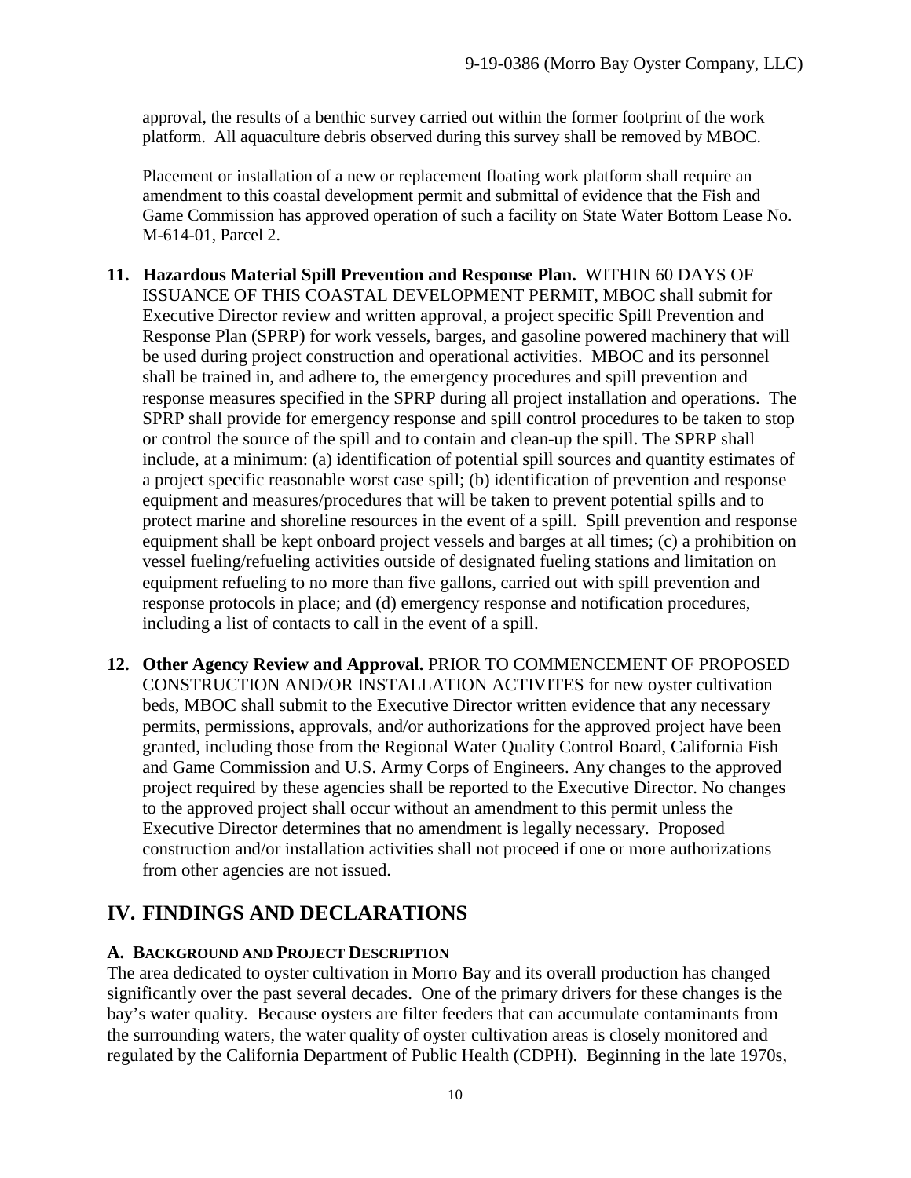approval, the results of a benthic survey carried out within the former footprint of the work platform. All aquaculture debris observed during this survey shall be removed by MBOC.

Placement or installation of a new or replacement floating work platform shall require an amendment to this coastal development permit and submittal of evidence that the Fish and Game Commission has approved operation of such a facility on State Water Bottom Lease No. M-614-01, Parcel 2.

11. **Hazardous Material Spill Prevention and Response Plan.** WITHIN 60 DAYS OF ISSUANCE OF THIS COASTAL DEVELOPMENT PERMIT, MBOC shall submit for Executive Director review and written approval, a project specific Spill Prevention and Response Plan (SPRP) for work vessels, barges, and gasoline powered machinery that will be used during project construction and operational activities. MBOC and its personnel shall be trained in, and adhere to, the emergency procedures and spill prevention and response measures specified in the SPRP during all project installation and operations. The SPRP shall provide for emergency response and spill control procedures to be taken to stop or control the source of the spill and to contain and clean-up the spill. The SPRP shall include, at a minimum: (a) identification of potential spill sources and quantity estimates of a project specific reasonable worst case spill; (b) identification of prevention and response equipment and measures/procedures that will be taken to prevent potential spills and to protect marine and shoreline resources in the event of a spill. Spill prevention and response equipment shall be kept onboard project vessels and barges at all times; (c) a prohibition on vessel fueling/refueling activities outside of designated fueling stations and limitation on equipment refueling to no more than five gallons, carried out with spill prevention and response protocols in place; and (d) emergency response and notification procedures, including a list of contacts to call in the event of a spill.

12. **Other Agency Review and Approval.** PRIOR TO COMMENCEMENT OF PROPOSED CONSTRUCTION AND/OR INSTALLATION ACTIVITES for new oyster cultivation beds, MBOC shall submit to the Executive Director written evidence that any necessary permits, permissions, approvals, and/or authorizations for the approved project have been granted, including those from the Regional Water Quality Control Board, California Fish and Game Commission and U.S. Army Corps of Engineers. Any changes to the approved project required by these agencies shall be reported to the Executive Director. No changes to the approved project shall occur without an amendment to this permit unless the Executive Director determines that no amendment is legally necessary. Proposed construction and/or installation activities shall not proceed if one or more authorizations from other agencies are not issued.

# IV. FINDINGS AND DECLARATIONS

### A. Background and Project Description

The area dedicated to oyster cultivation in Morro Bay and its overall production has changed significantly over the past several decades. One of the primary drivers for these changes is the bay's water quality. Because oysters are filter feeders that can accumulate contaminants from the surrounding waters, the water quality of oyster cultivation areas is closely monitored and regulated by the California Department of Public Health (CDPH). Beginning in the late 1970s,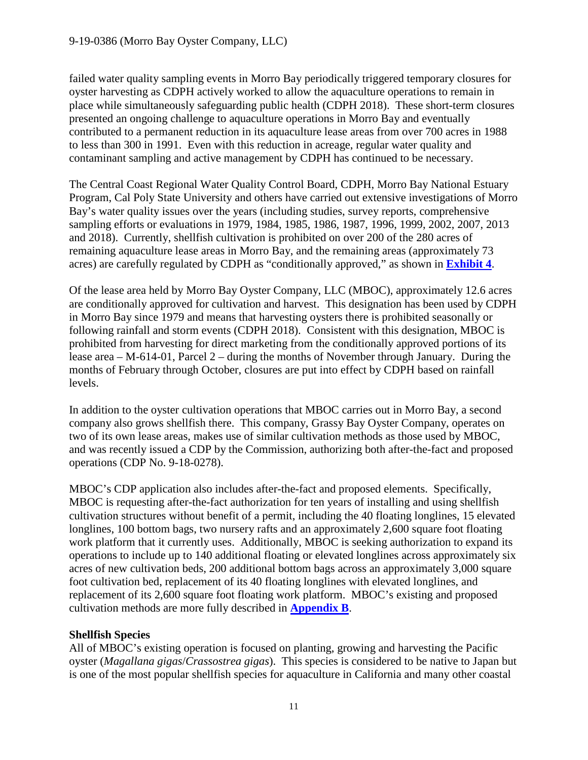failed water quality sampling events in Morro Bay periodically triggered temporary closures for oyster harvesting as CDPH actively worked to allow the aquaculture operations to remain in place while simultaneously safeguarding public health (CDPH 2018). These short-term closures presented an ongoing challenge to aquaculture operations in Morro Bay and eventually contributed to a permanent reduction in its aquaculture lease areas from over 700 acres in 1988 to less than 300 in 1991. Even with this reduction in acreage, regular water quality and contaminant sampling and active management by CDPH has continued to be necessary.

The Central Coast Regional Water Quality Control Board, CDPH, Morro Bay National Estuary Program, Cal Poly State University and others have carried out extensive investigations of Morro Bay's water quality issues over the years (including studies, survey reports, comprehensive sampling efforts or evaluations in 1979, 1984, 1985, 1986, 1987, 1996, 1999, 2002, 2007, 2013 and 2018). Currently, shellfish cultivation is prohibited on over 200 of the 280 acres of remaining aquaculture lease areas in Morro Bay, and the remaining areas (approximately 73 acres) are carefully regulated by CDPH as "conditionally approved," as shown in **Exhibit 4**.

Of the lease area held by Morro Bay Oyster Company, LLC (MBOC), approximately 12.6 acres are conditionally approved for cultivation and harvest. This designation has been used by CDPH in Morro Bay since 1979 and means that harvesting oysters there is prohibited seasonally or following rainfall and storm events (CDPH 2018). Consistent with this designation, MBOC is prohibited from harvesting for direct marketing from the conditionally approved portions of its lease area – M-614-01, Parcel 2 – during the months of November through January. During the months of February through October, closures are put into effect by CDPH based on rainfall levels.

In addition to the oyster cultivation operations that MBOC carries out in Morro Bay, a second company also grows shellfish there. This company, Grassy Bay Oyster Company, operates on two of its own lease areas, makes use of similar cultivation methods as those used by MBOC, and was recently issued a CDP by the Commission, authorizing both after-the-fact and proposed operations (CDP No. 9-18-0278).

MBOC's CDP application also includes after-the-fact and proposed elements. Specifically, MBOC is requesting after-the-fact authorization for ten years of installing and using shellfish cultivation structures without benefit of a permit, including the 40 floating longlines, 15 elevated longlines, 100 bottom bags, two nursery rafts and an approximately 2,600 square foot floating work platform that it currently uses. Additionally, MBOC is seeking authorization to expand its operations to include up to 140 additional floating or elevated longlines across approximately six acres of new cultivation beds, 200 additional bottom bags across an approximately 3,000 square foot cultivation bed, replacement of its 40 floating longlines with elevated longlines, and replacement of its 2,600 square foot floating work platform. MBOC's existing and proposed cultivation methods are more fully described in **Appendix B**.

**Shellfish Species**

All of MBOC's existing operation is focused on planting, growing and harvesting the Pacific oyster (*Magallana gigas*/*Crassostrea gigas*). This species is considered to be native to Japan but is one of the most popular shellfish species for aquaculture in California and many other coastal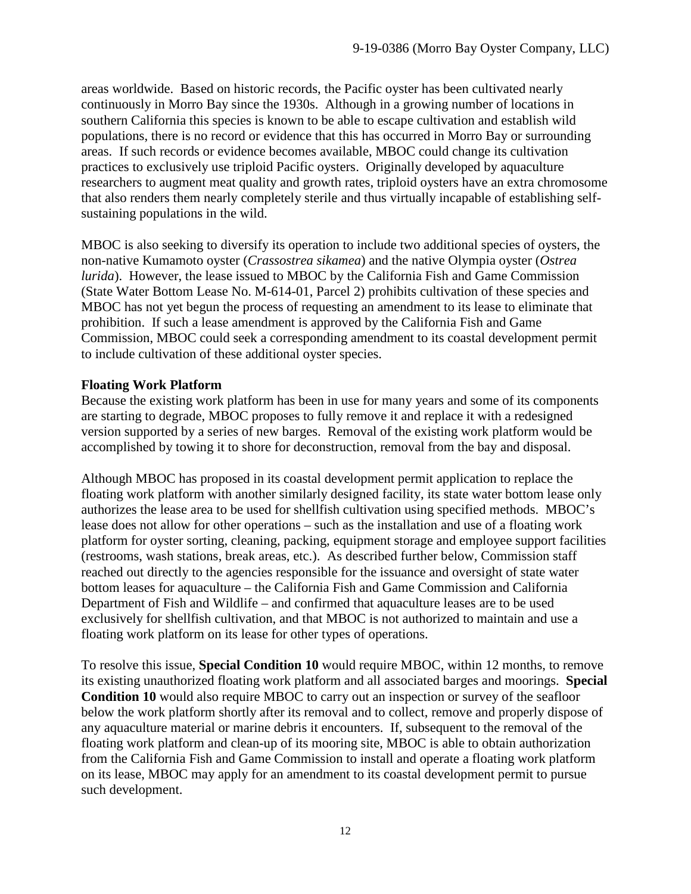areas worldwide. Based on historic records, the Pacific oyster has been cultivated nearly continuously in Morro Bay since the 1930s. Although in a growing number of locations in southern California this species is known to be able to escape cultivation and establish wild populations, there is no record or evidence that this has occurred in Morro Bay or surrounding areas. If such records or evidence becomes available, MBOC could change its cultivation practices to exclusively use triploid Pacific oysters. Originally developed by aquaculture researchers to augment meat quality and growth rates, triploid oysters have an extra chromosome that also renders them nearly completely sterile and thus virtually incapable of establishing self-sustaining populations in the wild.

MBOC is also seeking to diversify its operation to include two additional species of oysters, the non-native Kumamoto oyster (*Crassostrea sikamea*) and the native Olympia oyster (*Ostrea lurida*). However, the lease issued to MBOC by the California Fish and Game Commission (State Water Bottom Lease No. M-614-01, Parcel 2) prohibits cultivation of these species and MBOC has not yet begun the process of requesting an amendment to its lease to eliminate that prohibition. If such a lease amendment is approved by the California Fish and Game Commission, MBOC could seek a corresponding amendment to its coastal development permit to include cultivation of these additional oyster species.

**Floating Work Platform**

Because the existing work platform has been in use for many years and some of its components are starting to degrade, MBOC proposes to fully remove it and replace it with a redesigned version supported by a series of new barges. Removal of the existing work platform would be accomplished by towing it to shore for deconstruction, removal from the bay and disposal.

Although MBOC has proposed in its coastal development permit application to replace the floating work platform with another similarly designed facility, its state water bottom lease only authorizes the lease area to be used for shellfish cultivation using specified methods. MBOC's lease does not allow for other operations – such as the installation and use of a floating work platform for oyster sorting, cleaning, packing, equipment storage and employee support facilities (restrooms, wash stations, break areas, etc.). As described further below, Commission staff reached out directly to the agencies responsible for the issuance and oversight of state water bottom leases for aquaculture – the California Fish and Game Commission and California Department of Fish and Wildlife – and confirmed that aquaculture leases are to be used exclusively for shellfish cultivation, and that MBOC is not authorized to maintain and use a floating work platform on its lease for other types of operations.

To resolve this issue, **Special Condition 10** would require MBOC, within 12 months, to remove its existing unauthorized floating work platform and all associated barges and moorings. **Special Condition 10** would also require MBOC to carry out an inspection or survey of the seafloor below the work platform shortly after its removal and to collect, remove and properly dispose of any aquaculture material or marine debris it encounters. If, subsequent to the removal of the floating work platform and clean-up of its mooring site, MBOC is able to obtain authorization from the California Fish and Game Commission to install and operate a floating work platform on its lease, MBOC may apply for an amendment to its coastal development permit to pursue such development.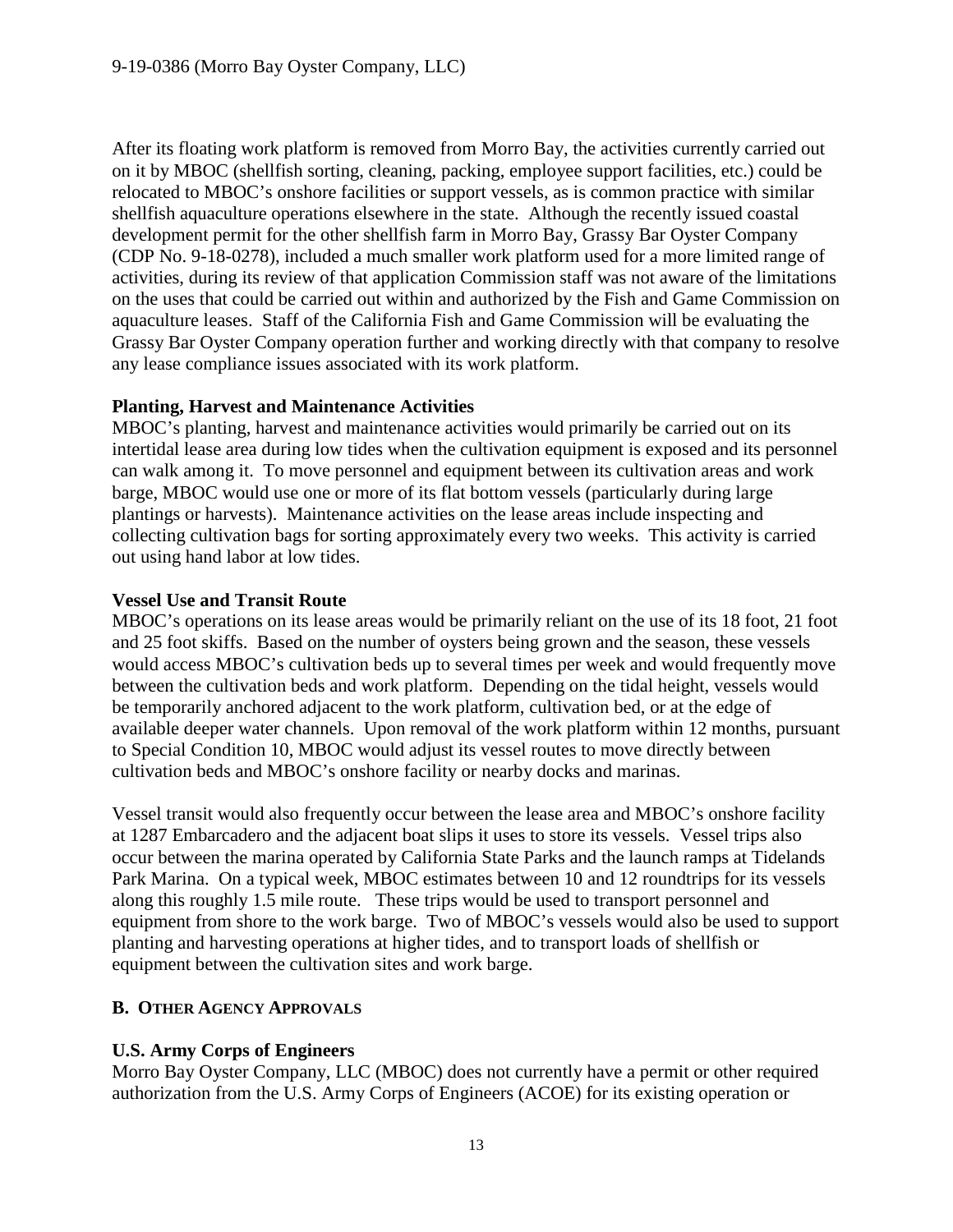After its floating work platform is removed from Morro Bay, the activities currently carried out on it by MBOC (shellfish sorting, cleaning, packing, employee support facilities, etc.) could be relocated to MBOC's onshore facilities or support vessels, as is common practice with similar shellfish aquaculture operations elsewhere in the state. Although the recently issued coastal development permit for the other shellfish farm in Morro Bay, Grassy Bar Oyster Company (CDP No. 9-18-0278), included a much smaller work platform used for a more limited range of activities, during its review of that application Commission staff was not aware of the limitations on the uses that could be carried out within and authorized by the Fish and Game Commission on aquaculture leases. Staff of the California Fish and Game Commission will be evaluating the Grassy Bar Oyster Company operation further and working directly with that company to resolve any lease compliance issues associated with its work platform.

**Planting, Harvest and Maintenance Activities**

MBOC's planting, harvest and maintenance activities would primarily be carried out on its intertidal lease area during low tides when the cultivation equipment is exposed and its personnel can walk among it. To move personnel and equipment between its cultivation areas and work barge, MBOC would use one or more of its flat bottom vessels (particularly during large plantings or harvests). Maintenance activities on the lease areas include inspecting and collecting cultivation bags for sorting approximately every two weeks. This activity is carried out using hand labor at low tides.

**Vessel Use and Transit Route**

MBOC's operations on its lease areas would be primarily reliant on the use of its 18 foot, 21 foot and 25 foot skiffs. Based on the number of oysters being grown and the season, these vessels would access MBOC's cultivation beds up to several times per week and would frequently move between the cultivation beds and work platform. Depending on the tidal height, vessels would be temporarily anchored adjacent to the work platform, cultivation bed, or at the edge of available deeper water channels. Upon removal of the work platform within 12 months, pursuant to Special Condition 10, MBOC would adjust its vessel routes to move directly between cultivation beds and MBOC's onshore facility or nearby docks and marinas.

Vessel transit would also frequently occur between the lease area and MBOC's onshore facility at 1287 Embarcadero and the adjacent boat slips it uses to store its vessels. Vessel trips also occur between the marina operated by California State Parks and the launch ramps at Tidelands Park Marina. On a typical week, MBOC estimates between 10 and 12 roundtrips for its vessels along this roughly 1.5 mile route. These trips would be used to transport personnel and equipment from shore to the work barge. Two of MBOC's vessels would also be used to support planting and harvesting operations at higher tides, and to transport loads of shellfish or equipment between the cultivation sites and work barge.

## B. OTHER AGENCY APPROVALS

**U.S. Army Corps of Engineers**

Morro Bay Oyster Company, LLC (MBOC) does not currently have a permit or other required authorization from the U.S. Army Corps of Engineers (ACOE) for its existing operation or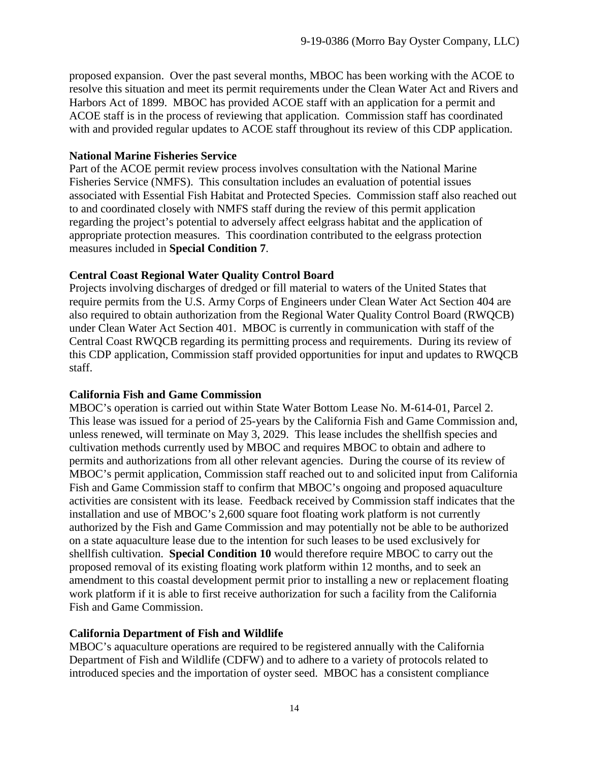proposed expansion. Over the past several months, MBOC has been working with the ACOE to resolve this situation and meet its permit requirements under the Clean Water Act and Rivers and Harbors Act of 1899. MBOC has provided ACOE staff with an application for a permit and ACOE staff is in the process of reviewing that application. Commission staff has coordinated with and provided regular updates to ACOE staff throughout its review of this CDP application.

**National Marine Fisheries Service**

Part of the ACOE permit review process involves consultation with the National Marine Fisheries Service (NMFS). This consultation includes an evaluation of potential issues associated with Essential Fish Habitat and Protected Species. Commission staff also reached out to and coordinated closely with NMFS staff during the review of this permit application regarding the project's potential to adversely affect eelgrass habitat and the application of appropriate protection measures. This coordination contributed to the eelgrass protection measures included in **Special Condition 7**.

**Central Coast Regional Water Quality Control Board**

Projects involving discharges of dredged or fill material to waters of the United States that require permits from the U.S. Army Corps of Engineers under Clean Water Act Section 404 are also required to obtain authorization from the Regional Water Quality Control Board (RWQCB) under Clean Water Act Section 401. MBOC is currently in communication with staff of the Central Coast RWQCB regarding its permitting process and requirements. During its review of this CDP application, Commission staff provided opportunities for input and updates to RWQCB staff.

**California Fish and Game Commission**

MBOC's operation is carried out within State Water Bottom Lease No. M-614-01, Parcel 2. This lease was issued for a period of 25-years by the California Fish and Game Commission and, unless renewed, will terminate on May 3, 2029. This lease includes the shellfish species and cultivation methods currently used by MBOC and requires MBOC to obtain and adhere to permits and authorizations from all other relevant agencies. During the course of its review of MBOC's permit application, Commission staff reached out to and solicited input from California Fish and Game Commission staff to confirm that MBOC's ongoing and proposed aquaculture activities are consistent with its lease. Feedback received by Commission staff indicates that the installation and use of MBOC's 2,600 square foot floating work platform is not currently authorized by the Fish and Game Commission and may potentially not be able to be authorized on a state aquaculture lease due to the intention for such leases to be used exclusively for shellfish cultivation. **Special Condition 10** would therefore require MBOC to carry out the proposed removal of its existing floating work platform within 12 months, and to seek an amendment to this coastal development permit prior to installing a new or replacement floating work platform if it is able to first receive authorization for such a facility from the California Fish and Game Commission.

**California Department of Fish and Wildlife**

MBOC's aquaculture operations are required to be registered annually with the California Department of Fish and Wildlife (CDFW) and to adhere to a variety of protocols related to introduced species and the importation of oyster seed. MBOC has a consistent compliance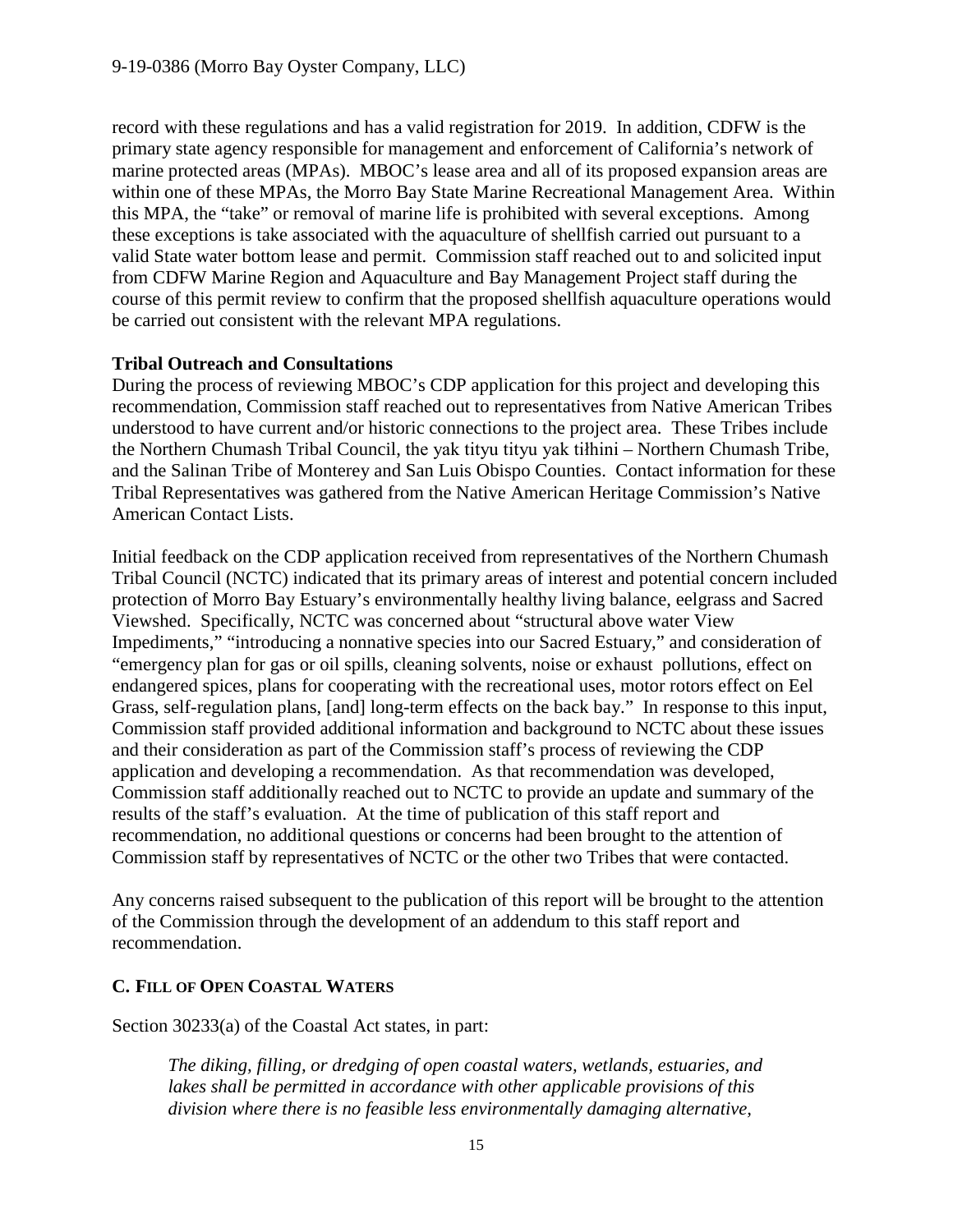record with these regulations and has a valid registration for 2019. In addition, CDFW is the primary state agency responsible for management and enforcement of California's network of marine protected areas (MPAs). MBOC's lease area and all of its proposed expansion areas are within one of these MPAs, the Morro Bay State Marine Recreational Management Area. Within this MPA, the "take" or removal of marine life is prohibited with several exceptions. Among these exceptions is take associated with the aquaculture of shellfish carried out pursuant to a valid State water bottom lease and permit. Commission staff reached out to and solicited input from CDFW Marine Region and Aquaculture and Bay Management Project staff during the course of this permit review to confirm that the proposed shellfish aquaculture operations would be carried out consistent with the relevant MPA regulations.

**Tribal Outreach and Consultations**

During the process of reviewing MBOC's CDP application for this project and developing this recommendation, Commission staff reached out to representatives from Native American Tribes understood to have current and/or historic connections to the project area. These Tribes include the Northern Chumash Tribal Council, the yak tityu tityu yak tiłhini – Northern Chumash Tribe, and the Salinan Tribe of Monterey and San Luis Obispo Counties. Contact information for these Tribal Representatives was gathered from the Native American Heritage Commission's Native American Contact Lists.

Initial feedback on the CDP application received from representatives of the Northern Chumash Tribal Council (NCTC) indicated that its primary areas of interest and potential concern included protection of Morro Bay Estuary's environmentally healthy living balance, eelgrass and Sacred Viewshed. Specifically, NCTC was concerned about "structural above water View Impediments," "introducing a nonnative species into our Sacred Estuary," and consideration of "emergency plan for gas or oil spills, cleaning solvents, noise or exhaust pollutions, effect on endangered spices, plans for cooperating with the recreational uses, motor rotors effect on Eel Grass, self-regulation plans, [and] long-term effects on the back bay." In response to this input, Commission staff provided additional information and background to NCTC about these issues and their consideration as part of the Commission staff's process of reviewing the CDP application and developing a recommendation. As that recommendation was developed, Commission staff additionally reached out to NCTC to provide an update and summary of the results of the staff's evaluation. At the time of publication of this staff report and recommendation, no additional questions or concerns had been brought to the attention of Commission staff by representatives of NCTC or the other two Tribes that were contacted.

Any concerns raised subsequent to the publication of this report will be brought to the attention of the Commission through the development of an addendum to this staff report and recommendation.

### C. Fill of Open Coastal Waters

Section 30233(a) of the Coastal Act states, in part:

> *The diking, filling, or dredging of open coastal waters, wetlands, estuaries, and lakes shall be permitted in accordance with other applicable provisions of this division where there is no feasible less environmentally damaging alternative,*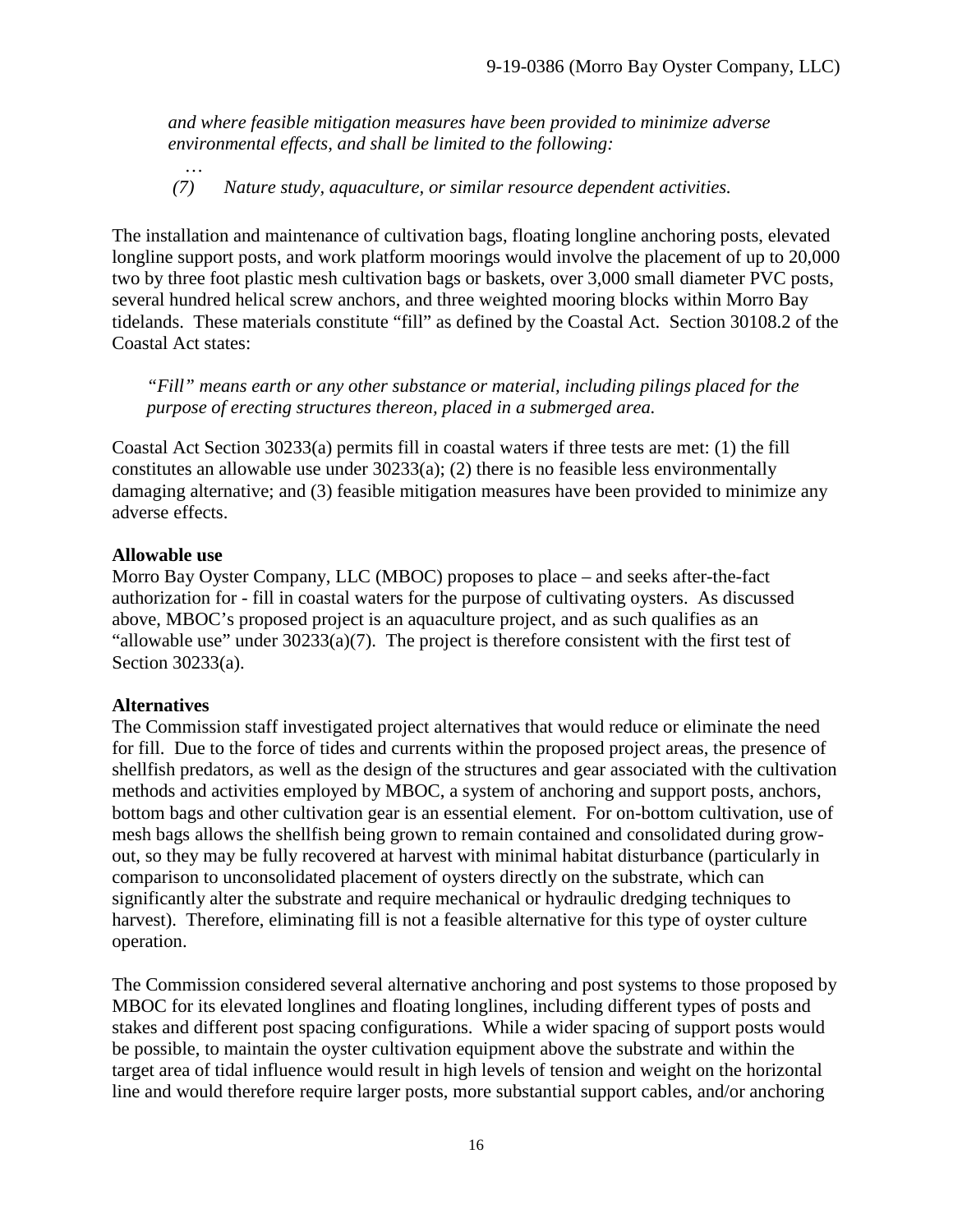*and where feasible mitigation measures have been provided to minimize adverse environmental effects, and shall be limited to the following:*

…

*(7) Nature study, aquaculture, or similar resource dependent activities.*

The installation and maintenance of cultivation bags, floating longline anchoring posts, elevated longline support posts, and work platform moorings would involve the placement of up to 20,000 two by three foot plastic mesh cultivation bags or baskets, over 3,000 small diameter PVC posts, several hundred helical screw anchors, and three weighted mooring blocks within Morro Bay tidelands. These materials constitute "fill" as defined by the Coastal Act. Section 30108.2 of the Coastal Act states:

*"Fill" means earth or any other substance or material, including pilings placed for the purpose of erecting structures thereon, placed in a submerged area.*

Coastal Act Section 30233(a) permits fill in coastal waters if three tests are met: (1) the fill constitutes an allowable use under 30233(a); (2) there is no feasible less environmentally damaging alternative; and (3) feasible mitigation measures have been provided to minimize any adverse effects.

**Allowable use**

Morro Bay Oyster Company, LLC (MBOC) proposes to place – and seeks after-the-fact authorization for - fill in coastal waters for the purpose of cultivating oysters. As discussed above, MBOC's proposed project is an aquaculture project, and as such qualifies as an "allowable use" under 30233(a)(7). The project is therefore consistent with the first test of Section 30233(a).

**Alternatives**

The Commission staff investigated project alternatives that would reduce or eliminate the need for fill. Due to the force of tides and currents within the proposed project areas, the presence of shellfish predators, as well as the design of the structures and gear associated with the cultivation methods and activities employed by MBOC, a system of anchoring and support posts, anchors, bottom bags and other cultivation gear is an essential element. For on-bottom cultivation, use of mesh bags allows the shellfish being grown to remain contained and consolidated during grow-out, so they may be fully recovered at harvest with minimal habitat disturbance (particularly in comparison to unconsolidated placement of oysters directly on the substrate, which can significantly alter the substrate and require mechanical or hydraulic dredging techniques to harvest). Therefore, eliminating fill is not a feasible alternative for this type of oyster culture operation.

The Commission considered several alternative anchoring and post systems to those proposed by MBOC for its elevated longlines and floating longlines, including different types of posts and stakes and different post spacing configurations. While a wider spacing of support posts would be possible, to maintain the oyster cultivation equipment above the substrate and within the target area of tidal influence would result in high levels of tension and weight on the horizontal line and would therefore require larger posts, more substantial support cables, and/or anchoring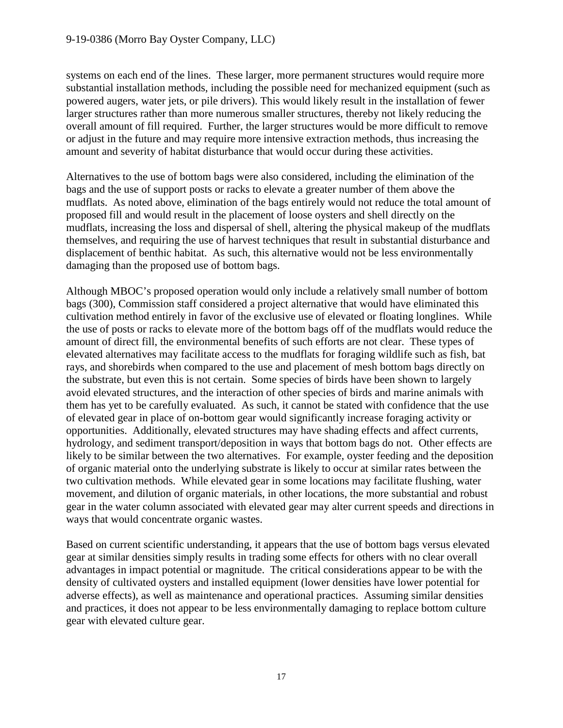systems on each end of the lines. These larger, more permanent structures would require more substantial installation methods, including the possible need for mechanized equipment (such as powered augers, water jets, or pile drivers). This would likely result in the installation of fewer larger structures rather than more numerous smaller structures, thereby not likely reducing the overall amount of fill required. Further, the larger structures would be more difficult to remove or adjust in the future and may require more intensive extraction methods, thus increasing the amount and severity of habitat disturbance that would occur during these activities.

Alternatives to the use of bottom bags were also considered, including the elimination of the bags and the use of support posts or racks to elevate a greater number of them above the mudflats. As noted above, elimination of the bags entirely would not reduce the total amount of proposed fill and would result in the placement of loose oysters and shell directly on the mudflats, increasing the loss and dispersal of shell, altering the physical makeup of the mudflats themselves, and requiring the use of harvest techniques that result in substantial disturbance and displacement of benthic habitat. As such, this alternative would not be less environmentally damaging than the proposed use of bottom bags.

Although MBOC's proposed operation would only include a relatively small number of bottom bags (300), Commission staff considered a project alternative that would have eliminated this cultivation method entirely in favor of the exclusive use of elevated or floating longlines. While the use of posts or racks to elevate more of the bottom bags off of the mudflats would reduce the amount of direct fill, the environmental benefits of such efforts are not clear. These types of elevated alternatives may facilitate access to the mudflats for foraging wildlife such as fish, bat rays, and shorebirds when compared to the use and placement of mesh bottom bags directly on the substrate, but even this is not certain. Some species of birds have been shown to largely avoid elevated structures, and the interaction of other species of birds and marine animals with them has yet to be carefully evaluated. As such, it cannot be stated with confidence that the use of elevated gear in place of on-bottom gear would significantly increase foraging activity or opportunities. Additionally, elevated structures may have shading effects and affect currents, hydrology, and sediment transport/deposition in ways that bottom bags do not. Other effects are likely to be similar between the two alternatives. For example, oyster feeding and the deposition of organic material onto the underlying substrate is likely to occur at similar rates between the two cultivation methods. While elevated gear in some locations may facilitate flushing, water movement, and dilution of organic materials, in other locations, the more substantial and robust gear in the water column associated with elevated gear may alter current speeds and directions in ways that would concentrate organic wastes.

Based on current scientific understanding, it appears that the use of bottom bags versus elevated gear at similar densities simply results in trading some effects for others with no clear overall advantages in impact potential or magnitude. The critical considerations appear to be with the density of cultivated oysters and installed equipment (lower densities have lower potential for adverse effects), as well as maintenance and operational practices. Assuming similar densities and practices, it does not appear to be less environmentally damaging to replace bottom culture gear with elevated culture gear.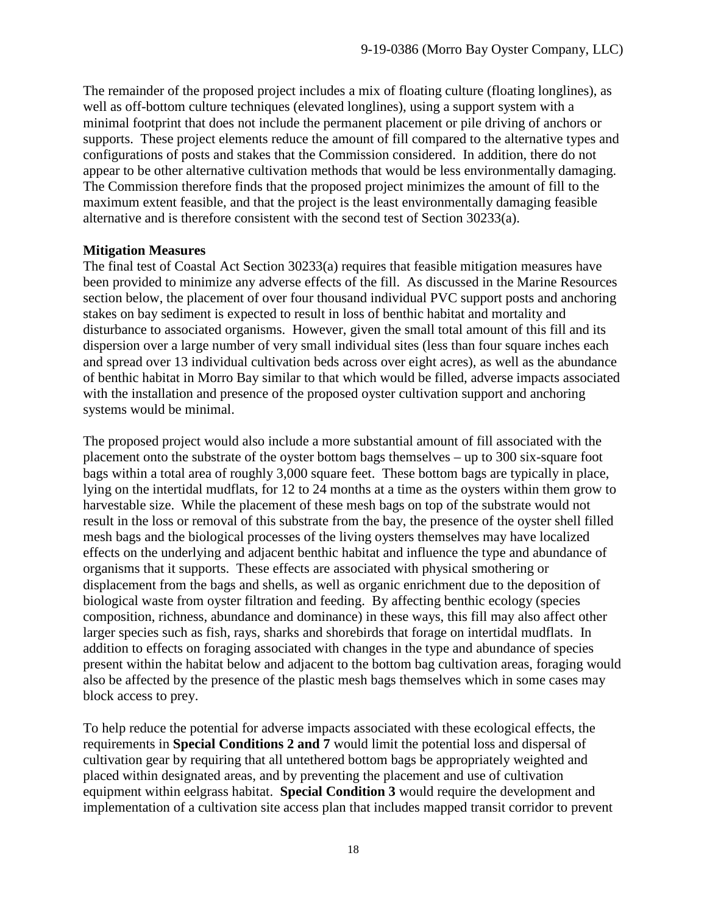The remainder of the proposed project includes a mix of floating culture (floating longlines), as well as off-bottom culture techniques (elevated longlines), using a support system with a minimal footprint that does not include the permanent placement or pile driving of anchors or supports. These project elements reduce the amount of fill compared to the alternative types and configurations of posts and stakes that the Commission considered. In addition, there do not appear to be other alternative cultivation methods that would be less environmentally damaging. The Commission therefore finds that the proposed project minimizes the amount of fill to the maximum extent feasible, and that the project is the least environmentally damaging feasible alternative and is therefore consistent with the second test of Section 30233(a).

**Mitigation Measures**

The final test of Coastal Act Section 30233(a) requires that feasible mitigation measures have been provided to minimize any adverse effects of the fill. As discussed in the Marine Resources section below, the placement of over four thousand individual PVC support posts and anchoring stakes on bay sediment is expected to result in loss of benthic habitat and mortality and disturbance to associated organisms. However, given the small total amount of this fill and its dispersion over a large number of very small individual sites (less than four square inches each and spread over 13 individual cultivation beds across over eight acres), as well as the abundance of benthic habitat in Morro Bay similar to that which would be filled, adverse impacts associated with the installation and presence of the proposed oyster cultivation support and anchoring systems would be minimal.

The proposed project would also include a more substantial amount of fill associated with the placement onto the substrate of the oyster bottom bags themselves – up to 300 six-square foot bags within a total area of roughly 3,000 square feet. These bottom bags are typically in place, lying on the intertidal mudflats, for 12 to 24 months at a time as the oysters within them grow to harvestable size. While the placement of these mesh bags on top of the substrate would not result in the loss or removal of this substrate from the bay, the presence of the oyster shell filled mesh bags and the biological processes of the living oysters themselves may have localized effects on the underlying and adjacent benthic habitat and influence the type and abundance of organisms that it supports. These effects are associated with physical smothering or displacement from the bags and shells, as well as organic enrichment due to the deposition of biological waste from oyster filtration and feeding. By affecting benthic ecology (species composition, richness, abundance and dominance) in these ways, this fill may also affect other larger species such as fish, rays, sharks and shorebirds that forage on intertidal mudflats. In addition to effects on foraging associated with changes in the type and abundance of species present within the habitat below and adjacent to the bottom bag cultivation areas, foraging would also be affected by the presence of the plastic mesh bags themselves which in some cases may block access to prey.

To help reduce the potential for adverse impacts associated with these ecological effects, the requirements in **Special Conditions 2 and 7** would limit the potential loss and dispersal of cultivation gear by requiring that all untethered bottom bags be appropriately weighted and placed within designated areas, and by preventing the placement and use of cultivation equipment within eelgrass habitat. **Special Condition 3** would require the development and implementation of a cultivation site access plan that includes mapped transit corridor to prevent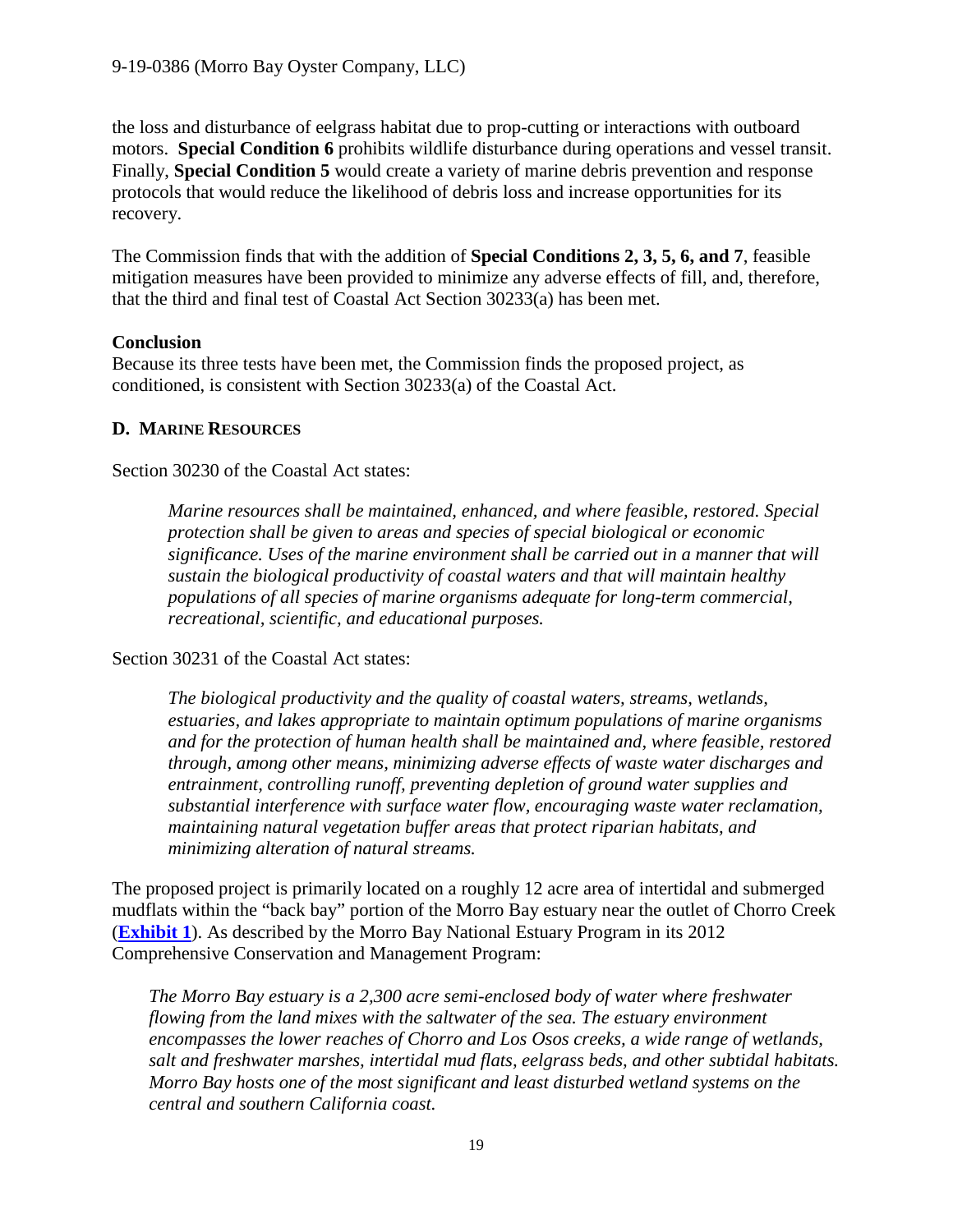the loss and disturbance of eelgrass habitat due to prop-cutting or interactions with outboard motors. **Special Condition 6** prohibits wildlife disturbance during operations and vessel transit. Finally, **Special Condition 5** would create a variety of marine debris prevention and response protocols that would reduce the likelihood of debris loss and increase opportunities for its recovery.

The Commission finds that with the addition of **Special Conditions 2, 3, 5, 6, and 7**, feasible mitigation measures have been provided to minimize any adverse effects of fill, and, therefore, that the third and final test of Coastal Act Section 30233(a) has been met.

**Conclusion**

Because its three tests have been met, the Commission finds the proposed project, as conditioned, is consistent with Section 30233(a) of the Coastal Act.

### D. MARINE RESOURCES

Section 30230 of the Coastal Act states:

> *Marine resources shall be maintained, enhanced, and where feasible, restored. Special protection shall be given to areas and species of special biological or economic significance. Uses of the marine environment shall be carried out in a manner that will sustain the biological productivity of coastal waters and that will maintain healthy populations of all species of marine organisms adequate for long-term commercial, recreational, scientific, and educational purposes.*

Section 30231 of the Coastal Act states:

> *The biological productivity and the quality of coastal waters, streams, wetlands, estuaries, and lakes appropriate to maintain optimum populations of marine organisms and for the protection of human health shall be maintained and, where feasible, restored through, among other means, minimizing adverse effects of waste water discharges and entrainment, controlling runoff, preventing depletion of ground water supplies and substantial interference with surface water flow, encouraging waste water reclamation, maintaining natural vegetation buffer areas that protect riparian habitats, and minimizing alteration of natural streams.*

The proposed project is primarily located on a roughly 12 acre area of intertidal and submerged mudflats within the "back bay" portion of the Morro Bay estuary near the outlet of Chorro Creek (**Exhibit 1**). As described by the Morro Bay National Estuary Program in its 2012 Comprehensive Conservation and Management Program:

> *The Morro Bay estuary is a 2,300 acre semi-enclosed body of water where freshwater flowing from the land mixes with the saltwater of the sea. The estuary environment encompasses the lower reaches of Chorro and Los Osos creeks, a wide range of wetlands, salt and freshwater marshes, intertidal mud flats, eelgrass beds, and other subtidal habitats. Morro Bay hosts one of the most significant and least disturbed wetland systems on the central and southern California coast.*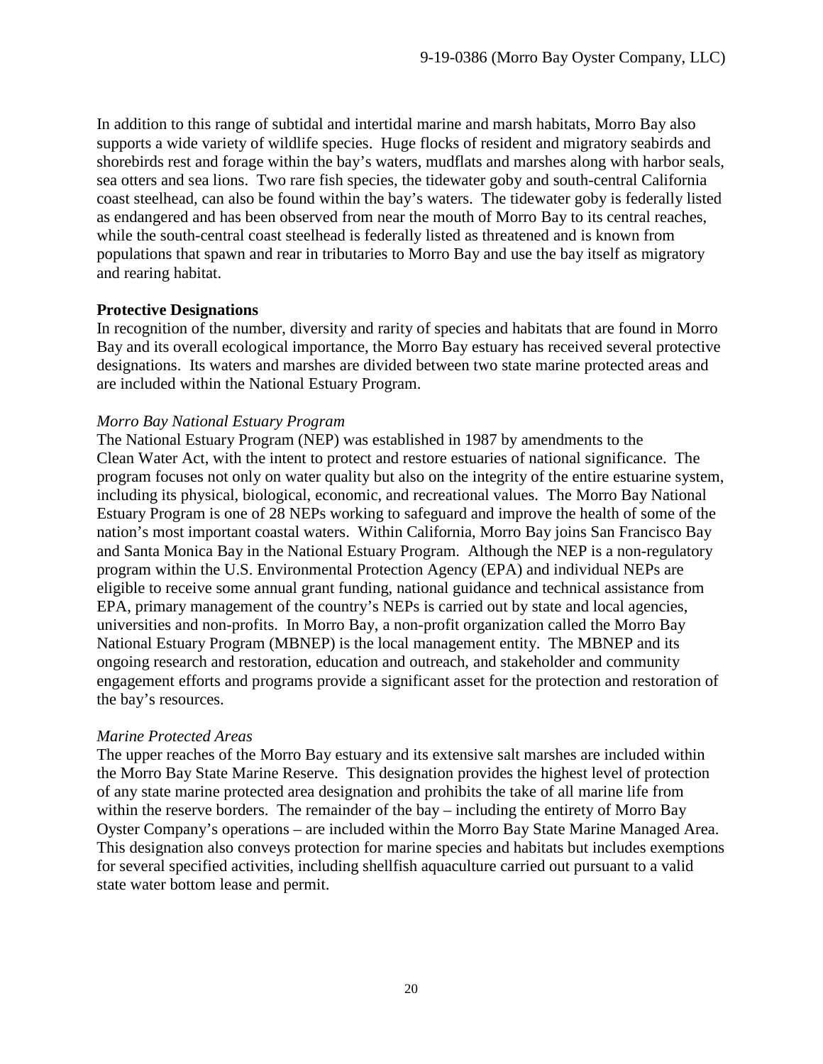In addition to this range of subtidal and intertidal marine and marsh habitats, Morro Bay also supports a wide variety of wildlife species. Huge flocks of resident and migratory seabirds and shorebirds rest and forage within the bay's waters, mudflats and marshes along with harbor seals, sea otters and sea lions. Two rare fish species, the tidewater goby and south-central California coast steelhead, can also be found within the bay's waters. The tidewater goby is federally listed as endangered and has been observed from near the mouth of Morro Bay to its central reaches, while the south-central coast steelhead is federally listed as threatened and is known from populations that spawn and rear in tributaries to Morro Bay and use the bay itself as migratory and rearing habitat.

**Protective Designations**

In recognition of the number, diversity and rarity of species and habitats that are found in Morro Bay and its overall ecological importance, the Morro Bay estuary has received several protective designations. Its waters and marshes are divided between two state marine protected areas and are included within the National Estuary Program.

*Morro Bay National Estuary Program*

The National Estuary Program (NEP) was established in 1987 by amendments to the Clean Water Act, with the intent to protect and restore estuaries of national significance. The program focuses not only on water quality but also on the integrity of the entire estuarine system, including its physical, biological, economic, and recreational values. The Morro Bay National Estuary Program is one of 28 NEPs working to safeguard and improve the health of some of the nation's most important coastal waters. Within California, Morro Bay joins San Francisco Bay and Santa Monica Bay in the National Estuary Program. Although the NEP is a non-regulatory program within the U.S. Environmental Protection Agency (EPA) and individual NEPs are eligible to receive some annual grant funding, national guidance and technical assistance from EPA, primary management of the country's NEPs is carried out by state and local agencies, universities and non-profits. In Morro Bay, a non-profit organization called the Morro Bay National Estuary Program (MBNEP) is the local management entity. The MBNEP and its ongoing research and restoration, education and outreach, and stakeholder and community engagement efforts and programs provide a significant asset for the protection and restoration of the bay's resources.

*Marine Protected Areas*

The upper reaches of the Morro Bay estuary and its extensive salt marshes are included within the Morro Bay State Marine Reserve. This designation provides the highest level of protection of any state marine protected area designation and prohibits the take of all marine life from within the reserve borders. The remainder of the bay – including the entirety of Morro Bay Oyster Company's operations – are included within the Morro Bay State Marine Managed Area. This designation also conveys protection for marine species and habitats but includes exemptions for several specified activities, including shellfish aquaculture carried out pursuant to a valid state water bottom lease and permit.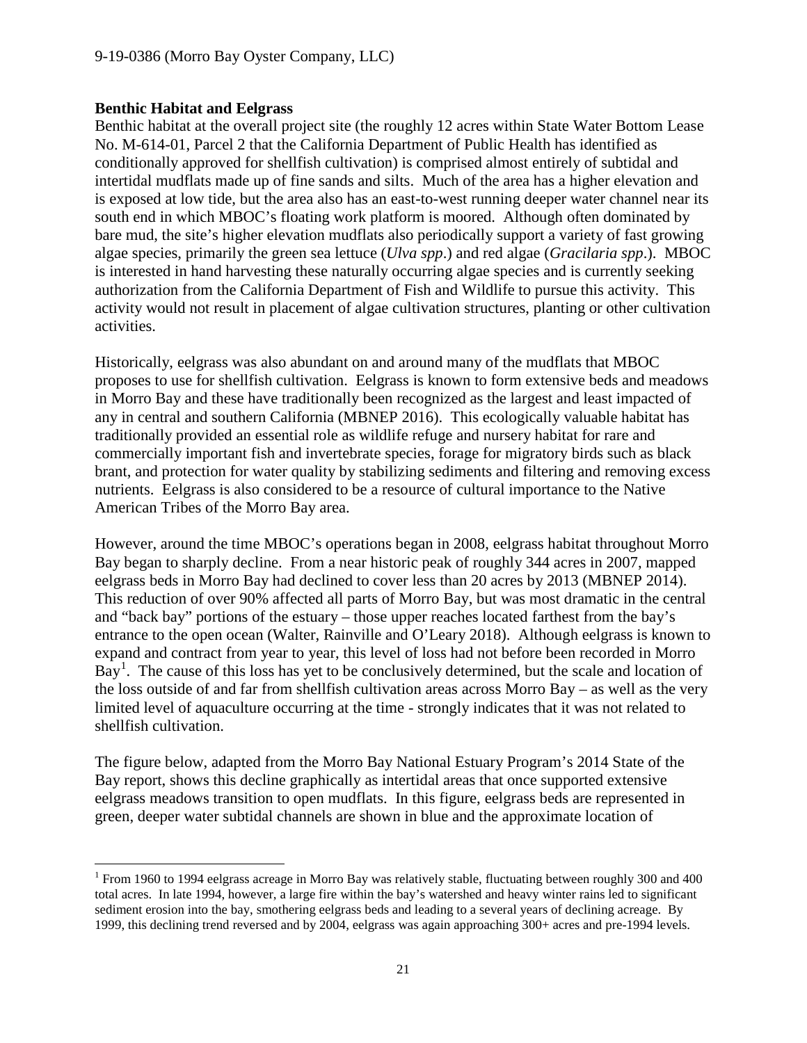**Benthic Habitat and Eelgrass**

Benthic habitat at the overall project site (the roughly 12 acres within State Water Bottom Lease No. M-614-01, Parcel 2 that the California Department of Public Health has identified as conditionally approved for shellfish cultivation) is comprised almost entirely of subtidal and intertidal mudflats made up of fine sands and silts. Much of the area has a higher elevation and is exposed at low tide, but the area also has an east-to-west running deeper water channel near its south end in which MBOC's floating work platform is moored. Although often dominated by bare mud, the site's higher elevation mudflats also periodically support a variety of fast growing algae species, primarily the green sea lettuce (*Ulva spp*.) and red algae (*Gracilaria spp*.). MBOC is interested in hand harvesting these naturally occurring algae species and is currently seeking authorization from the California Department of Fish and Wildlife to pursue this activity. This activity would not result in placement of algae cultivation structures, planting or other cultivation activities.

Historically, eelgrass was also abundant on and around many of the mudflats that MBOC proposes to use for shellfish cultivation. Eelgrass is known to form extensive beds and meadows in Morro Bay and these have traditionally been recognized as the largest and least impacted of any in central and southern California (MBNEP 2016). This ecologically valuable habitat has traditionally provided an essential role as wildlife refuge and nursery habitat for rare and commercially important fish and invertebrate species, forage for migratory birds such as black brant, and protection for water quality by stabilizing sediments and filtering and removing excess nutrients. Eelgrass is also considered to be a resource of cultural importance to the Native American Tribes of the Morro Bay area.

However, around the time MBOC's operations began in 2008, eelgrass habitat throughout Morro Bay began to sharply decline. From a near historic peak of roughly 344 acres in 2007, mapped eelgrass beds in Morro Bay had declined to cover less than 20 acres by 2013 (MBNEP 2014). This reduction of over 90% affected all parts of Morro Bay, but was most dramatic in the central and "back bay" portions of the estuary – those upper reaches located farthest from the bay's entrance to the open ocean (Walter, Rainville and O'Leary 2018). Although eelgrass is known to expand and contract from year to year, this level of loss had not before been recorded in Morro Bay[1]. The cause of this loss has yet to be conclusively determined, but the scale and location of the loss outside of and far from shellfish cultivation areas across Morro Bay – as well as the very limited level of aquaculture occurring at the time - strongly indicates that it was not related to shellfish cultivation.

The figure below, adapted from the Morro Bay National Estuary Program's 2014 State of the Bay report, shows this decline graphically as intertidal areas that once supported extensive eelgrass meadows transition to open mudflats. In this figure, eelgrass beds are represented in green, deeper water subtidal channels are shown in blue and the approximate location of

[1] From 1960 to 1994 eelgrass acreage in Morro Bay was relatively stable, fluctuating between roughly 300 and 400 total acres. In late 1994, however, a large fire within the bay's watershed and heavy winter rains led to significant sediment erosion into the bay, smothering eelgrass beds and leading to a several years of declining acreage. By 1999, this declining trend reversed and by 2004, eelgrass was again approaching 300+ acres and pre-1994 levels.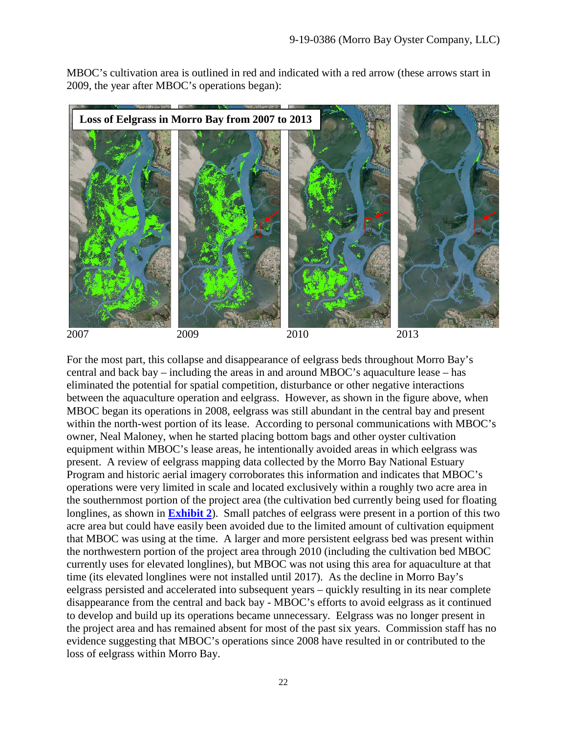MBOC's cultivation area is outlined in red and indicated with a red arrow (these arrows start in 2009, the year after MBOC's operations began):

**Loss of Eelgrass in Morro Bay from 2007 to 2013**

2007 2009 2010 2013

For the most part, this collapse and disappearance of eelgrass beds throughout Morro Bay's central and back bay – including the areas in and around MBOC's aquaculture lease – has eliminated the potential for spatial competition, disturbance or other negative interactions between the aquaculture operation and eelgrass. However, as shown in the figure above, when MBOC began its operations in 2008, eelgrass was still abundant in the central bay and present within the north-west portion of its lease. According to personal communications with MBOC's owner, Neal Maloney, when he started placing bottom bags and other oyster cultivation equipment within MBOC's lease areas, he intentionally avoided areas in which eelgrass was present. A review of eelgrass mapping data collected by the Morro Bay National Estuary Program and historic aerial imagery corroborates this information and indicates that MBOC's operations were very limited in scale and located exclusively within a roughly two acre area in the southernmost portion of the project area (the cultivation bed currently being used for floating longlines, as shown in **Exhibit 2**). Small patches of eelgrass were present in a portion of this two acre area but could have easily been avoided due to the limited amount of cultivation equipment that MBOC was using at the time. A larger and more persistent eelgrass bed was present within the northwestern portion of the project area through 2010 (including the cultivation bed MBOC currently uses for elevated longlines), but MBOC was not using this area for aquaculture at that time (its elevated longlines were not installed until 2017). As the decline in Morro Bay's eelgrass persisted and accelerated into subsequent years – quickly resulting in its near complete disappearance from the central and back bay - MBOC's efforts to avoid eelgrass as it continued to develop and build up its operations became unnecessary. Eelgrass was no longer present in the project area and has remained absent for most of the past six years. Commission staff has no evidence suggesting that MBOC's operations since 2008 have resulted in or contributed to the loss of eelgrass within Morro Bay.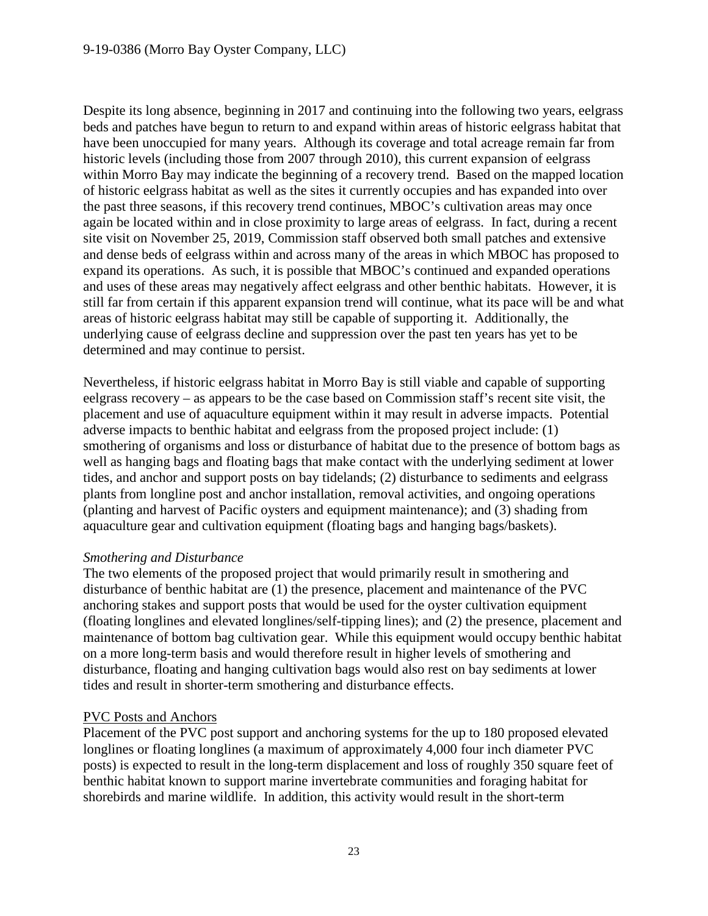Despite its long absence, beginning in 2017 and continuing into the following two years, eelgrass beds and patches have begun to return to and expand within areas of historic eelgrass habitat that have been unoccupied for many years. Although its coverage and total acreage remain far from historic levels (including those from 2007 through 2010), this current expansion of eelgrass within Morro Bay may indicate the beginning of a recovery trend. Based on the mapped location of historic eelgrass habitat as well as the sites it currently occupies and has expanded into over the past three seasons, if this recovery trend continues, MBOC's cultivation areas may once again be located within and in close proximity to large areas of eelgrass. In fact, during a recent site visit on November 25, 2019, Commission staff observed both small patches and extensive and dense beds of eelgrass within and across many of the areas in which MBOC has proposed to expand its operations. As such, it is possible that MBOC's continued and expanded operations and uses of these areas may negatively affect eelgrass and other benthic habitats. However, it is still far from certain if this apparent expansion trend will continue, what its pace will be and what areas of historic eelgrass habitat may still be capable of supporting it. Additionally, the underlying cause of eelgrass decline and suppression over the past ten years has yet to be determined and may continue to persist.

Nevertheless, if historic eelgrass habitat in Morro Bay is still viable and capable of supporting eelgrass recovery – as appears to be the case based on Commission staff's recent site visit, the placement and use of aquaculture equipment within it may result in adverse impacts. Potential adverse impacts to benthic habitat and eelgrass from the proposed project include: (1) smothering of organisms and loss or disturbance of habitat due to the presence of bottom bags as well as hanging bags and floating bags that make contact with the underlying sediment at lower tides, and anchor and support posts on bay tidelands; (2) disturbance to sediments and eelgrass plants from longline post and anchor installation, removal activities, and ongoing operations (planting and harvest of Pacific oysters and equipment maintenance); and (3) shading from aquaculture gear and cultivation equipment (floating bags and hanging bags/baskets).

*Smothering and Disturbance*

The two elements of the proposed project that would primarily result in smothering and disturbance of benthic habitat are (1) the presence, placement and maintenance of the PVC anchoring stakes and support posts that would be used for the oyster cultivation equipment (floating longlines and elevated longlines/self-tipping lines); and (2) the presence, placement and maintenance of bottom bag cultivation gear. While this equipment would occupy benthic habitat on a more long-term basis and would therefore result in higher levels of smothering and disturbance, floating and hanging cultivation bags would also rest on bay sediments at lower tides and result in shorter-term smothering and disturbance effects.

<u>PVC Posts and Anchors</u>

Placement of the PVC post support and anchoring systems for the up to 180 proposed elevated longlines or floating longlines (a maximum of approximately 4,000 four inch diameter PVC posts) is expected to result in the long-term displacement and loss of roughly 350 square feet of benthic habitat known to support marine invertebrate communities and foraging habitat for shorebirds and marine wildlife. In addition, this activity would result in the short-term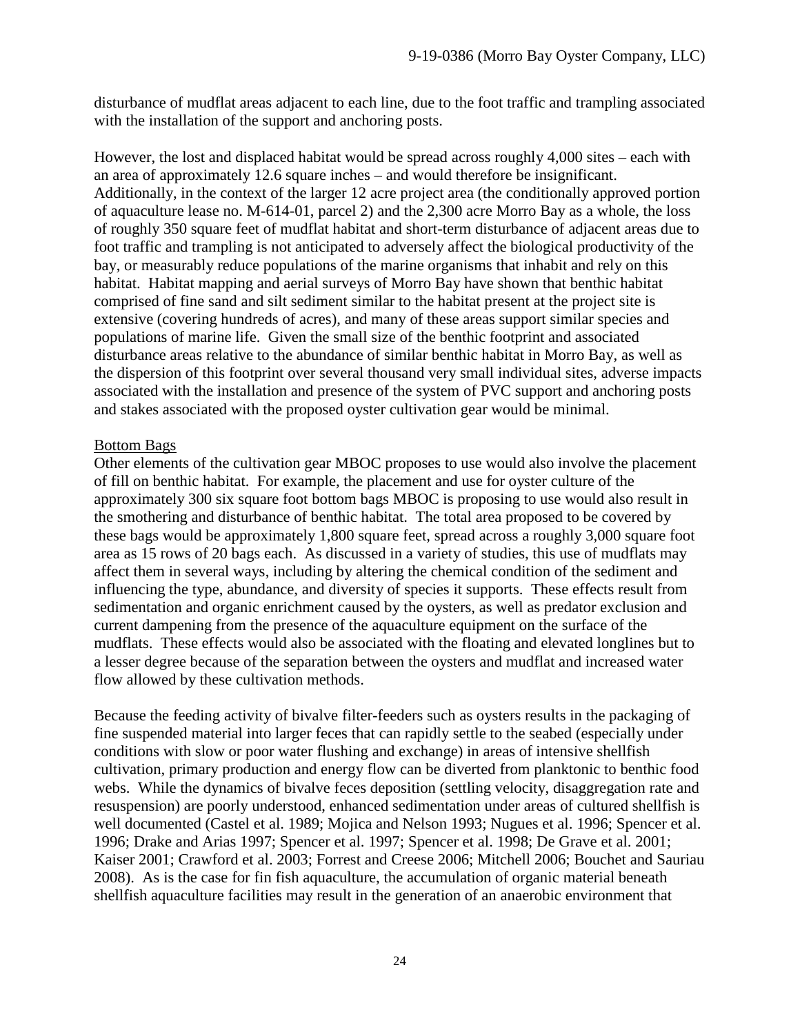disturbance of mudflat areas adjacent to each line, due to the foot traffic and trampling associated with the installation of the support and anchoring posts.

However, the lost and displaced habitat would be spread across roughly 4,000 sites – each with an area of approximately 12.6 square inches – and would therefore be insignificant. Additionally, in the context of the larger 12 acre project area (the conditionally approved portion of aquaculture lease no. M-614-01, parcel 2) and the 2,300 acre Morro Bay as a whole, the loss of roughly 350 square feet of mudflat habitat and short-term disturbance of adjacent areas due to foot traffic and trampling is not anticipated to adversely affect the biological productivity of the bay, or measurably reduce populations of the marine organisms that inhabit and rely on this habitat. Habitat mapping and aerial surveys of Morro Bay have shown that benthic habitat comprised of fine sand and silt sediment similar to the habitat present at the project site is extensive (covering hundreds of acres), and many of these areas support similar species and populations of marine life. Given the small size of the benthic footprint and associated disturbance areas relative to the abundance of similar benthic habitat in Morro Bay, as well as the dispersion of this footprint over several thousand very small individual sites, adverse impacts associated with the installation and presence of the system of PVC support and anchoring posts and stakes associated with the proposed oyster cultivation gear would be minimal.

<u>Bottom Bags</u>

Other elements of the cultivation gear MBOC proposes to use would also involve the placement of fill on benthic habitat. For example, the placement and use for oyster culture of the approximately 300 six square foot bottom bags MBOC is proposing to use would also result in the smothering and disturbance of benthic habitat. The total area proposed to be covered by these bags would be approximately 1,800 square feet, spread across a roughly 3,000 square foot area as 15 rows of 20 bags each. As discussed in a variety of studies, this use of mudflats may affect them in several ways, including by altering the chemical condition of the sediment and influencing the type, abundance, and diversity of species it supports. These effects result from sedimentation and organic enrichment caused by the oysters, as well as predator exclusion and current dampening from the presence of the aquaculture equipment on the surface of the mudflats. These effects would also be associated with the floating and elevated longlines but to a lesser degree because of the separation between the oysters and mudflat and increased water flow allowed by these cultivation methods.

Because the feeding activity of bivalve filter-feeders such as oysters results in the packaging of fine suspended material into larger feces that can rapidly settle to the seabed (especially under conditions with slow or poor water flushing and exchange) in areas of intensive shellfish cultivation, primary production and energy flow can be diverted from planktonic to benthic food webs. While the dynamics of bivalve feces deposition (settling velocity, disaggregation rate and resuspension) are poorly understood, enhanced sedimentation under areas of cultured shellfish is well documented (Castel et al. 1989; Mojica and Nelson 1993; Nugues et al. 1996; Spencer et al. 1996; Drake and Arias 1997; Spencer et al. 1997; Spencer et al. 1998; De Grave et al. 2001; Kaiser 2001; Crawford et al. 2003; Forrest and Creese 2006; Mitchell 2006; Bouchet and Sauriau 2008). As is the case for fin fish aquaculture, the accumulation of organic material beneath shellfish aquaculture facilities may result in the generation of an anaerobic environment that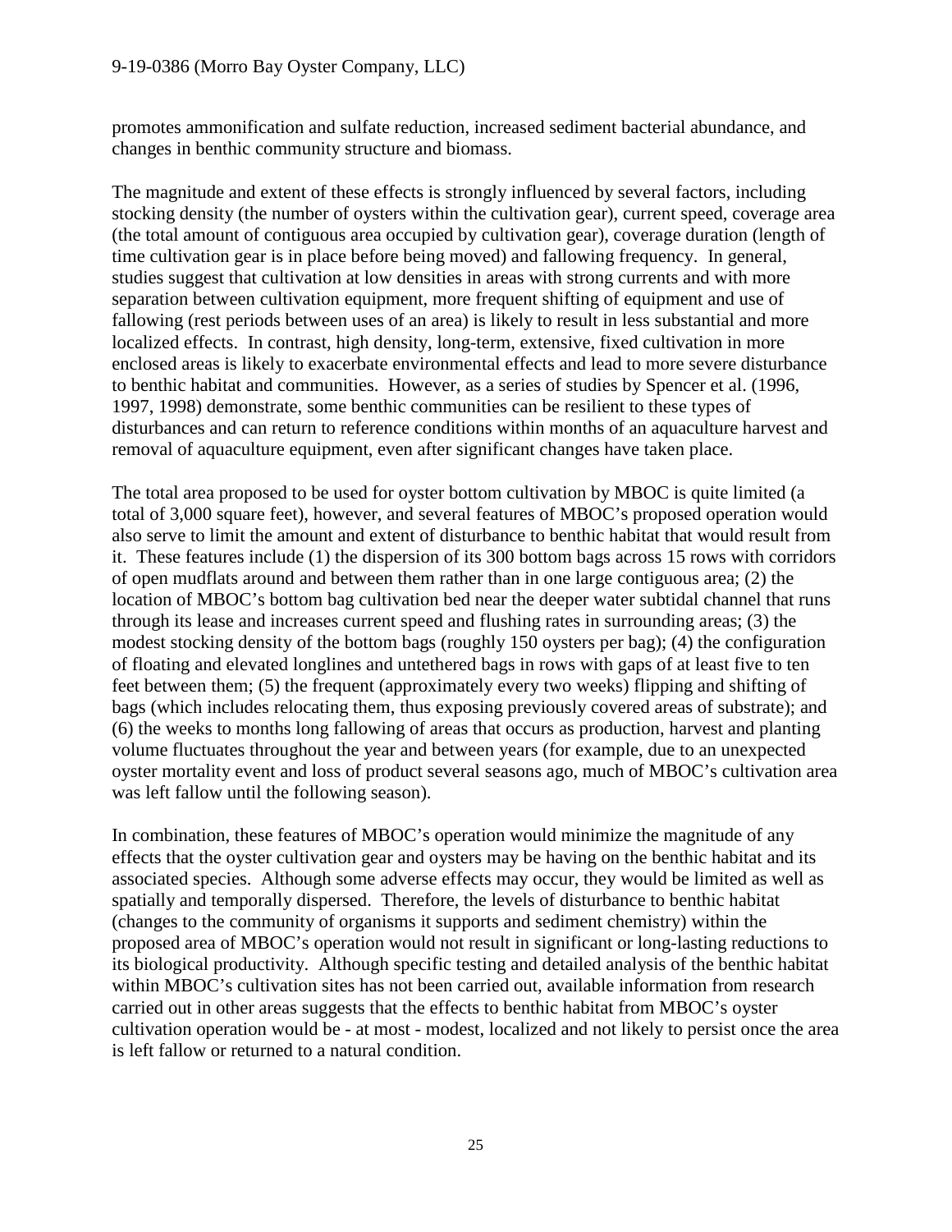promotes ammonification and sulfate reduction, increased sediment bacterial abundance, and changes in benthic community structure and biomass.

The magnitude and extent of these effects is strongly influenced by several factors, including stocking density (the number of oysters within the cultivation gear), current speed, coverage area (the total amount of contiguous area occupied by cultivation gear), coverage duration (length of time cultivation gear is in place before being moved) and fallowing frequency. In general, studies suggest that cultivation at low densities in areas with strong currents and with more separation between cultivation equipment, more frequent shifting of equipment and use of fallowing (rest periods between uses of an area) is likely to result in less substantial and more localized effects. In contrast, high density, long-term, extensive, fixed cultivation in more enclosed areas is likely to exacerbate environmental effects and lead to more severe disturbance to benthic habitat and communities. However, as a series of studies by Spencer et al. (1996, 1997, 1998) demonstrate, some benthic communities can be resilient to these types of disturbances and can return to reference conditions within months of an aquaculture harvest and removal of aquaculture equipment, even after significant changes have taken place.

The total area proposed to be used for oyster bottom cultivation by MBOC is quite limited (a total of 3,000 square feet), however, and several features of MBOC's proposed operation would also serve to limit the amount and extent of disturbance to benthic habitat that would result from it. These features include (1) the dispersion of its 300 bottom bags across 15 rows with corridors of open mudflats around and between them rather than in one large contiguous area; (2) the location of MBOC's bottom bag cultivation bed near the deeper water subtidal channel that runs through its lease and increases current speed and flushing rates in surrounding areas; (3) the modest stocking density of the bottom bags (roughly 150 oysters per bag); (4) the configuration of floating and elevated longlines and untethered bags in rows with gaps of at least five to ten feet between them; (5) the frequent (approximately every two weeks) flipping and shifting of bags (which includes relocating them, thus exposing previously covered areas of substrate); and (6) the weeks to months long fallowing of areas that occurs as production, harvest and planting volume fluctuates throughout the year and between years (for example, due to an unexpected oyster mortality event and loss of product several seasons ago, much of MBOC's cultivation area was left fallow until the following season).

In combination, these features of MBOC's operation would minimize the magnitude of any effects that the oyster cultivation gear and oysters may be having on the benthic habitat and its associated species. Although some adverse effects may occur, they would be limited as well as spatially and temporally dispersed. Therefore, the levels of disturbance to benthic habitat (changes to the community of organisms it supports and sediment chemistry) within the proposed area of MBOC's operation would not result in significant or long-lasting reductions to its biological productivity. Although specific testing and detailed analysis of the benthic habitat within MBOC's cultivation sites has not been carried out, available information from research carried out in other areas suggests that the effects to benthic habitat from MBOC's oyster cultivation operation would be - at most - modest, localized and not likely to persist once the area is left fallow or returned to a natural condition.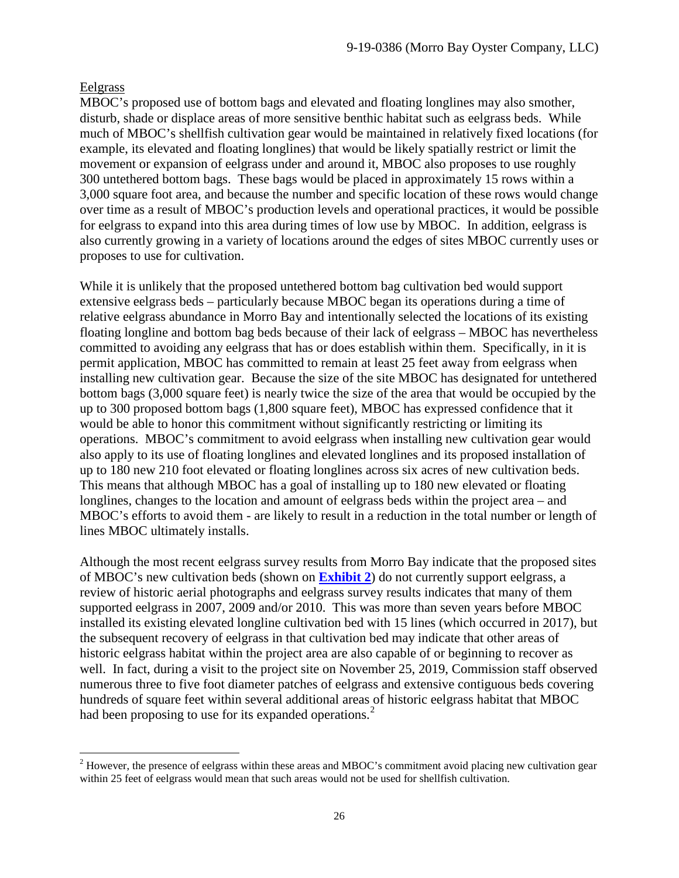Eelgrass

MBOC's proposed use of bottom bags and elevated and floating longlines may also smother, disturb, shade or displace areas of more sensitive benthic habitat such as eelgrass beds. While much of MBOC's shellfish cultivation gear would be maintained in relatively fixed locations (for example, its elevated and floating longlines) that would be likely spatially restrict or limit the movement or expansion of eelgrass under and around it, MBOC also proposes to use roughly 300 untethered bottom bags. These bags would be placed in approximately 15 rows within a 3,000 square foot area, and because the number and specific location of these rows would change over time as a result of MBOC's production levels and operational practices, it would be possible for eelgrass to expand into this area during times of low use by MBOC. In addition, eelgrass is also currently growing in a variety of locations around the edges of sites MBOC currently uses or proposes to use for cultivation.

While it is unlikely that the proposed untethered bottom bag cultivation bed would support extensive eelgrass beds – particularly because MBOC began its operations during a time of relative eelgrass abundance in Morro Bay and intentionally selected the locations of its existing floating longline and bottom bag beds because of their lack of eelgrass – MBOC has nevertheless committed to avoiding any eelgrass that has or does establish within them. Specifically, in it is permit application, MBOC has committed to remain at least 25 feet away from eelgrass when installing new cultivation gear. Because the size of the site MBOC has designated for untethered bottom bags (3,000 square feet) is nearly twice the size of the area that would be occupied by the up to 300 proposed bottom bags (1,800 square feet), MBOC has expressed confidence that it would be able to honor this commitment without significantly restricting or limiting its operations. MBOC's commitment to avoid eelgrass when installing new cultivation gear would also apply to its use of floating longlines and elevated longlines and its proposed installation of up to 180 new 210 foot elevated or floating longlines across six acres of new cultivation beds. This means that although MBOC has a goal of installing up to 180 new elevated or floating longlines, changes to the location and amount of eelgrass beds within the project area – and MBOC's efforts to avoid them - are likely to result in a reduction in the total number or length of lines MBOC ultimately installs.

Although the most recent eelgrass survey results from Morro Bay indicate that the proposed sites of MBOC's new cultivation beds (shown on **Exhibit 2**) do not currently support eelgrass, a review of historic aerial photographs and eelgrass survey results indicates that many of them supported eelgrass in 2007, 2009 and/or 2010. This was more than seven years before MBOC installed its existing elevated longline cultivation bed with 15 lines (which occurred in 2017), but the subsequent recovery of eelgrass in that cultivation bed may indicate that other areas of historic eelgrass habitat within the project area are also capable of or beginning to recover as well. In fact, during a visit to the project site on November 25, 2019, Commission staff observed numerous three to five foot diameter patches of eelgrass and extensive contiguous beds covering hundreds of square feet within several additional areas of historic eelgrass habitat that MBOC had been proposing to use for its expanded operations.[2]

[2] However, the presence of eelgrass within these areas and MBOC's commitment avoid placing new cultivation gear within 25 feet of eelgrass would mean that such areas would not be used for shellfish cultivation.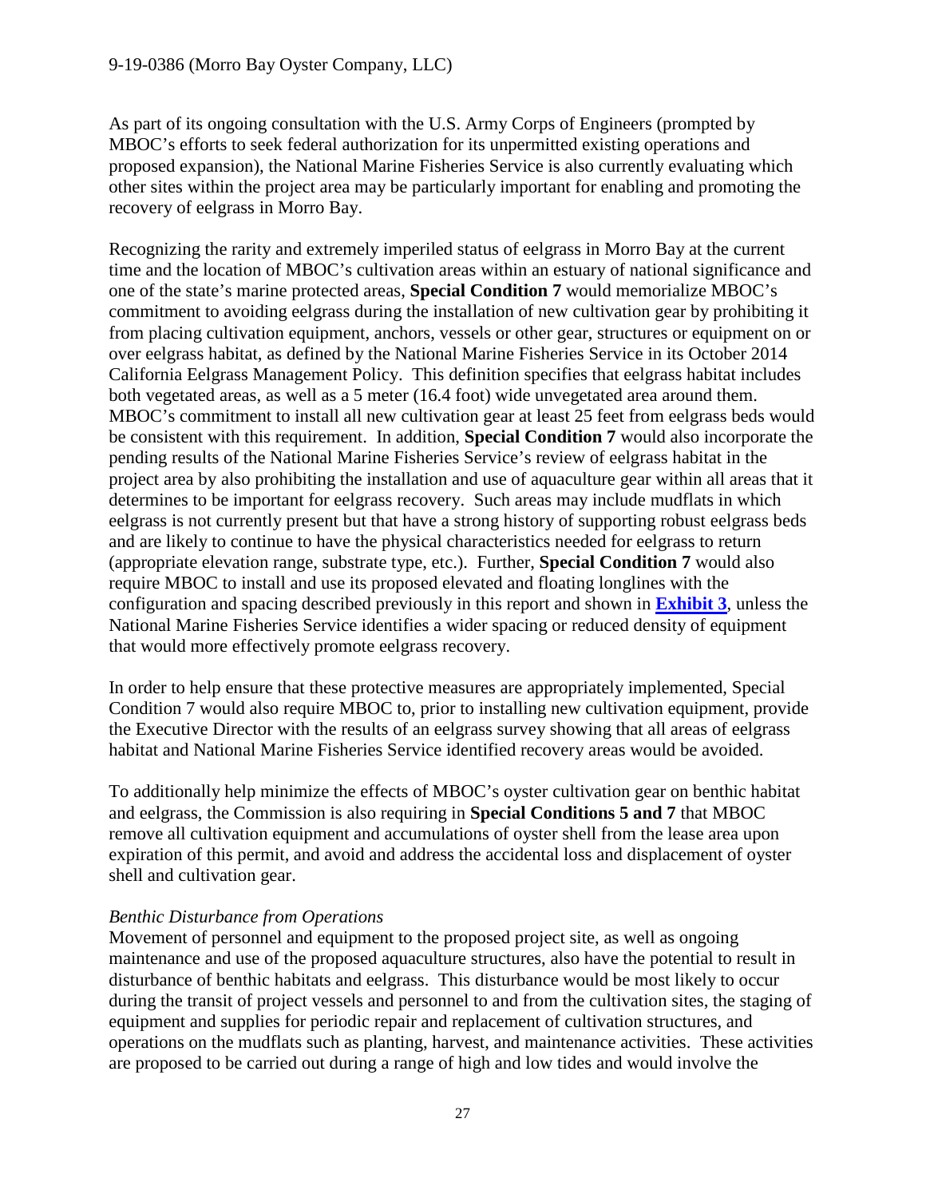As part of its ongoing consultation with the U.S. Army Corps of Engineers (prompted by MBOC's efforts to seek federal authorization for its unpermitted existing operations and proposed expansion), the National Marine Fisheries Service is also currently evaluating which other sites within the project area may be particularly important for enabling and promoting the recovery of eelgrass in Morro Bay.

Recognizing the rarity and extremely imperiled status of eelgrass in Morro Bay at the current time and the location of MBOC's cultivation areas within an estuary of national significance and one of the state's marine protected areas, **Special Condition 7** would memorialize MBOC's commitment to avoiding eelgrass during the installation of new cultivation gear by prohibiting it from placing cultivation equipment, anchors, vessels or other gear, structures or equipment on or over eelgrass habitat, as defined by the National Marine Fisheries Service in its October 2014 California Eelgrass Management Policy. This definition specifies that eelgrass habitat includes both vegetated areas, as well as a 5 meter (16.4 foot) wide unvegetated area around them. MBOC's commitment to install all new cultivation gear at least 25 feet from eelgrass beds would be consistent with this requirement. In addition, **Special Condition 7** would also incorporate the pending results of the National Marine Fisheries Service's review of eelgrass habitat in the project area by also prohibiting the installation and use of aquaculture gear within all areas that it determines to be important for eelgrass recovery. Such areas may include mudflats in which eelgrass is not currently present but that have a strong history of supporting robust eelgrass beds and are likely to continue to have the physical characteristics needed for eelgrass to return (appropriate elevation range, substrate type, etc.). Further, **Special Condition 7** would also require MBOC to install and use its proposed elevated and floating longlines with the configuration and spacing described previously in this report and shown in **Exhibit 3**, unless the National Marine Fisheries Service identifies a wider spacing or reduced density of equipment that would more effectively promote eelgrass recovery.

In order to help ensure that these protective measures are appropriately implemented, Special Condition 7 would also require MBOC to, prior to installing new cultivation equipment, provide the Executive Director with the results of an eelgrass survey showing that all areas of eelgrass habitat and National Marine Fisheries Service identified recovery areas would be avoided.

To additionally help minimize the effects of MBOC's oyster cultivation gear on benthic habitat and eelgrass, the Commission is also requiring in **Special Conditions 5 and 7** that MBOC remove all cultivation equipment and accumulations of oyster shell from the lease area upon expiration of this permit, and avoid and address the accidental loss and displacement of oyster shell and cultivation gear.

*Benthic Disturbance from Operations*

Movement of personnel and equipment to the proposed project site, as well as ongoing maintenance and use of the proposed aquaculture structures, also have the potential to result in disturbance of benthic habitats and eelgrass. This disturbance would be most likely to occur during the transit of project vessels and personnel to and from the cultivation sites, the staging of equipment and supplies for periodic repair and replacement of cultivation structures, and operations on the mudflats such as planting, harvest, and maintenance activities. These activities are proposed to be carried out during a range of high and low tides and would involve the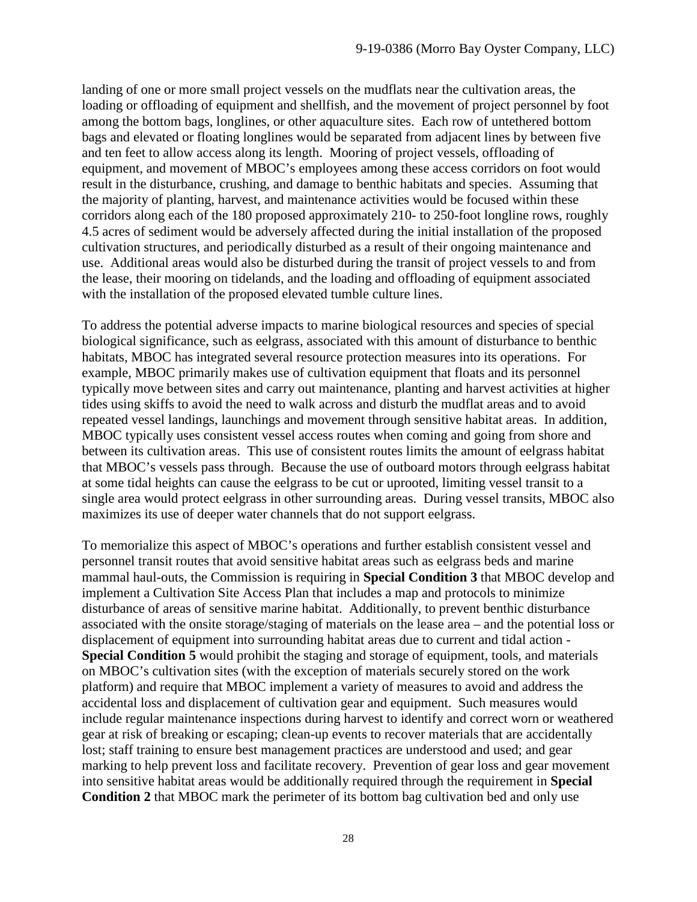landing of one or more small project vessels on the mudflats near the cultivation areas, the loading or offloading of equipment and shellfish, and the movement of project personnel by foot among the bottom bags, longlines, or other aquaculture sites. Each row of untethered bottom bags and elevated or floating longlines would be separated from adjacent lines by between five and ten feet to allow access along its length. Mooring of project vessels, offloading of equipment, and movement of MBOC's employees among these access corridors on foot would result in the disturbance, crushing, and damage to benthic habitats and species. Assuming that the majority of planting, harvest, and maintenance activities would be focused within these corridors along each of the 180 proposed approximately 210- to 250-foot longline rows, roughly 4.5 acres of sediment would be adversely affected during the initial installation of the proposed cultivation structures, and periodically disturbed as a result of their ongoing maintenance and use. Additional areas would also be disturbed during the transit of project vessels to and from the lease, their mooring on tidelands, and the loading and offloading of equipment associated with the installation of the proposed elevated tumble culture lines.

To address the potential adverse impacts to marine biological resources and species of special biological significance, such as eelgrass, associated with this amount of disturbance to benthic habitats, MBOC has integrated several resource protection measures into its operations. For example, MBOC primarily makes use of cultivation equipment that floats and its personnel typically move between sites and carry out maintenance, planting and harvest activities at higher tides using skiffs to avoid the need to walk across and disturb the mudflat areas and to avoid repeated vessel landings, launchings and movement through sensitive habitat areas. In addition, MBOC typically uses consistent vessel access routes when coming and going from shore and between its cultivation areas. This use of consistent routes limits the amount of eelgrass habitat that MBOC's vessels pass through. Because the use of outboard motors through eelgrass habitat at some tidal heights can cause the eelgrass to be cut or uprooted, limiting vessel transit to a single area would protect eelgrass in other surrounding areas. During vessel transits, MBOC also maximizes its use of deeper water channels that do not support eelgrass.

To memorialize this aspect of MBOC's operations and further establish consistent vessel and personnel transit routes that avoid sensitive habitat areas such as eelgrass beds and marine mammal haul-outs, the Commission is requiring in **Special Condition 3** that MBOC develop and implement a Cultivation Site Access Plan that includes a map and protocols to minimize disturbance of areas of sensitive marine habitat. Additionally, to prevent benthic disturbance associated with the onsite storage/staging of materials on the lease area – and the potential loss or displacement of equipment into surrounding habitat areas due to current and tidal action - **Special Condition 5** would prohibit the staging and storage of equipment, tools, and materials on MBOC's cultivation sites (with the exception of materials securely stored on the work platform) and require that MBOC implement a variety of measures to avoid and address the accidental loss and displacement of cultivation gear and equipment. Such measures would include regular maintenance inspections during harvest to identify and correct worn or weathered gear at risk of breaking or escaping; clean-up events to recover materials that are accidentally lost; staff training to ensure best management practices are understood and used; and gear marking to help prevent loss and facilitate recovery. Prevention of gear loss and gear movement into sensitive habitat areas would be additionally required through the requirement in **Special Condition 2** that MBOC mark the perimeter of its bottom bag cultivation bed and only use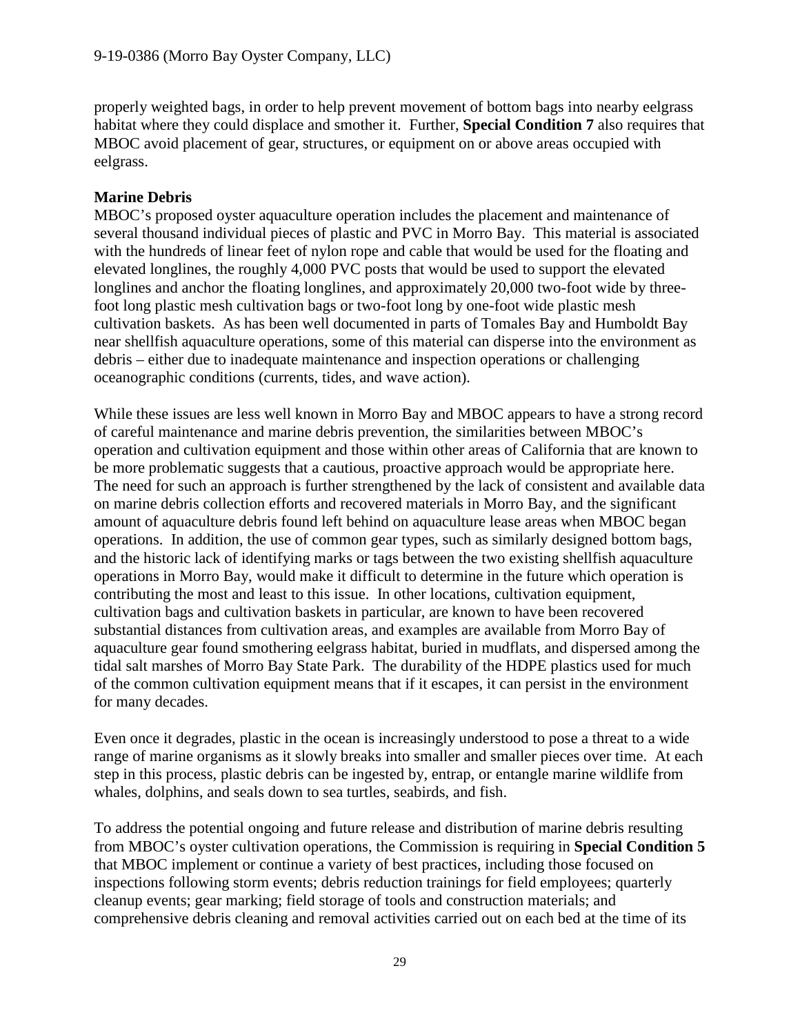properly weighted bags, in order to help prevent movement of bottom bags into nearby eelgrass habitat where they could displace and smother it. Further, **Special Condition 7** also requires that MBOC avoid placement of gear, structures, or equipment on or above areas occupied with eelgrass.

**Marine Debris**

MBOC's proposed oyster aquaculture operation includes the placement and maintenance of several thousand individual pieces of plastic and PVC in Morro Bay. This material is associated with the hundreds of linear feet of nylon rope and cable that would be used for the floating and elevated longlines, the roughly 4,000 PVC posts that would be used to support the elevated longlines and anchor the floating longlines, and approximately 20,000 two-foot wide by three-foot long plastic mesh cultivation bags or two-foot long by one-foot wide plastic mesh cultivation baskets. As has been well documented in parts of Tomales Bay and Humboldt Bay near shellfish aquaculture operations, some of this material can disperse into the environment as debris – either due to inadequate maintenance and inspection operations or challenging oceanographic conditions (currents, tides, and wave action).

While these issues are less well known in Morro Bay and MBOC appears to have a strong record of careful maintenance and marine debris prevention, the similarities between MBOC's operation and cultivation equipment and those within other areas of California that are known to be more problematic suggests that a cautious, proactive approach would be appropriate here. The need for such an approach is further strengthened by the lack of consistent and available data on marine debris collection efforts and recovered materials in Morro Bay, and the significant amount of aquaculture debris found left behind on aquaculture lease areas when MBOC began operations. In addition, the use of common gear types, such as similarly designed bottom bags, and the historic lack of identifying marks or tags between the two existing shellfish aquaculture operations in Morro Bay, would make it difficult to determine in the future which operation is contributing the most and least to this issue. In other locations, cultivation equipment, cultivation bags and cultivation baskets in particular, are known to have been recovered substantial distances from cultivation areas, and examples are available from Morro Bay of aquaculture gear found smothering eelgrass habitat, buried in mudflats, and dispersed among the tidal salt marshes of Morro Bay State Park. The durability of the HDPE plastics used for much of the common cultivation equipment means that if it escapes, it can persist in the environment for many decades.

Even once it degrades, plastic in the ocean is increasingly understood to pose a threat to a wide range of marine organisms as it slowly breaks into smaller and smaller pieces over time. At each step in this process, plastic debris can be ingested by, entrap, or entangle marine wildlife from whales, dolphins, and seals down to sea turtles, seabirds, and fish.

To address the potential ongoing and future release and distribution of marine debris resulting from MBOC's oyster cultivation operations, the Commission is requiring in **Special Condition 5** that MBOC implement or continue a variety of best practices, including those focused on inspections following storm events; debris reduction trainings for field employees; quarterly cleanup events; gear marking; field storage of tools and construction materials; and comprehensive debris cleaning and removal activities carried out on each bed at the time of its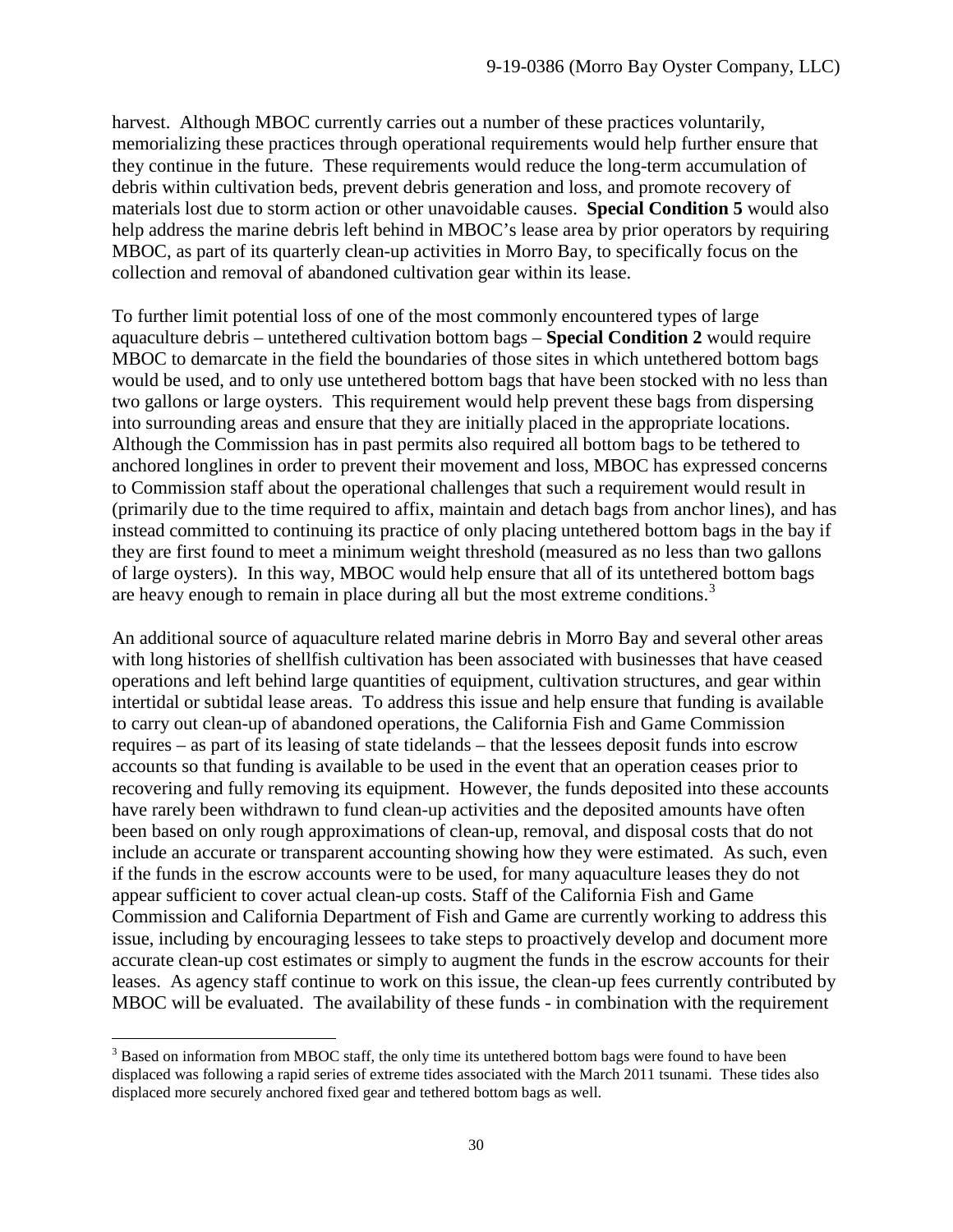harvest. Although MBOC currently carries out a number of these practices voluntarily, memorializing these practices through operational requirements would help further ensure that they continue in the future. These requirements would reduce the long-term accumulation of debris within cultivation beds, prevent debris generation and loss, and promote recovery of materials lost due to storm action or other unavoidable causes. **Special Condition 5** would also help address the marine debris left behind in MBOC's lease area by prior operators by requiring MBOC, as part of its quarterly clean-up activities in Morro Bay, to specifically focus on the collection and removal of abandoned cultivation gear within its lease.

To further limit potential loss of one of the most commonly encountered types of large aquaculture debris – untethered cultivation bottom bags – **Special Condition 2** would require MBOC to demarcate in the field the boundaries of those sites in which untethered bottom bags would be used, and to only use untethered bottom bags that have been stocked with no less than two gallons or large oysters. This requirement would help prevent these bags from dispersing into surrounding areas and ensure that they are initially placed in the appropriate locations. Although the Commission has in past permits also required all bottom bags to be tethered to anchored longlines in order to prevent their movement and loss, MBOC has expressed concerns to Commission staff about the operational challenges that such a requirement would result in (primarily due to the time required to affix, maintain and detach bags from anchor lines), and has instead committed to continuing its practice of only placing untethered bottom bags in the bay if they are first found to meet a minimum weight threshold (measured as no less than two gallons of large oysters). In this way, MBOC would help ensure that all of its untethered bottom bags are heavy enough to remain in place during all but the most extreme conditions.[3]

An additional source of aquaculture related marine debris in Morro Bay and several other areas with long histories of shellfish cultivation has been associated with businesses that have ceased operations and left behind large quantities of equipment, cultivation structures, and gear within intertidal or subtidal lease areas. To address this issue and help ensure that funding is available to carry out clean-up of abandoned operations, the California Fish and Game Commission requires – as part of its leasing of state tidelands – that the lessees deposit funds into escrow accounts so that funding is available to be used in the event that an operation ceases prior to recovering and fully removing its equipment. However, the funds deposited into these accounts have rarely been withdrawn to fund clean-up activities and the deposited amounts have often been based on only rough approximations of clean-up, removal, and disposal costs that do not include an accurate or transparent accounting showing how they were estimated. As such, even if the funds in the escrow accounts were to be used, for many aquaculture leases they do not appear sufficient to cover actual clean-up costs. Staff of the California Fish and Game Commission and California Department of Fish and Game are currently working to address this issue, including by encouraging lessees to take steps to proactively develop and document more accurate clean-up cost estimates or simply to augment the funds in the escrow accounts for their leases. As agency staff continue to work on this issue, the clean-up fees currently contributed by MBOC will be evaluated. The availability of these funds - in combination with the requirement

[3] Based on information from MBOC staff, the only time its untethered bottom bags were found to have been displaced was following a rapid series of extreme tides associated with the March 2011 tsunami. These tides also displaced more securely anchored fixed gear and tethered bottom bags as well.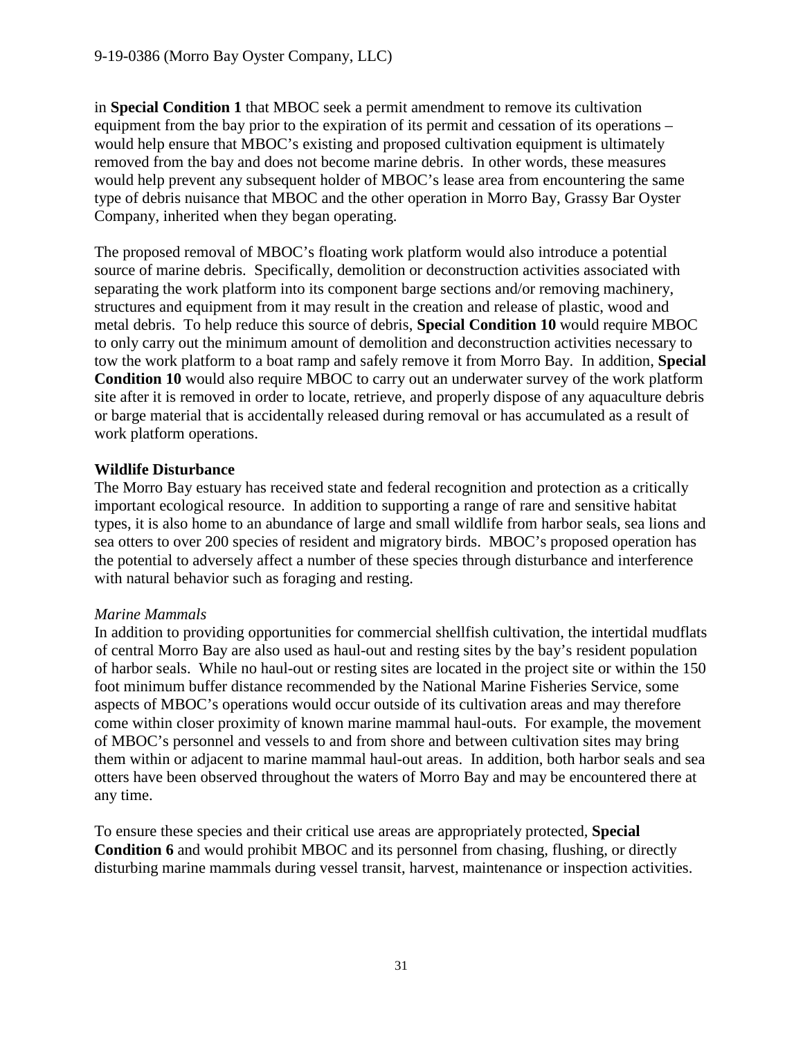in **Special Condition 1** that MBOC seek a permit amendment to remove its cultivation equipment from the bay prior to the expiration of its permit and cessation of its operations – would help ensure that MBOC's existing and proposed cultivation equipment is ultimately removed from the bay and does not become marine debris. In other words, these measures would help prevent any subsequent holder of MBOC's lease area from encountering the same type of debris nuisance that MBOC and the other operation in Morro Bay, Grassy Bar Oyster Company, inherited when they began operating.

The proposed removal of MBOC's floating work platform would also introduce a potential source of marine debris. Specifically, demolition or deconstruction activities associated with separating the work platform into its component barge sections and/or removing machinery, structures and equipment from it may result in the creation and release of plastic, wood and metal debris. To help reduce this source of debris, **Special Condition 10** would require MBOC to only carry out the minimum amount of demolition and deconstruction activities necessary to tow the work platform to a boat ramp and safely remove it from Morro Bay. In addition, **Special Condition 10** would also require MBOC to carry out an underwater survey of the work platform site after it is removed in order to locate, retrieve, and properly dispose of any aquaculture debris or barge material that is accidentally released during removal or has accumulated as a result of work platform operations.

**Wildlife Disturbance**

The Morro Bay estuary has received state and federal recognition and protection as a critically important ecological resource. In addition to supporting a range of rare and sensitive habitat types, it is also home to an abundance of large and small wildlife from harbor seals, sea lions and sea otters to over 200 species of resident and migratory birds. MBOC's proposed operation has the potential to adversely affect a number of these species through disturbance and interference with natural behavior such as foraging and resting.

*Marine Mammals*

In addition to providing opportunities for commercial shellfish cultivation, the intertidal mudflats of central Morro Bay are also used as haul-out and resting sites by the bay's resident population of harbor seals. While no haul-out or resting sites are located in the project site or within the 150 foot minimum buffer distance recommended by the National Marine Fisheries Service, some aspects of MBOC's operations would occur outside of its cultivation areas and may therefore come within closer proximity of known marine mammal haul-outs. For example, the movement of MBOC's personnel and vessels to and from shore and between cultivation sites may bring them within or adjacent to marine mammal haul-out areas. In addition, both harbor seals and sea otters have been observed throughout the waters of Morro Bay and may be encountered there at any time.

To ensure these species and their critical use areas are appropriately protected, **Special Condition 6** and would prohibit MBOC and its personnel from chasing, flushing, or directly disturbing marine mammals during vessel transit, harvest, maintenance or inspection activities.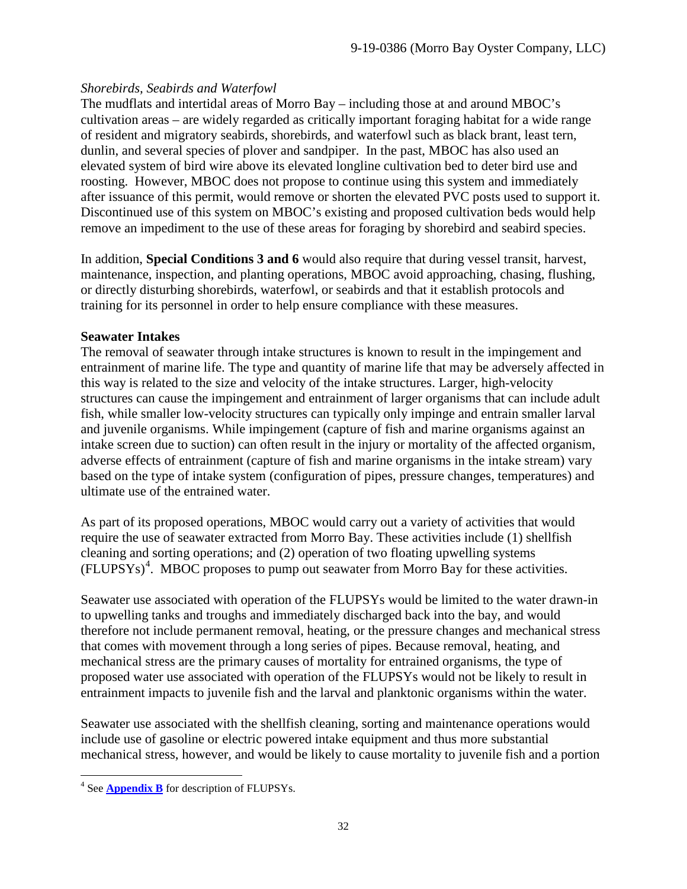*Shorebirds, Seabirds and Waterfowl*

The mudflats and intertidal areas of Morro Bay – including those at and around MBOC's cultivation areas – are widely regarded as critically important foraging habitat for a wide range of resident and migratory seabirds, shorebirds, and waterfowl such as black brant, least tern, dunlin, and several species of plover and sandpiper. In the past, MBOC has also used an elevated system of bird wire above its elevated longline cultivation bed to deter bird use and roosting. However, MBOC does not propose to continue using this system and immediately after issuance of this permit, would remove or shorten the elevated PVC posts used to support it. Discontinued use of this system on MBOC's existing and proposed cultivation beds would help remove an impediment to the use of these areas for foraging by shorebird and seabird species.

In addition, **Special Conditions 3 and 6** would also require that during vessel transit, harvest, maintenance, inspection, and planting operations, MBOC avoid approaching, chasing, flushing, or directly disturbing shorebirds, waterfowl, or seabirds and that it establish protocols and training for its personnel in order to help ensure compliance with these measures.

**Seawater Intakes**

The removal of seawater through intake structures is known to result in the impingement and entrainment of marine life. The type and quantity of marine life that may be adversely affected in this way is related to the size and velocity of the intake structures. Larger, high-velocity structures can cause the impingement and entrainment of larger organisms that can include adult fish, while smaller low-velocity structures can typically only impinge and entrain smaller larval and juvenile organisms. While impingement (capture of fish and marine organisms against an intake screen due to suction) can often result in the injury or mortality of the affected organism, adverse effects of entrainment (capture of fish and marine organisms in the intake stream) vary based on the type of intake system (configuration of pipes, pressure changes, temperatures) and ultimate use of the entrained water.

As part of its proposed operations, MBOC would carry out a variety of activities that would require the use of seawater extracted from Morro Bay. These activities include (1) shellfish cleaning and sorting operations; and (2) operation of two floating upwelling systems (FLUPSYs)[4]. MBOC proposes to pump out seawater from Morro Bay for these activities.

Seawater use associated with operation of the FLUPSYs would be limited to the water drawn-in to upwelling tanks and troughs and immediately discharged back into the bay, and would therefore not include permanent removal, heating, or the pressure changes and mechanical stress that comes with movement through a long series of pipes. Because removal, heating, and mechanical stress are the primary causes of mortality for entrained organisms, the type of proposed water use associated with operation of the FLUPSYs would not be likely to result in entrainment impacts to juvenile fish and the larval and planktonic organisms within the water.

Seawater use associated with the shellfish cleaning, sorting and maintenance operations would include use of gasoline or electric powered intake equipment and thus more substantial mechanical stress, however, and would be likely to cause mortality to juvenile fish and a portion

[4] See **Appendix B** for description of FLUPSYs.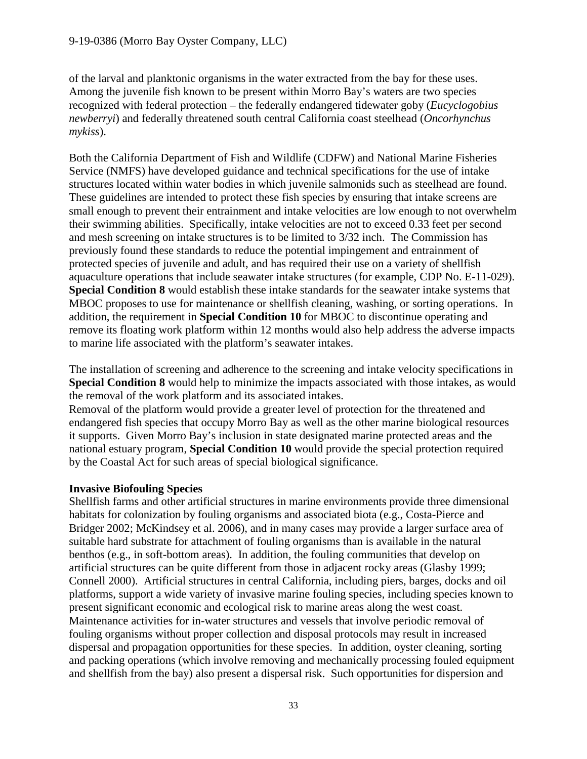of the larval and planktonic organisms in the water extracted from the bay for these uses. Among the juvenile fish known to be present within Morro Bay's waters are two species recognized with federal protection – the federally endangered tidewater goby (*Eucyclogobius newberryi*) and federally threatened south central California coast steelhead (*Oncorhynchus mykiss*).

Both the California Department of Fish and Wildlife (CDFW) and National Marine Fisheries Service (NMFS) have developed guidance and technical specifications for the use of intake structures located within water bodies in which juvenile salmonids such as steelhead are found. These guidelines are intended to protect these fish species by ensuring that intake screens are small enough to prevent their entrainment and intake velocities are low enough to not overwhelm their swimming abilities. Specifically, intake velocities are not to exceed 0.33 feet per second and mesh screening on intake structures is to be limited to 3/32 inch. The Commission has previously found these standards to reduce the potential impingement and entrainment of protected species of juvenile and adult, and has required their use on a variety of shellfish aquaculture operations that include seawater intake structures (for example, CDP No. E-11-029). **Special Condition 8** would establish these intake standards for the seawater intake systems that MBOC proposes to use for maintenance or shellfish cleaning, washing, or sorting operations. In addition, the requirement in **Special Condition 10** for MBOC to discontinue operating and remove its floating work platform within 12 months would also help address the adverse impacts to marine life associated with the platform's seawater intakes.

The installation of screening and adherence to the screening and intake velocity specifications in **Special Condition 8** would help to minimize the impacts associated with those intakes, as would the removal of the work platform and its associated intakes.
Removal of the platform would provide a greater level of protection for the threatened and endangered fish species that occupy Morro Bay as well as the other marine biological resources it supports. Given Morro Bay's inclusion in state designated marine protected areas and the national estuary program, **Special Condition 10** would provide the special protection required by the Coastal Act for such areas of special biological significance.

**Invasive Biofouling Species**

Shellfish farms and other artificial structures in marine environments provide three dimensional habitats for colonization by fouling organisms and associated biota (e.g., Costa-Pierce and Bridger 2002; McKindsey et al. 2006), and in many cases may provide a larger surface area of suitable hard substrate for attachment of fouling organisms than is available in the natural benthos (e.g., in soft-bottom areas). In addition, the fouling communities that develop on artificial structures can be quite different from those in adjacent rocky areas (Glasby 1999; Connell 2000). Artificial structures in central California, including piers, barges, docks and oil platforms, support a wide variety of invasive marine fouling species, including species known to present significant economic and ecological risk to marine areas along the west coast. Maintenance activities for in-water structures and vessels that involve periodic removal of fouling organisms without proper collection and disposal protocols may result in increased dispersal and propagation opportunities for these species. In addition, oyster cleaning, sorting and packing operations (which involve removing and mechanically processing fouled equipment and shellfish from the bay) also present a dispersal risk. Such opportunities for dispersion and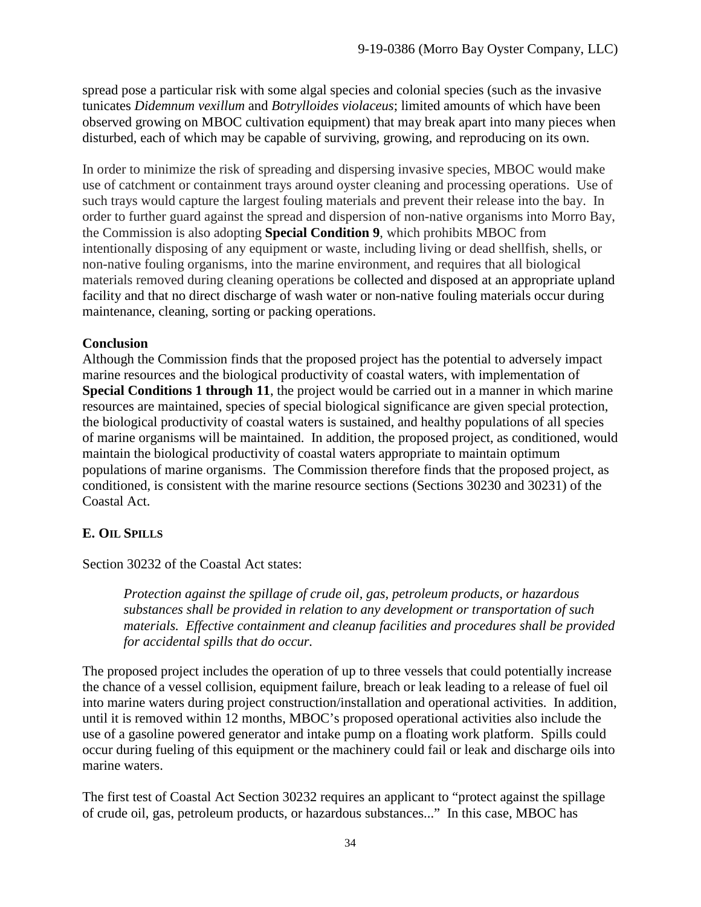spread pose a particular risk with some algal species and colonial species (such as the invasive tunicates *Didemnum vexillum* and *Botrylloides violaceus*; limited amounts of which have been observed growing on MBOC cultivation equipment) that may break apart into many pieces when disturbed, each of which may be capable of surviving, growing, and reproducing on its own.

In order to minimize the risk of spreading and dispersing invasive species, MBOC would make use of catchment or containment trays around oyster cleaning and processing operations. Use of such trays would capture the largest fouling materials and prevent their release into the bay. In order to further guard against the spread and dispersion of non-native organisms into Morro Bay, the Commission is also adopting **Special Condition 9**, which prohibits MBOC from intentionally disposing of any equipment or waste, including living or dead shellfish, shells, or non-native fouling organisms, into the marine environment, and requires that all biological materials removed during cleaning operations be collected and disposed at an appropriate upland facility and that no direct discharge of wash water or non-native fouling materials occur during maintenance, cleaning, sorting or packing operations.

**Conclusion**

Although the Commission finds that the proposed project has the potential to adversely impact marine resources and the biological productivity of coastal waters, with implementation of **Special Conditions 1 through 11**, the project would be carried out in a manner in which marine resources are maintained, species of special biological significance are given special protection, the biological productivity of coastal waters is sustained, and healthy populations of all species of marine organisms will be maintained. In addition, the proposed project, as conditioned, would maintain the biological productivity of coastal waters appropriate to maintain optimum populations of marine organisms. The Commission therefore finds that the proposed project, as conditioned, is consistent with the marine resource sections (Sections 30230 and 30231) of the Coastal Act.

### E. OIL SPILLS

Section 30232 of the Coastal Act states:

> *Protection against the spillage of crude oil, gas, petroleum products, or hazardous substances shall be provided in relation to any development or transportation of such materials. Effective containment and cleanup facilities and procedures shall be provided for accidental spills that do occur.*

The proposed project includes the operation of up to three vessels that could potentially increase the chance of a vessel collision, equipment failure, breach or leak leading to a release of fuel oil into marine waters during project construction/installation and operational activities. In addition, until it is removed within 12 months, MBOC's proposed operational activities also include the use of a gasoline powered generator and intake pump on a floating work platform. Spills could occur during fueling of this equipment or the machinery could fail or leak and discharge oils into marine waters.

The first test of Coastal Act Section 30232 requires an applicant to "protect against the spillage of crude oil, gas, petroleum products, or hazardous substances..." In this case, MBOC has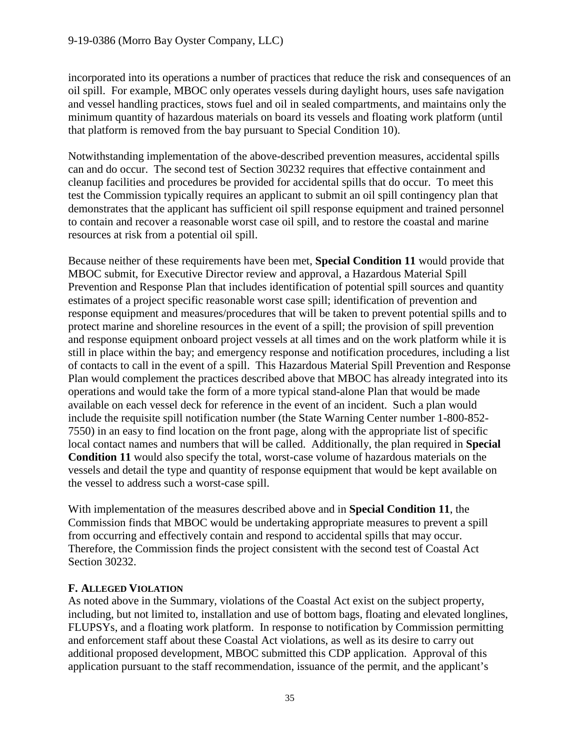incorporated into its operations a number of practices that reduce the risk and consequences of an oil spill. For example, MBOC only operates vessels during daylight hours, uses safe navigation and vessel handling practices, stows fuel and oil in sealed compartments, and maintains only the minimum quantity of hazardous materials on board its vessels and floating work platform (until that platform is removed from the bay pursuant to Special Condition 10).

Notwithstanding implementation of the above-described prevention measures, accidental spills can and do occur. The second test of Section 30232 requires that effective containment and cleanup facilities and procedures be provided for accidental spills that do occur. To meet this test the Commission typically requires an applicant to submit an oil spill contingency plan that demonstrates that the applicant has sufficient oil spill response equipment and trained personnel to contain and recover a reasonable worst case oil spill, and to restore the coastal and marine resources at risk from a potential oil spill.

Because neither of these requirements have been met, **Special Condition 11** would provide that MBOC submit, for Executive Director review and approval, a Hazardous Material Spill Prevention and Response Plan that includes identification of potential spill sources and quantity estimates of a project specific reasonable worst case spill; identification of prevention and response equipment and measures/procedures that will be taken to prevent potential spills and to protect marine and shoreline resources in the event of a spill; the provision of spill prevention and response equipment onboard project vessels at all times and on the work platform while it is still in place within the bay; and emergency response and notification procedures, including a list of contacts to call in the event of a spill. This Hazardous Material Spill Prevention and Response Plan would complement the practices described above that MBOC has already integrated into its operations and would take the form of a more typical stand-alone Plan that would be made available on each vessel deck for reference in the event of an incident. Such a plan would include the requisite spill notification number (the State Warning Center number 1-800-852-7550) in an easy to find location on the front page, along with the appropriate list of specific local contact names and numbers that will be called. Additionally, the plan required in **Special Condition 11** would also specify the total, worst-case volume of hazardous materials on the vessels and detail the type and quantity of response equipment that would be kept available on the vessel to address such a worst-case spill.

With implementation of the measures described above and in **Special Condition 11**, the Commission finds that MBOC would be undertaking appropriate measures to prevent a spill from occurring and effectively contain and respond to accidental spills that may occur. Therefore, the Commission finds the project consistent with the second test of Coastal Act Section 30232.

### F. Alleged Violation

As noted above in the Summary, violations of the Coastal Act exist on the subject property, including, but not limited to, installation and use of bottom bags, floating and elevated longlines, FLUPSYs, and a floating work platform. In response to notification by Commission permitting and enforcement staff about these Coastal Act violations, as well as its desire to carry out additional proposed development, MBOC submitted this CDP application. Approval of this application pursuant to the staff recommendation, issuance of the permit, and the applicant's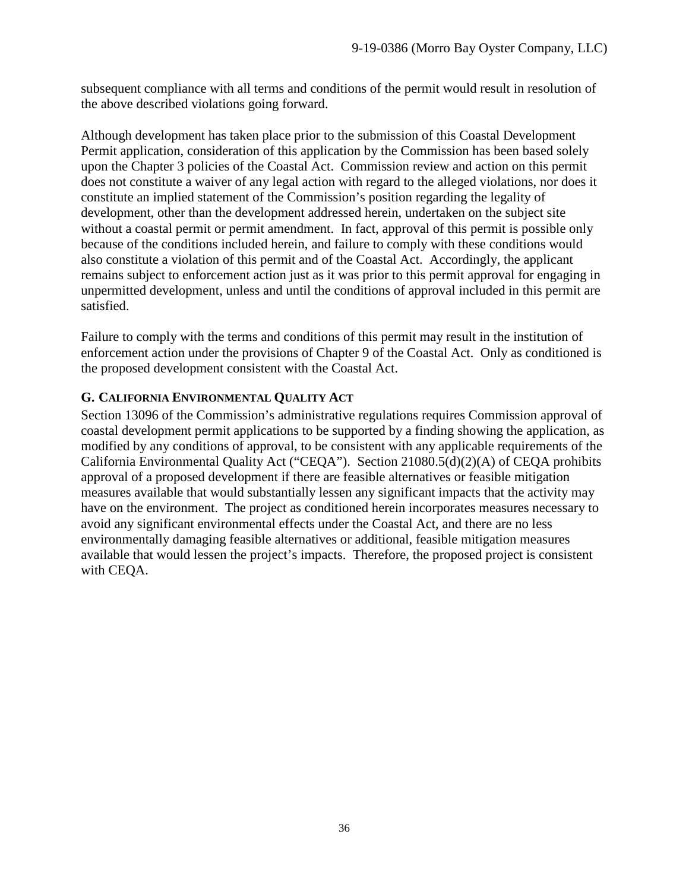subsequent compliance with all terms and conditions of the permit would result in resolution of the above described violations going forward.

Although development has taken place prior to the submission of this Coastal Development Permit application, consideration of this application by the Commission has been based solely upon the Chapter 3 policies of the Coastal Act. Commission review and action on this permit does not constitute a waiver of any legal action with regard to the alleged violations, nor does it constitute an implied statement of the Commission's position regarding the legality of development, other than the development addressed herein, undertaken on the subject site without a coastal permit or permit amendment. In fact, approval of this permit is possible only because of the conditions included herein, and failure to comply with these conditions would also constitute a violation of this permit and of the Coastal Act. Accordingly, the applicant remains subject to enforcement action just as it was prior to this permit approval for engaging in unpermitted development, unless and until the conditions of approval included in this permit are satisfied.

Failure to comply with the terms and conditions of this permit may result in the institution of enforcement action under the provisions of Chapter 9 of the Coastal Act. Only as conditioned is the proposed development consistent with the Coastal Act.

### G. California Environmental Quality Act

Section 13096 of the Commission's administrative regulations requires Commission approval of coastal development permit applications to be supported by a finding showing the application, as modified by any conditions of approval, to be consistent with any applicable requirements of the California Environmental Quality Act ("CEQA"). Section 21080.5(d)(2)(A) of CEQA prohibits approval of a proposed development if there are feasible alternatives or feasible mitigation measures available that would substantially lessen any significant impacts that the activity may have on the environment. The project as conditioned herein incorporates measures necessary to avoid any significant environmental effects under the Coastal Act, and there are no less environmentally damaging feasible alternatives or additional, feasible mitigation measures available that would lessen the project's impacts. Therefore, the proposed project is consistent with CEQA.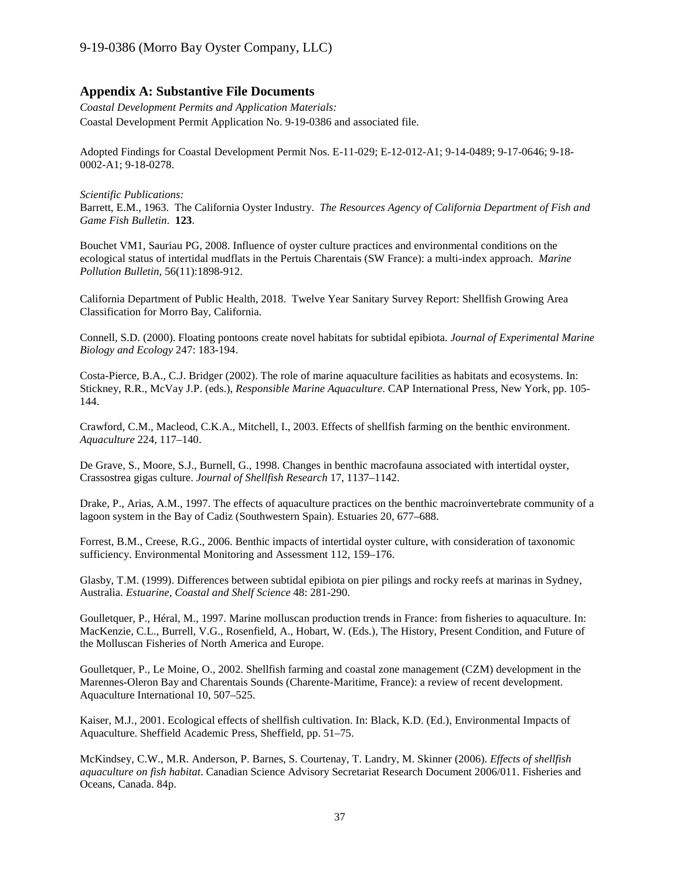## Appendix A: Substantive File Documents

*Coastal Development Permits and Application Materials:*

Coastal Development Permit Application No. 9-19-0386 and associated file.

Adopted Findings for Coastal Development Permit Nos. E-11-029; E-12-012-A1; 9-14-0489; 9-17-0646; 9-18-0002-A1; 9-18-0278.

*Scientific Publications:*

Barrett, E.M., 1963. The California Oyster Industry. *The Resources Agency of California Department of Fish and Game Fish Bulletin*. **123**.

Bouchet VM1, Sauriau PG, 2008. Influence of oyster culture practices and environmental conditions on the ecological status of intertidal mudflats in the Pertuis Charentais (SW France): a multi-index approach. *Marine Pollution Bulletin*, 56(11):1898-912.

California Department of Public Health, 2018. Twelve Year Sanitary Survey Report: Shellfish Growing Area Classification for Morro Bay, California.

Connell, S.D. (2000). Floating pontoons create novel habitats for subtidal epibiota. *Journal of Experimental Marine Biology and Ecology* 247: 183-194.

Costa-Pierce, B.A., C.J. Bridger (2002). The role of marine aquaculture facilities as habitats and ecosystems. In: Stickney, R.R., McVay J.P. (eds.), *Responsible Marine Aquaculture*. CAP International Press, New York, pp. 105-144.

Crawford, C.M., Macleod, C.K.A., Mitchell, I., 2003. Effects of shellfish farming on the benthic environment. *Aquaculture* 224, 117–140.

De Grave, S., Moore, S.J., Burnell, G., 1998. Changes in benthic macrofauna associated with intertidal oyster, Crassostrea gigas culture. *Journal of Shellfish Research* 17, 1137–1142.

Drake, P., Arias, A.M., 1997. The effects of aquaculture practices on the benthic macroinvertebrate community of a lagoon system in the Bay of Cadiz (Southwestern Spain). Estuaries 20, 677–688.

Forrest, B.M., Creese, R.G., 2006. Benthic impacts of intertidal oyster culture, with consideration of taxonomic sufficiency. Environmental Monitoring and Assessment 112, 159–176.

Glasby, T.M. (1999). Differences between subtidal epibiota on pier pilings and rocky reefs at marinas in Sydney, Australia. *Estuarine, Coastal and Shelf Science* 48: 281-290.

Goulletquer, P., Héral, M., 1997. Marine molluscan production trends in France: from fisheries to aquaculture. In: MacKenzie, C.L., Burrell, V.G., Rosenfield, A., Hobart, W. (Eds.), The History, Present Condition, and Future of the Molluscan Fisheries of North America and Europe.

Goulletquer, P., Le Moine, O., 2002. Shellfish farming and coastal zone management (CZM) development in the Marennes-Oleron Bay and Charentais Sounds (Charente-Maritime, France): a review of recent development. Aquaculture International 10, 507–525.

Kaiser, M.J., 2001. Ecological effects of shellfish cultivation. In: Black, K.D. (Ed.), Environmental Impacts of Aquaculture. Sheffield Academic Press, Sheffield, pp. 51–75.

McKindsey, C.W., M.R. Anderson, P. Barnes, S. Courtenay, T. Landry, M. Skinner (2006). *Effects of shellfish aquaculture on fish habitat*. Canadian Science Advisory Secretariat Research Document 2006/011. Fisheries and Oceans, Canada. 84p.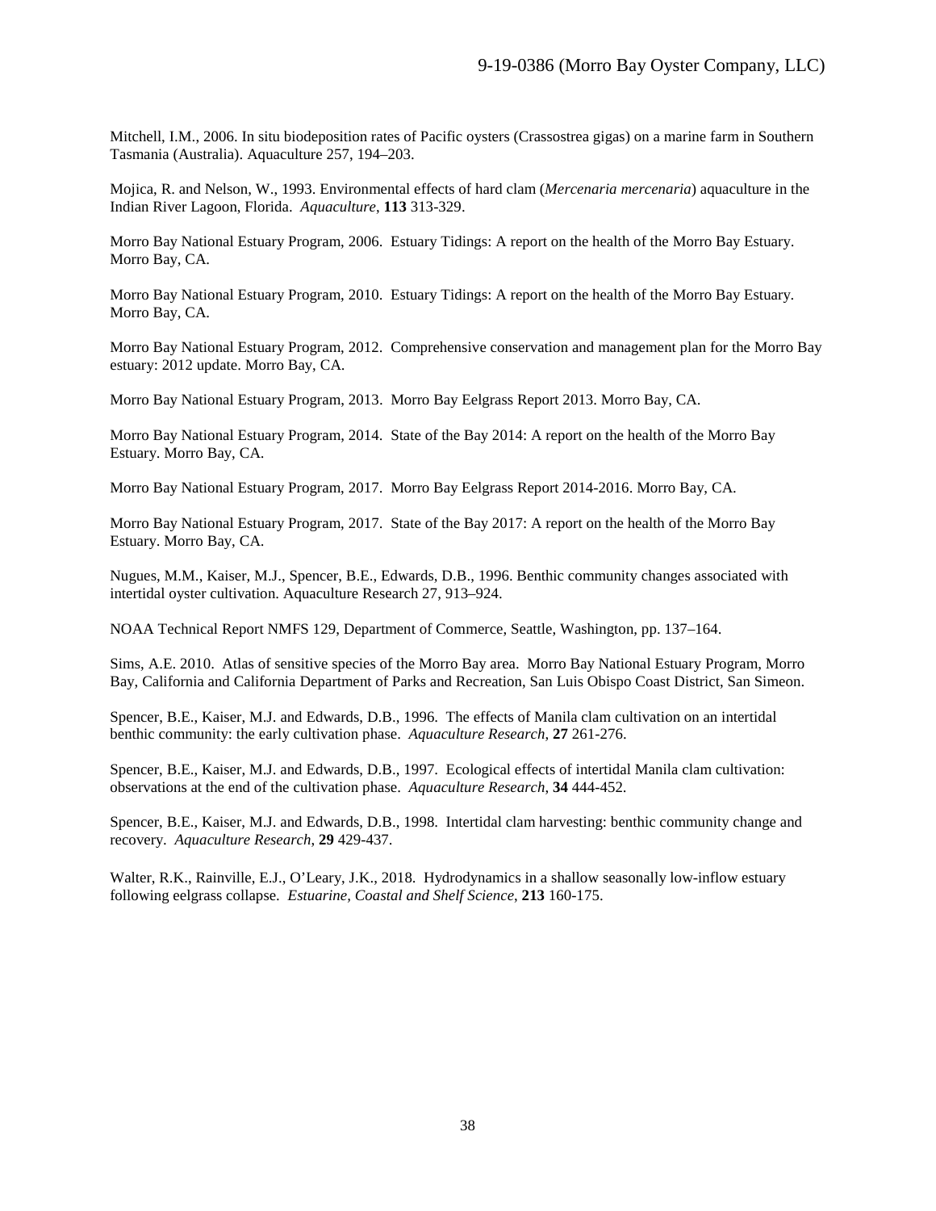Mitchell, I.M., 2006. In situ biodeposition rates of Pacific oysters (Crassostrea gigas) on a marine farm in Southern Tasmania (Australia). Aquaculture 257, 194–203.

Mojica, R. and Nelson, W., 1993. Environmental effects of hard clam (*Mercenaria mercenaria*) aquaculture in the Indian River Lagoon, Florida. *Aquaculture*, **113** 313-329.

Morro Bay National Estuary Program, 2006. Estuary Tidings: A report on the health of the Morro Bay Estuary. Morro Bay, CA.

Morro Bay National Estuary Program, 2010. Estuary Tidings: A report on the health of the Morro Bay Estuary. Morro Bay, CA.

Morro Bay National Estuary Program, 2012. Comprehensive conservation and management plan for the Morro Bay estuary: 2012 update. Morro Bay, CA.

Morro Bay National Estuary Program, 2013. Morro Bay Eelgrass Report 2013. Morro Bay, CA.

Morro Bay National Estuary Program, 2014. State of the Bay 2014: A report on the health of the Morro Bay Estuary. Morro Bay, CA.

Morro Bay National Estuary Program, 2017. Morro Bay Eelgrass Report 2014-2016. Morro Bay, CA.

Morro Bay National Estuary Program, 2017. State of the Bay 2017: A report on the health of the Morro Bay Estuary. Morro Bay, CA.

Nugues, M.M., Kaiser, M.J., Spencer, B.E., Edwards, D.B., 1996. Benthic community changes associated with intertidal oyster cultivation. Aquaculture Research 27, 913–924.

NOAA Technical Report NMFS 129, Department of Commerce, Seattle, Washington, pp. 137–164.

Sims, A.E. 2010. Atlas of sensitive species of the Morro Bay area. Morro Bay National Estuary Program, Morro Bay, California and California Department of Parks and Recreation, San Luis Obispo Coast District, San Simeon.

Spencer, B.E., Kaiser, M.J. and Edwards, D.B., 1996. The effects of Manila clam cultivation on an intertidal benthic community: the early cultivation phase. *Aquaculture Research*, **27** 261-276.

Spencer, B.E., Kaiser, M.J. and Edwards, D.B., 1997. Ecological effects of intertidal Manila clam cultivation: observations at the end of the cultivation phase. *Aquaculture Research*, **34** 444-452.

Spencer, B.E., Kaiser, M.J. and Edwards, D.B., 1998. Intertidal clam harvesting: benthic community change and recovery. *Aquaculture Research*, **29** 429-437.

Walter, R.K., Rainville, E.J., O'Leary, J.K., 2018. Hydrodynamics in a shallow seasonally low-inflow estuary following eelgrass collapse. *Estuarine, Coastal and Shelf Science*, **213** 160-175.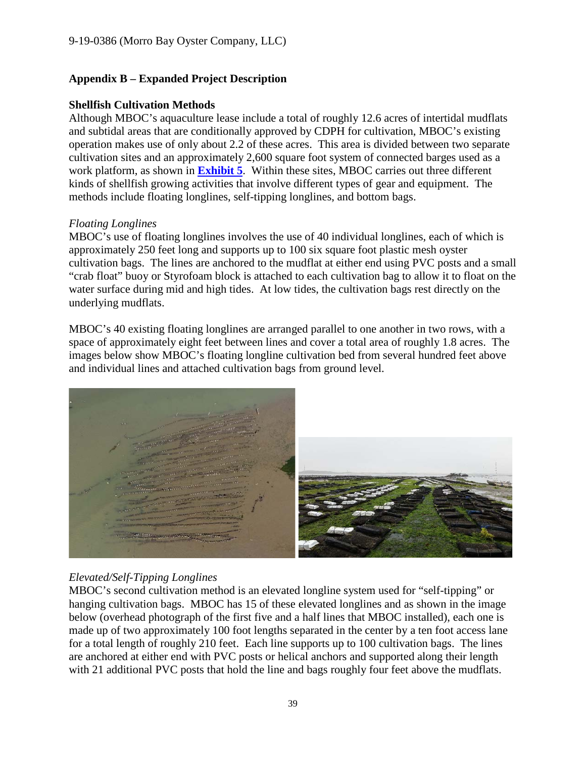## Appendix B – Expanded Project Description

### Shellfish Cultivation Methods

Although MBOC's aquaculture lease include a total of roughly 12.6 acres of intertidal mudflats and subtidal areas that are conditionally approved by CDPH for cultivation, MBOC's existing operation makes use of only about 2.2 of these acres. This area is divided between two separate cultivation sites and an approximately 2,600 square foot system of connected barges used as a work platform, as shown in **Exhibit 5**. Within these sites, MBOC carries out three different kinds of shellfish growing activities that involve different types of gear and equipment. The methods include floating longlines, self-tipping longlines, and bottom bags.

*Floating Longlines*

MBOC's use of floating longlines involves the use of 40 individual longlines, each of which is approximately 250 feet long and supports up to 100 six square foot plastic mesh oyster cultivation bags. The lines are anchored to the mudflat at either end using PVC posts and a small "crab float" buoy or Styrofoam block is attached to each cultivation bag to allow it to float on the water surface during mid and high tides. At low tides, the cultivation bags rest directly on the underlying mudflats.

MBOC's 40 existing floating longlines are arranged parallel to one another in two rows, with a space of approximately eight feet between lines and cover a total area of roughly 1.8 acres. The images below show MBOC's floating longline cultivation bed from several hundred feet above and individual lines and attached cultivation bags from ground level.

*Elevated/Self-Tipping Longlines*

MBOC's second cultivation method is an elevated longline system used for "self-tipping" or hanging cultivation bags. MBOC has 15 of these elevated longlines and as shown in the image below (overhead photograph of the first five and a half lines that MBOC installed), each one is made up of two approximately 100 foot lengths separated in the center by a ten foot access lane for a total length of roughly 210 feet. Each line supports up to 100 cultivation bags. The lines are anchored at either end with PVC posts or helical anchors and supported along their length with 21 additional PVC posts that hold the line and bags roughly four feet above the mudflats.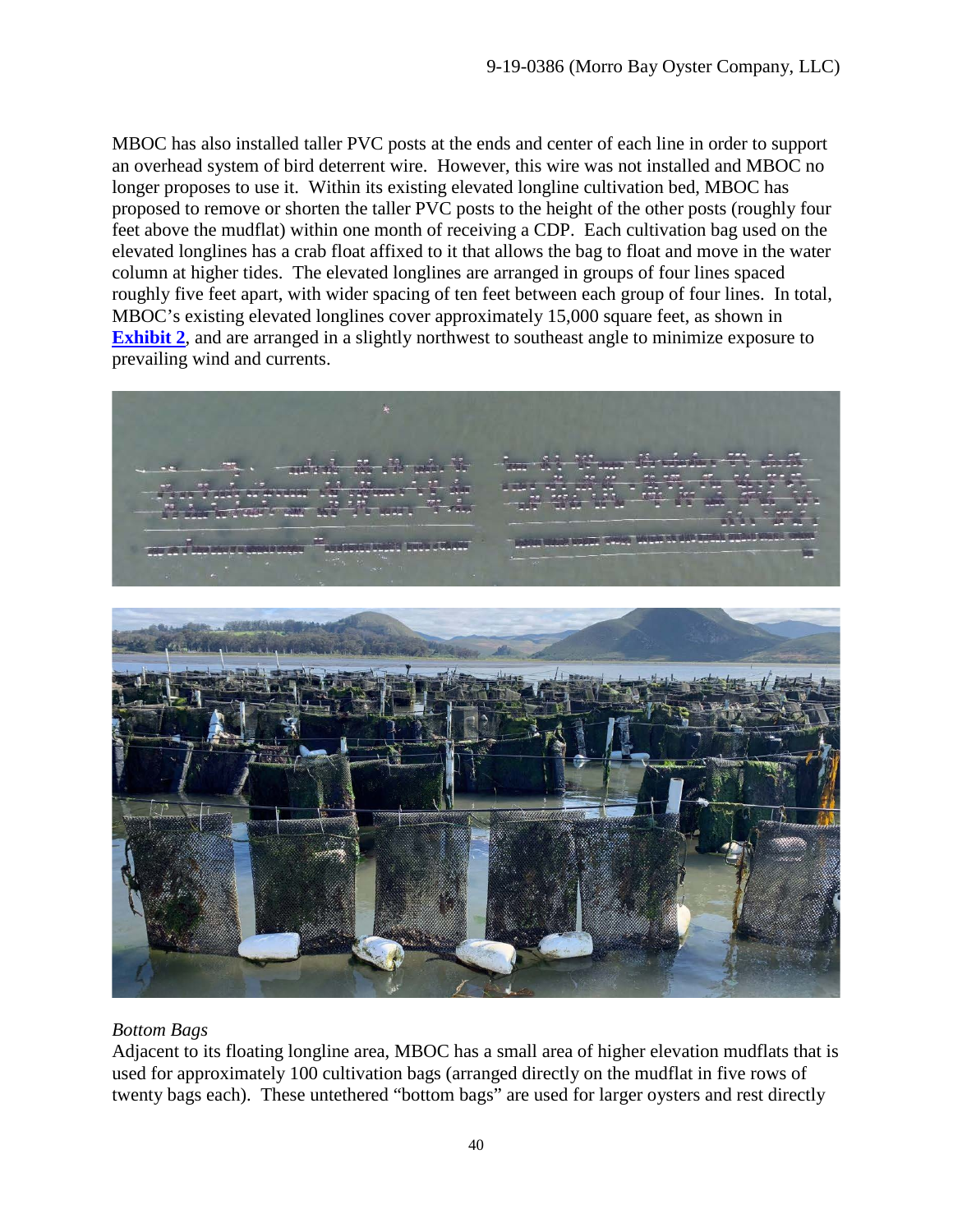MBOC has also installed taller PVC posts at the ends and center of each line in order to support an overhead system of bird deterrent wire. However, this wire was not installed and MBOC no longer proposes to use it. Within its existing elevated longline cultivation bed, MBOC has proposed to remove or shorten the taller PVC posts to the height of the other posts (roughly four feet above the mudflat) within one month of receiving a CDP. Each cultivation bag used on the elevated longlines has a crab float affixed to it that allows the bag to float and move in the water column at higher tides. The elevated longlines are arranged in groups of four lines spaced roughly five feet apart, with wider spacing of ten feet between each group of four lines. In total, MBOC's existing elevated longlines cover approximately 15,000 square feet, as shown in **Exhibit 2**, and are arranged in a slightly northwest to southeast angle to minimize exposure to prevailing wind and currents.

*Bottom Bags*

Adjacent to its floating longline area, MBOC has a small area of higher elevation mudflats that is used for approximately 100 cultivation bags (arranged directly on the mudflat in five rows of twenty bags each). These untethered "bottom bags" are used for larger oysters and rest directly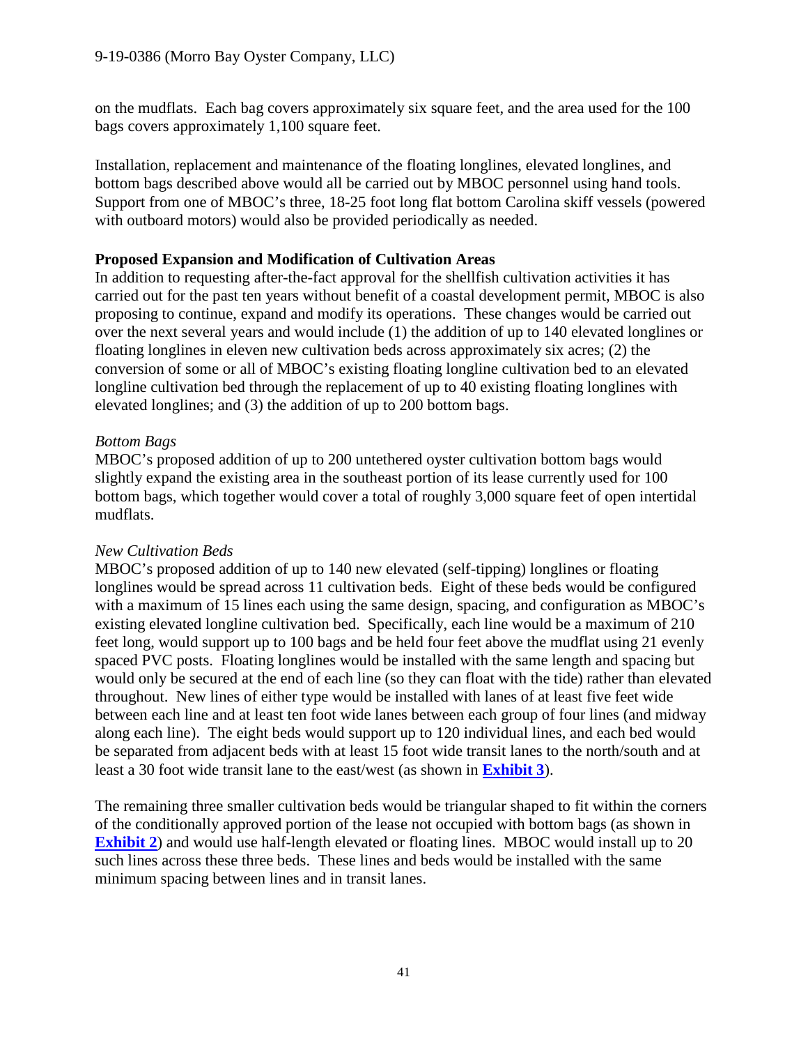on the mudflats. Each bag covers approximately six square feet, and the area used for the 100 bags covers approximately 1,100 square feet.

Installation, replacement and maintenance of the floating longlines, elevated longlines, and bottom bags described above would all be carried out by MBOC personnel using hand tools. Support from one of MBOC's three, 18-25 foot long flat bottom Carolina skiff vessels (powered with outboard motors) would also be provided periodically as needed.

**Proposed Expansion and Modification of Cultivation Areas**

In addition to requesting after-the-fact approval for the shellfish cultivation activities it has carried out for the past ten years without benefit of a coastal development permit, MBOC is also proposing to continue, expand and modify its operations. These changes would be carried out over the next several years and would include (1) the addition of up to 140 elevated longlines or floating longlines in eleven new cultivation beds across approximately six acres; (2) the conversion of some or all of MBOC's existing floating longline cultivation bed to an elevated longline cultivation bed through the replacement of up to 40 existing floating longlines with elevated longlines; and (3) the addition of up to 200 bottom bags.

*Bottom Bags*

MBOC's proposed addition of up to 200 untethered oyster cultivation bottom bags would slightly expand the existing area in the southeast portion of its lease currently used for 100 bottom bags, which together would cover a total of roughly 3,000 square feet of open intertidal mudflats.

*New Cultivation Beds*

MBOC's proposed addition of up to 140 new elevated (self-tipping) longlines or floating longlines would be spread across 11 cultivation beds. Eight of these beds would be configured with a maximum of 15 lines each using the same design, spacing, and configuration as MBOC's existing elevated longline cultivation bed. Specifically, each line would be a maximum of 210 feet long, would support up to 100 bags and be held four feet above the mudflat using 21 evenly spaced PVC posts. Floating longlines would be installed with the same length and spacing but would only be secured at the end of each line (so they can float with the tide) rather than elevated throughout. New lines of either type would be installed with lanes of at least five feet wide between each line and at least ten foot wide lanes between each group of four lines (and midway along each line). The eight beds would support up to 120 individual lines, and each bed would be separated from adjacent beds with at least 15 foot wide transit lanes to the north/south and at least a 30 foot wide transit lane to the east/west (as shown in **Exhibit 3**).

The remaining three smaller cultivation beds would be triangular shaped to fit within the corners of the conditionally approved portion of the lease not occupied with bottom bags (as shown in **Exhibit 2**) and would use half-length elevated or floating lines. MBOC would install up to 20 such lines across these three beds. These lines and beds would be installed with the same minimum spacing between lines and in transit lanes.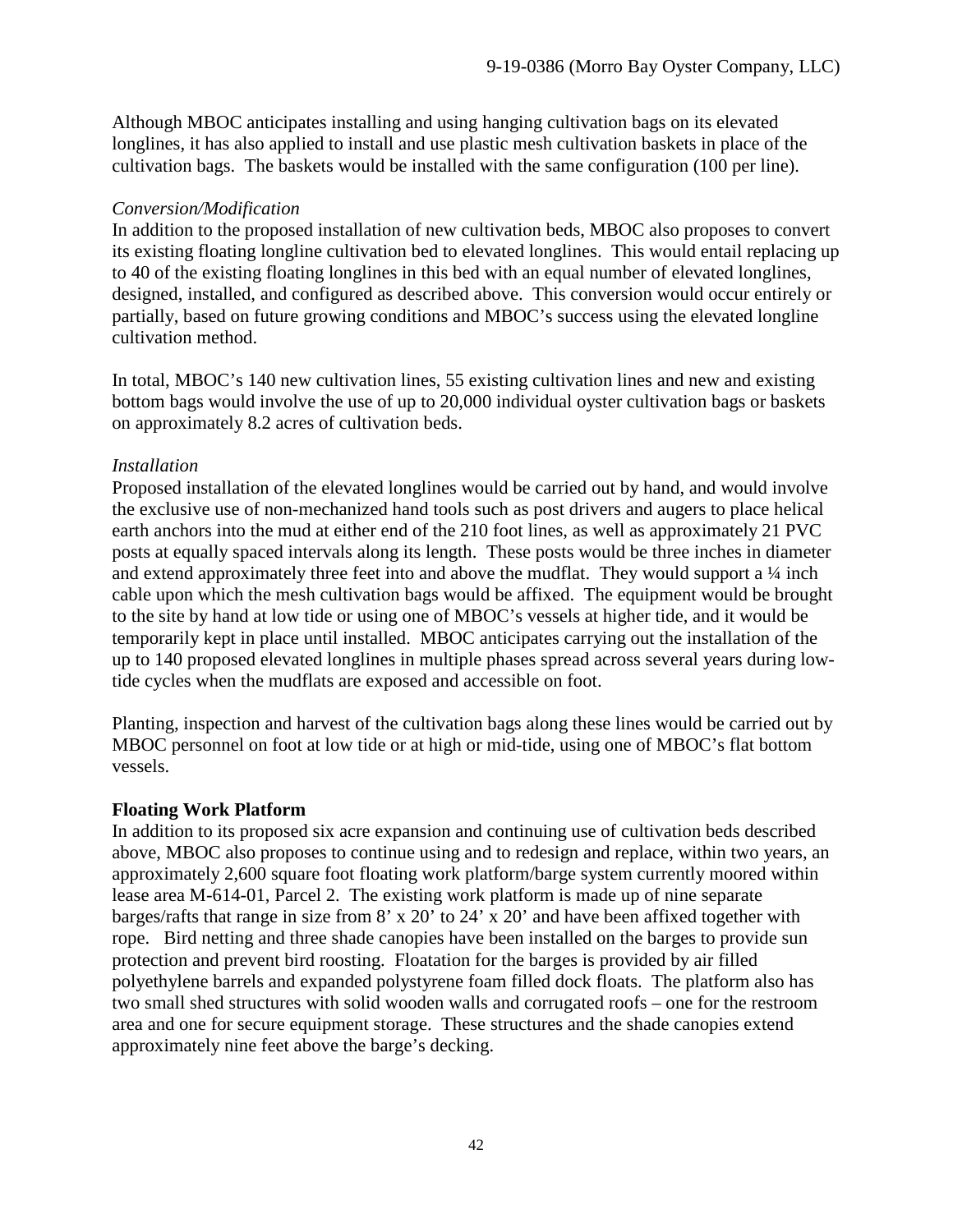Although MBOC anticipates installing and using hanging cultivation bags on its elevated longlines, it has also applied to install and use plastic mesh cultivation baskets in place of the cultivation bags. The baskets would be installed with the same configuration (100 per line).

*Conversion/Modification*

In addition to the proposed installation of new cultivation beds, MBOC also proposes to convert its existing floating longline cultivation bed to elevated longlines. This would entail replacing up to 40 of the existing floating longlines in this bed with an equal number of elevated longlines, designed, installed, and configured as described above. This conversion would occur entirely or partially, based on future growing conditions and MBOC's success using the elevated longline cultivation method.

In total, MBOC's 140 new cultivation lines, 55 existing cultivation lines and new and existing bottom bags would involve the use of up to 20,000 individual oyster cultivation bags or baskets on approximately 8.2 acres of cultivation beds.

*Installation*

Proposed installation of the elevated longlines would be carried out by hand, and would involve the exclusive use of non-mechanized hand tools such as post drivers and augers to place helical earth anchors into the mud at either end of the 210 foot lines, as well as approximately 21 PVC posts at equally spaced intervals along its length. These posts would be three inches in diameter and extend approximately three feet into and above the mudflat. They would support a ¼ inch cable upon which the mesh cultivation bags would be affixed. The equipment would be brought to the site by hand at low tide or using one of MBOC's vessels at higher tide, and it would be temporarily kept in place until installed. MBOC anticipates carrying out the installation of the up to 140 proposed elevated longlines in multiple phases spread across several years during low-tide cycles when the mudflats are exposed and accessible on foot.

Planting, inspection and harvest of the cultivation bags along these lines would be carried out by MBOC personnel on foot at low tide or at high or mid-tide, using one of MBOC's flat bottom vessels.

**Floating Work Platform**

In addition to its proposed six acre expansion and continuing use of cultivation beds described above, MBOC also proposes to continue using and to redesign and replace, within two years, an approximately 2,600 square foot floating work platform/barge system currently moored within lease area M-614-01, Parcel 2. The existing work platform is made up of nine separate barges/rafts that range in size from 8' x 20' to 24' x 20' and have been affixed together with rope. Bird netting and three shade canopies have been installed on the barges to provide sun protection and prevent bird roosting. Floatation for the barges is provided by air filled polyethylene barrels and expanded polystyrene foam filled dock floats. The platform also has two small shed structures with solid wooden walls and corrugated roofs – one for the restroom area and one for secure equipment storage. These structures and the shade canopies extend approximately nine feet above the barge's decking.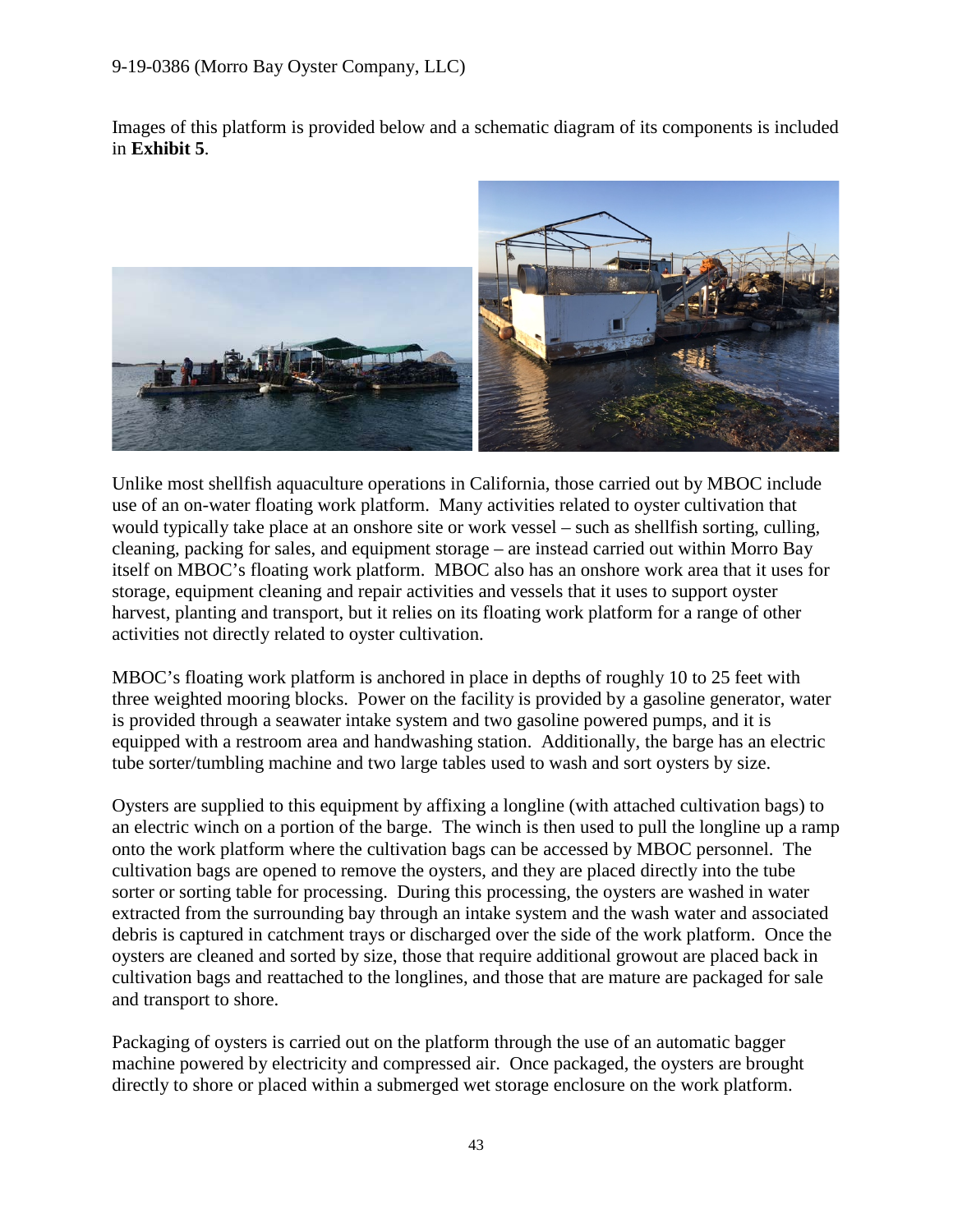Images of this platform is provided below and a schematic diagram of its components is included in **Exhibit 5**.

Unlike most shellfish aquaculture operations in California, those carried out by MBOC include use of an on-water floating work platform. Many activities related to oyster cultivation that would typically take place at an onshore site or work vessel – such as shellfish sorting, culling, cleaning, packing for sales, and equipment storage – are instead carried out within Morro Bay itself on MBOC's floating work platform. MBOC also has an onshore work area that it uses for storage, equipment cleaning and repair activities and vessels that it uses to support oyster harvest, planting and transport, but it relies on its floating work platform for a range of other activities not directly related to oyster cultivation.

MBOC's floating work platform is anchored in place in depths of roughly 10 to 25 feet with three weighted mooring blocks. Power on the facility is provided by a gasoline generator, water is provided through a seawater intake system and two gasoline powered pumps, and it is equipped with a restroom area and handwashing station. Additionally, the barge has an electric tube sorter/tumbling machine and two large tables used to wash and sort oysters by size.

Oysters are supplied to this equipment by affixing a longline (with attached cultivation bags) to an electric winch on a portion of the barge. The winch is then used to pull the longline up a ramp onto the work platform where the cultivation bags can be accessed by MBOC personnel. The cultivation bags are opened to remove the oysters, and they are placed directly into the tube sorter or sorting table for processing. During this processing, the oysters are washed in water extracted from the surrounding bay through an intake system and the wash water and associated debris is captured in catchment trays or discharged over the side of the work platform. Once the oysters are cleaned and sorted by size, those that require additional growout are placed back in cultivation bags and reattached to the longlines, and those that are mature are packaged for sale and transport to shore.

Packaging of oysters is carried out on the platform through the use of an automatic bagger machine powered by electricity and compressed air. Once packaged, the oysters are brought directly to shore or placed within a submerged wet storage enclosure on the work platform.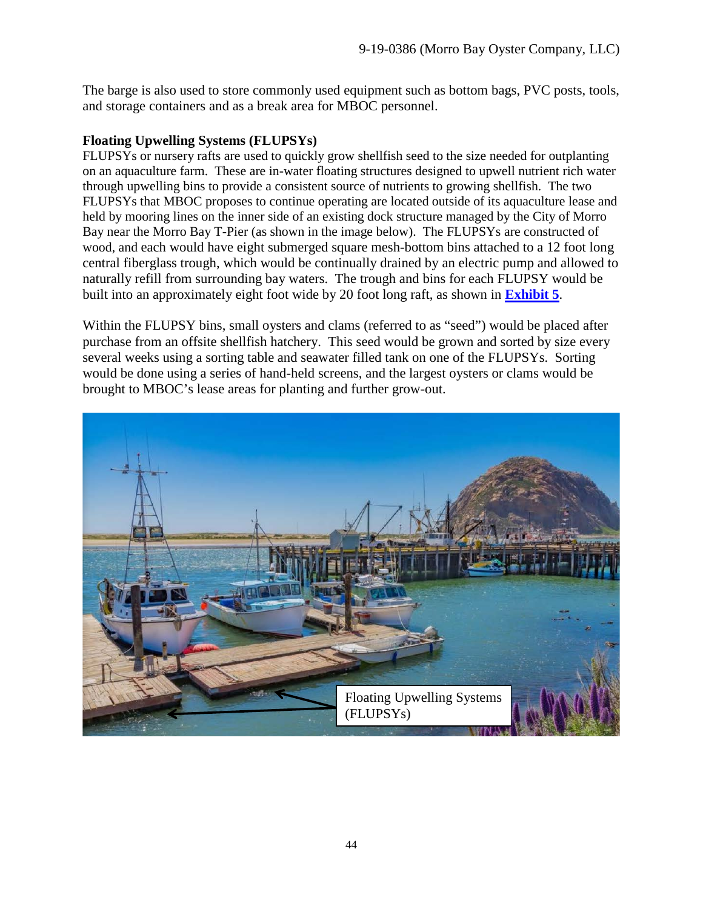The barge is also used to store commonly used equipment such as bottom bags, PVC posts, tools, and storage containers and as a break area for MBOC personnel.

**Floating Upwelling Systems (FLUPSYs)**

FLUPSYs or nursery rafts are used to quickly grow shellfish seed to the size needed for outplanting on an aquaculture farm. These are in-water floating structures designed to upwell nutrient rich water through upwelling bins to provide a consistent source of nutrients to growing shellfish. The two FLUPSYs that MBOC proposes to continue operating are located outside of its aquaculture lease and held by mooring lines on the inner side of an existing dock structure managed by the City of Morro Bay near the Morro Bay T-Pier (as shown in the image below). The FLUPSYs are constructed of wood, and each would have eight submerged square mesh-bottom bins attached to a 12 foot long central fiberglass trough, which would be continually drained by an electric pump and allowed to naturally refill from surrounding bay waters. The trough and bins for each FLUPSY would be built into an approximately eight foot wide by 20 foot long raft, as shown in **Exhibit 5**.

Within the FLUPSY bins, small oysters and clams (referred to as "seed") would be placed after purchase from an offsite shellfish hatchery. This seed would be grown and sorted by size every several weeks using a sorting table and seawater filled tank on one of the FLUPSYs. Sorting would be done using a series of hand-held screens, and the largest oysters or clams would be brought to MBOC's lease areas for planting and further grow-out.

Floating Upwelling Systems (FLUPSYs)